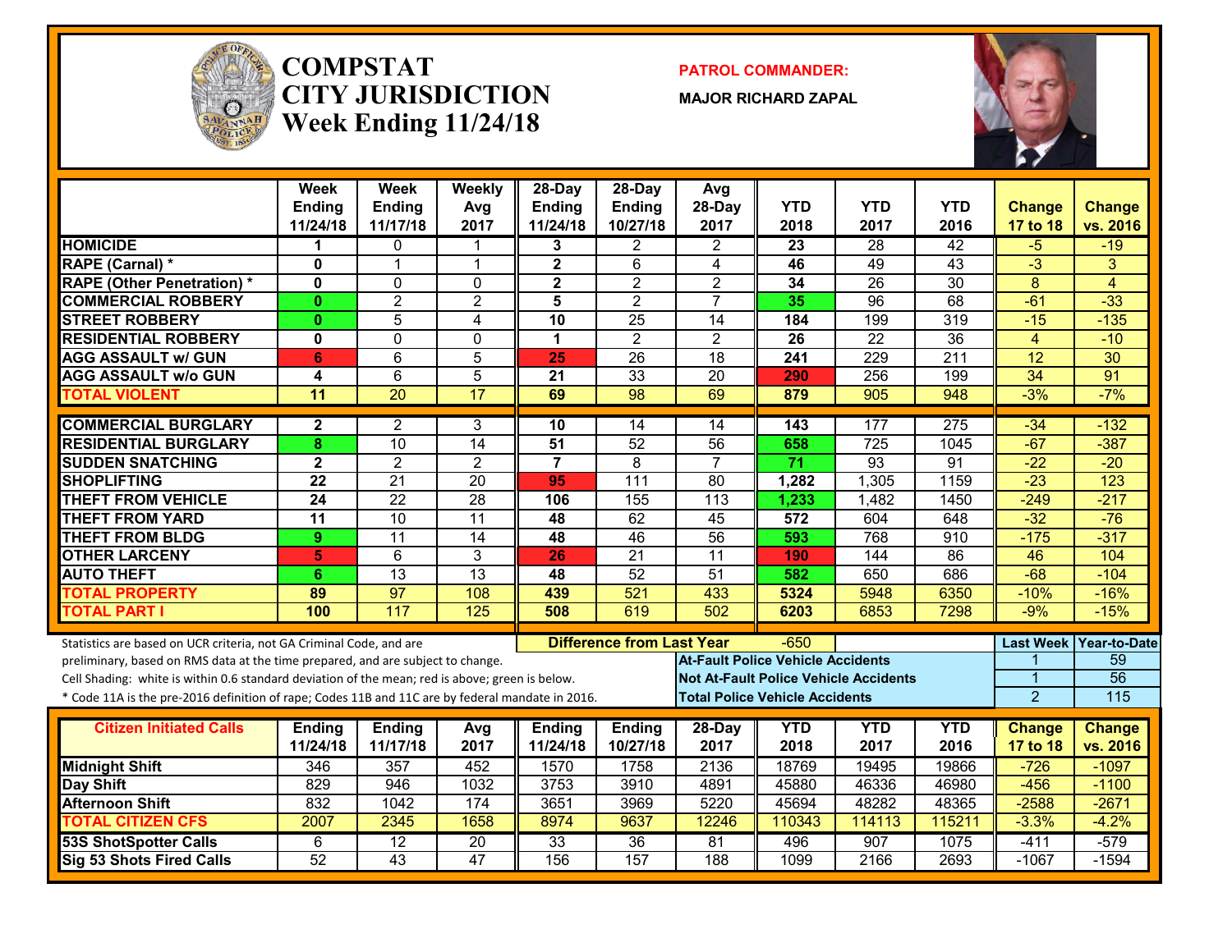# COMPSTAT CITY JURISDICTION Week Ending 11/24/18

**PATROL COMMANDER:**

**MAJOR RICHARD ZAPAL**

| | Week Ending 11/24/18 | Week Ending 11/17/18 | Weekly Avg 2017 | 28-Day Ending 11/24/18 | 28-Day Ending 10/27/18 | Avg 28-Day 2017 | YTD 2018 | YTD 2017 | YTD 2016 | Change 17 to 18 | Change vs. 2016 |
|---|---|---|---|---|---|---|---|---|---|---|---|
| HOMICIDE | 1 | 0 | 1 | 3 | 2 | 2 | 23 | 28 | 42 | -5 | -19 |
| RAPE (Carnal) * | 0 | 1 | 1 | 2 | 6 | 4 | 46 | 49 | 43 | -3 | 3 |
| RAPE (Other Penetration) * | 0 | 0 | 0 | 2 | 2 | 2 | 34 | 26 | 30 | 8 | 4 |
| COMMERCIAL ROBBERY | 0 | 2 | 2 | 5 | 2 | 7 | 35 | 96 | 68 | -61 | -33 |
| STREET ROBBERY | 0 | 5 | 4 | 10 | 25 | 14 | 184 | 199 | 319 | -15 | -135 |
| RESIDENTIAL ROBBERY | 0 | 0 | 0 | 1 | 2 | 2 | 26 | 22 | 36 | 4 | -10 |
| AGG ASSAULT w/ GUN | 6 | 6 | 5 | 25 | 26 | 18 | 241 | 229 | 211 | 12 | 30 |
| AGG ASSAULT w/o GUN | 4 | 6 | 5 | 21 | 33 | 20 | 290 | 256 | 199 | 34 | 91 |
| TOTAL VIOLENT | 11 | 20 | 17 | 69 | 98 | 69 | 879 | 905 | 948 | -3% | -7% |
| COMMERCIAL BURGLARY | 2 | 2 | 3 | 10 | 14 | 14 | 143 | 177 | 275 | -34 | -132 |
| RESIDENTIAL BURGLARY | 8 | 10 | 14 | 51 | 52 | 56 | 658 | 725 | 1045 | -67 | -387 |
| SUDDEN SNATCHING | 2 | 2 | 2 | 7 | 8 | 7 | 71 | 93 | 91 | -22 | -20 |
| SHOPLIFTING | 22 | 21 | 20 | 95 | 111 | 80 | 1,282 | 1,305 | 1159 | -23 | 123 |
| THEFT FROM VEHICLE | 24 | 22 | 28 | 106 | 155 | 113 | 1,233 | 1,482 | 1450 | -249 | -217 |
| THEFT FROM YARD | 11 | 10 | 11 | 48 | 62 | 45 | 572 | 604 | 648 | -32 | -76 |
| THEFT FROM BLDG | 9 | 11 | 14 | 48 | 46 | 56 | 593 | 768 | 910 | -175 | -317 |
| OTHER LARCENY | 5 | 6 | 3 | 26 | 21 | 11 | 190 | 144 | 86 | 46 | 104 |
| AUTO THEFT | 6 | 13 | 13 | 48 | 52 | 51 | 582 | 650 | 686 | -68 | -104 |
| TOTAL PROPERTY | 89 | 97 | 108 | 439 | 521 | 433 | 5324 | 5948 | 6350 | -10% | -16% |
| TOTAL PART I | 100 | 117 | 125 | 508 | 619 | 502 | 6203 | 6853 | 7298 | -9% | -15% |

**Difference from Last Year:** -650

Statistics are based on UCR criteria, not GA Criminal Code, and are preliminary, based on RMS data at the time prepared, and are subject to change.

Cell Shading: white is within 0.6 standard deviation of the mean; red is above; green is below.

* Code 11A is the pre-2016 definition of rape; Codes 11B and 11C are by federal mandate in 2016.

| | Last Week | Year-to-Date |
|---|---|---|
| At-Fault Police Vehicle Accidents | 1 | 59 |
| Not At-Fault Police Vehicle Accidents | 1 | 56 |
| Total Police Vehicle Accidents | 2 | 115 |

| Citizen Initiated Calls | Ending 11/24/18 | Ending 11/17/18 | Avg 2017 | Ending 11/24/18 | Ending 10/27/18 | 28-Day 2017 | YTD 2018 | YTD 2017 | YTD 2016 | Change 17 to 18 | Change vs. 2016 |
|---|---|---|---|---|---|---|---|---|---|---|---|
| Midnight Shift | 346 | 357 | 452 | 1570 | 1758 | 2136 | 18769 | 19495 | 19866 | -726 | -1097 |
| Day Shift | 829 | 946 | 1032 | 3753 | 3910 | 4891 | 45880 | 46336 | 46980 | -456 | -1100 |
| Afternoon Shift | 832 | 1042 | 174 | 3651 | 3969 | 5220 | 45694 | 48282 | 48365 | -2588 | -2671 |
| TOTAL CITIZEN CFS | 2007 | 2345 | 1658 | 8974 | 9637 | 12246 | 110343 | 114113 | 115211 | -3.3% | -4.2% |
| 53S ShotSpotter Calls | 6 | 12 | 20 | 33 | 36 | 81 | 496 | 907 | 1075 | -411 | -579 |
| Sig 53 Shots Fired Calls | 52 | 43 | 47 | 156 | 157 | 188 | 1099 | 2166 | 2693 | -1067 | -1594 |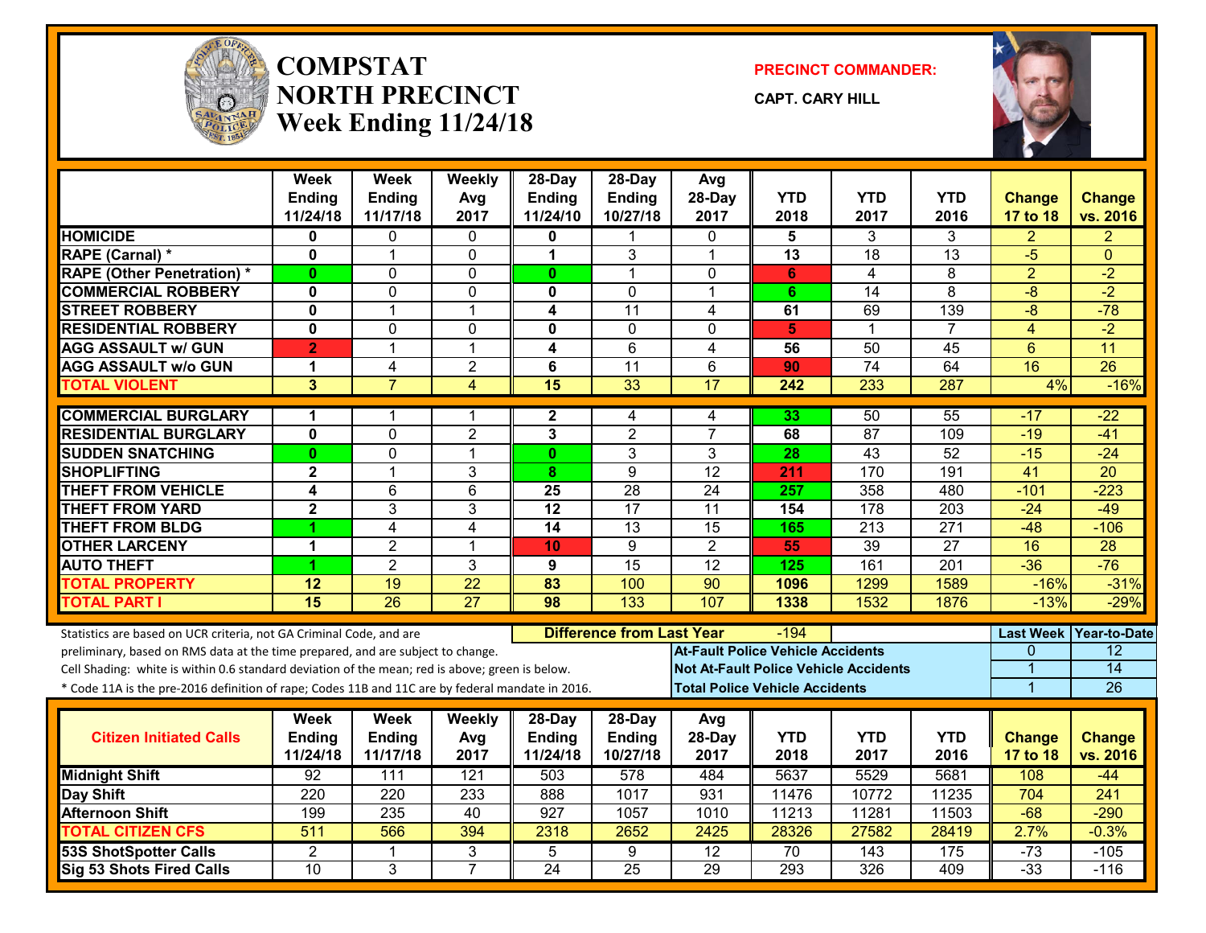# COMPSTAT NORTH PRECINCT Week Ending 11/24/18

**PRECINCT COMMANDER:**

**CAPT. CARY HILL**

| | Week Ending 11/24/18 | Week Ending 11/17/18 | Weekly Avg 2017 | 28-Day Ending 11/24/10 | 28-Day Ending 10/27/18 | Avg 28-Day 2017 | YTD 2018 | YTD 2017 | YTD 2016 | Change 17 to 18 | Change vs. 2016 |
|---|---|---|---|---|---|---|---|---|---|---|---|
| HOMICIDE | 0 | 0 | 0 | 0 | 1 | 0 | 5 | 3 | 3 | 2 | 2 |
| RAPE (Carnal) * | 0 | 1 | 0 | 1 | 3 | 1 | 13 | 18 | 13 | -5 | 0 |
| RAPE (Other Penetration) * | 0 | 0 | 0 | 0 | 1 | 0 | 6 | 4 | 8 | 2 | -2 |
| COMMERCIAL ROBBERY | 0 | 0 | 0 | 0 | 0 | 1 | 6 | 14 | 8 | -8 | -2 |
| STREET ROBBERY | 0 | 1 | 1 | 4 | 11 | 4 | 61 | 69 | 139 | -8 | -78 |
| RESIDENTIAL ROBBERY | 0 | 0 | 0 | 0 | 0 | 0 | 5 | 1 | 7 | 4 | -2 |
| AGG ASSAULT w/ GUN | 2 | 1 | 1 | 4 | 6 | 4 | 56 | 50 | 45 | 6 | 11 |
| AGG ASSAULT w/o GUN | 1 | 4 | 2 | 6 | 11 | 6 | 90 | 74 | 64 | 16 | 26 |
| TOTAL VIOLENT | 3 | 7 | 4 | 15 | 33 | 17 | 242 | 233 | 287 | 4% | -16% |
| COMMERCIAL BURGLARY | 1 | 1 | 1 | 2 | 4 | 4 | 33 | 50 | 55 | -17 | -22 |
| RESIDENTIAL BURGLARY | 0 | 0 | 2 | 3 | 2 | 7 | 68 | 87 | 109 | -19 | -41 |
| SUDDEN SNATCHING | 0 | 0 | 1 | 0 | 3 | 3 | 28 | 43 | 52 | -15 | -24 |
| SHOPLIFTING | 2 | 1 | 3 | 8 | 9 | 12 | 211 | 170 | 191 | 41 | 20 |
| THEFT FROM VEHICLE | 4 | 6 | 6 | 25 | 28 | 24 | 257 | 358 | 480 | -101 | -223 |
| THEFT FROM YARD | 2 | 3 | 3 | 12 | 17 | 11 | 154 | 178 | 203 | -24 | -49 |
| THEFT FROM BLDG | 1 | 4 | 4 | 14 | 13 | 15 | 165 | 213 | 271 | -48 | -106 |
| OTHER LARCENY | 1 | 2 | 1 | 10 | 9 | 2 | 55 | 39 | 27 | 16 | 28 |
| AUTO THEFT | 1 | 2 | 3 | 9 | 15 | 12 | 125 | 161 | 201 | -36 | -76 |
| TOTAL PROPERTY | 12 | 19 | 22 | 83 | 100 | 90 | 1096 | 1299 | 1589 | -16% | -31% |
| TOTAL PART I | 15 | 26 | 27 | 98 | 133 | 107 | 1338 | 1532 | 1876 | -13% | -29% |

Statistics are based on UCR criteria, not GA Criminal Code, and are preliminary, based on RMS data at the time prepared, and are subject to change.

Cell Shading: white is within 0.6 standard deviation of the mean; red is above; green is below.

* Code 11A is the pre-2016 definition of rape; Codes 11B and 11C are by federal mandate in 2016.

**Difference from Last Year:** -194

| | Last Week | Year-to-Date |
|---|---|---|
| At-Fault Police Vehicle Accidents | 0 | 12 |
| Not At-Fault Police Vehicle Accidents | 1 | 14 |
| Total Police Vehicle Accidents | 1 | 26 |

| Citizen Initiated Calls | Week Ending 11/24/18 | Week Ending 11/17/18 | Weekly Avg 2017 | 28-Day Ending 11/24/18 | 28-Day Ending 10/27/18 | Avg 28-Day 2017 | YTD 2018 | YTD 2017 | YTD 2016 | Change 17 to 18 | Change vs. 2016 |
|---|---|---|---|---|---|---|---|---|---|---|---|
| Midnight Shift | 92 | 111 | 121 | 503 | 578 | 484 | 5637 | 5529 | 5681 | 108 | -44 |
| Day Shift | 220 | 220 | 233 | 888 | 1017 | 931 | 11476 | 10772 | 11235 | 704 | 241 |
| Afternoon Shift | 199 | 235 | 40 | 927 | 1057 | 1010 | 11213 | 11281 | 11503 | -68 | -290 |
| TOTAL CITIZEN CFS | 511 | 566 | 394 | 2318 | 2652 | 2425 | 28326 | 27582 | 28419 | 2.7% | -0.3% |
| 53S ShotSpotter Calls | 2 | 1 | 3 | 5 | 9 | 12 | 70 | 143 | 175 | -73 | -105 |
| Sig 53 Shots Fired Calls | 10 | 3 | 7 | 24 | 25 | 29 | 293 | 326 | 409 | -33 | -116 |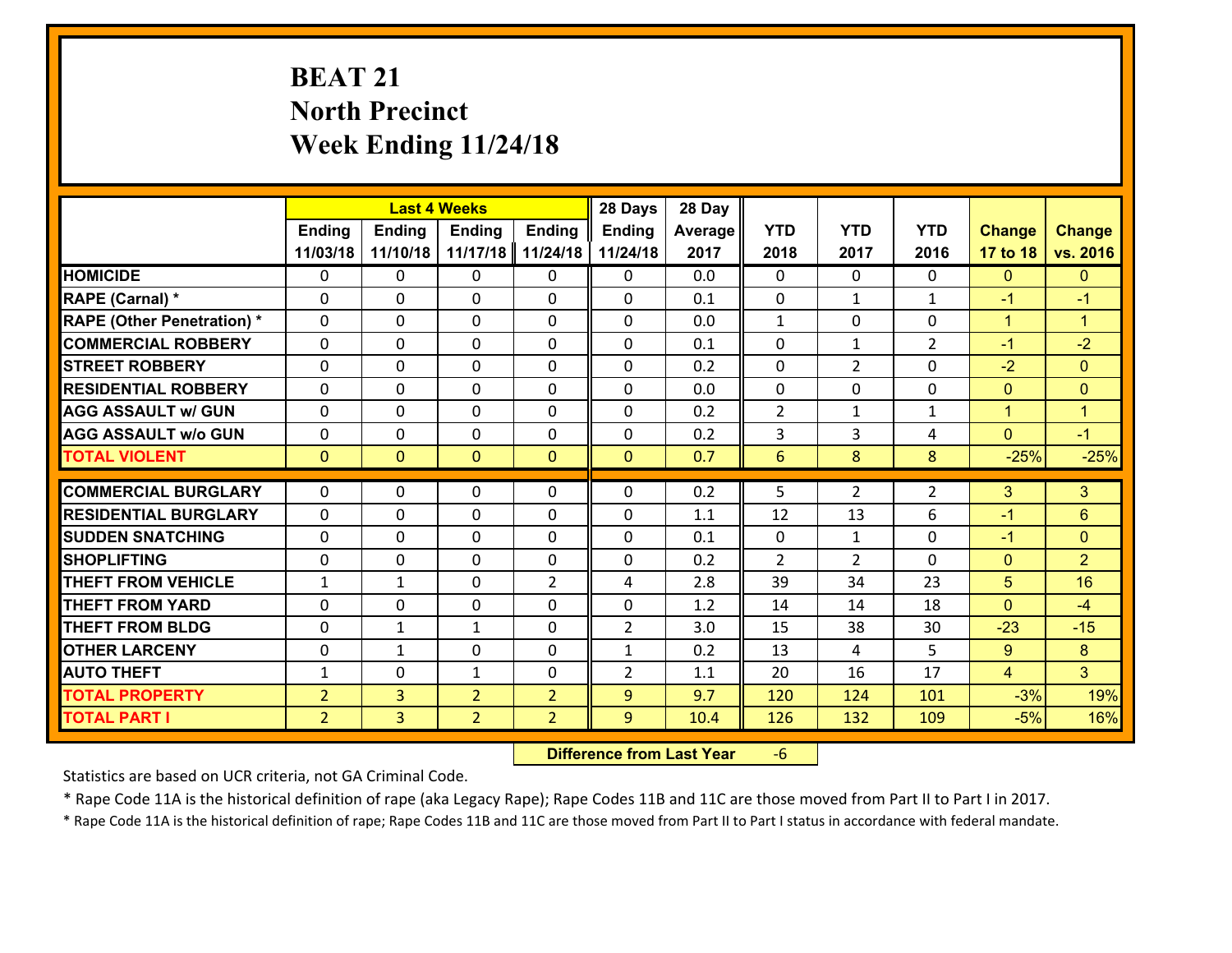# BEAT 21
# North Precinct
# Week Ending 11/24/18

| | Last 4 Weeks | | | | 28 Days | 28 Day | | | | | |
|---|---|---|---|---|---|---|---|---|---|---|---|
| | Ending 11/03/18 | Ending 11/10/18 | Ending 11/17/18 | Ending 11/24/18 | Ending 11/24/18 | Average 2017 | YTD 2018 | YTD 2017 | YTD 2016 | Change 17 to 18 | Change vs. 2016 |
| HOMICIDE | 0 | 0 | 0 | 0 | 0 | 0.0 | 0 | 0 | 0 | 0 | 0 |
| RAPE (Carnal) * | 0 | 0 | 0 | 0 | 0 | 0.1 | 0 | 1 | 1 | -1 | -1 |
| RAPE (Other Penetration) * | 0 | 0 | 0 | 0 | 0 | 0.0 | 1 | 0 | 0 | 1 | 1 |
| COMMERCIAL ROBBERY | 0 | 0 | 0 | 0 | 0 | 0.1 | 0 | 1 | 2 | -1 | -2 |
| STREET ROBBERY | 0 | 0 | 0 | 0 | 0 | 0.2 | 0 | 2 | 0 | -2 | 0 |
| RESIDENTIAL ROBBERY | 0 | 0 | 0 | 0 | 0 | 0.0 | 0 | 0 | 0 | 0 | 0 |
| AGG ASSAULT w/ GUN | 0 | 0 | 0 | 0 | 0 | 0.2 | 2 | 1 | 1 | 1 | 1 |
| AGG ASSAULT w/o GUN | 0 | 0 | 0 | 0 | 0 | 0.2 | 3 | 3 | 4 | 0 | -1 |
| TOTAL VIOLENT | 0 | 0 | 0 | 0 | 0 | 0.7 | 6 | 8 | 8 | -25% | -25% |
| COMMERCIAL BURGLARY | 0 | 0 | 0 | 0 | 0 | 0.2 | 5 | 2 | 2 | 3 | 3 |
| RESIDENTIAL BURGLARY | 0 | 0 | 0 | 0 | 0 | 1.1 | 12 | 13 | 6 | -1 | 6 |
| SUDDEN SNATCHING | 0 | 0 | 0 | 0 | 0 | 0.1 | 0 | 1 | 0 | -1 | 0 |
| SHOPLIFTING | 0 | 0 | 0 | 0 | 0 | 0.2 | 2 | 2 | 0 | 0 | 2 |
| THEFT FROM VEHICLE | 1 | 1 | 0 | 2 | 4 | 2.8 | 39 | 34 | 23 | 5 | 16 |
| THEFT FROM YARD | 0 | 0 | 0 | 0 | 0 | 1.2 | 14 | 14 | 18 | 0 | -4 |
| THEFT FROM BLDG | 0 | 1 | 1 | 0 | 2 | 3.0 | 15 | 38 | 30 | -23 | -15 |
| OTHER LARCENY | 0 | 1 | 0 | 0 | 1 | 0.2 | 13 | 4 | 5 | 9 | 8 |
| AUTO THEFT | 1 | 0 | 1 | 0 | 2 | 1.1 | 20 | 16 | 17 | 4 | 3 |
| TOTAL PROPERTY | 2 | 3 | 2 | 2 | 9 | 9.7 | 120 | 124 | 101 | -3% | 19% |
| TOTAL PART I | 2 | 3 | 2 | 2 | 9 | 10.4 | 126 | 132 | 109 | -5% | 16% |

**Difference from Last Year** -6

Statistics are based on UCR criteria, not GA Criminal Code.

* Rape Code 11A is the historical definition of rape (aka Legacy Rape); Rape Codes 11B and 11C are those moved from Part II to Part I in 2017.

* Rape Code 11A is the historical definition of rape; Rape Codes 11B and 11C are those moved from Part II to Part I status in accordance with federal mandate.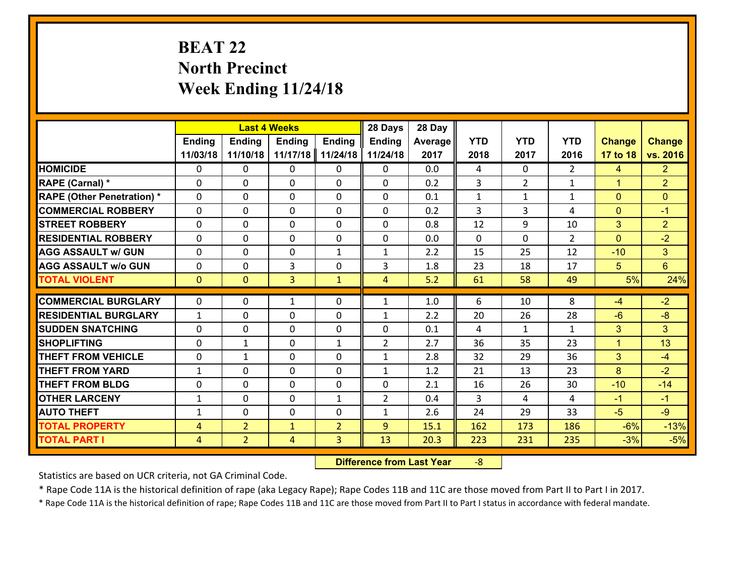# BEAT 22
## North Precinct
## Week Ending 11/24/18

| | Last 4 Weeks | | | | 28 Days | 28 Day | | | | | |
|---|---|---|---|---|---|---|---|---|---|---|---|
| | Ending 11/03/18 | Ending 11/10/18 | Ending 11/17/18 | Ending 11/24/18 | Ending 11/24/18 | Average 2017 | YTD 2018 | YTD 2017 | YTD 2016 | Change 17 to 18 | Change vs. 2016 |
| HOMICIDE | 0 | 0 | 0 | 0 | 0 | 0.0 | 4 | 0 | 2 | 4 | 2 |
| RAPE (Carnal) * | 0 | 0 | 0 | 0 | 0 | 0.2 | 3 | 2 | 1 | 1 | 2 |
| RAPE (Other Penetration) * | 0 | 0 | 0 | 0 | 0 | 0.1 | 1 | 1 | 1 | 0 | 0 |
| COMMERCIAL ROBBERY | 0 | 0 | 0 | 0 | 0 | 0.2 | 3 | 3 | 4 | 0 | -1 |
| STREET ROBBERY | 0 | 0 | 0 | 0 | 0 | 0.8 | 12 | 9 | 10 | 3 | 2 |
| RESIDENTIAL ROBBERY | 0 | 0 | 0 | 0 | 0 | 0.0 | 0 | 0 | 2 | 0 | -2 |
| AGG ASSAULT w/ GUN | 0 | 0 | 0 | 1 | 1 | 2.2 | 15 | 25 | 12 | -10 | 3 |
| AGG ASSAULT w/o GUN | 0 | 0 | 3 | 0 | 3 | 1.8 | 23 | 18 | 17 | 5 | 6 |
| TOTAL VIOLENT | 0 | 0 | 3 | 1 | 4 | 5.2 | 61 | 58 | 49 | 5% | 24% |
| COMMERCIAL BURGLARY | 0 | 0 | 1 | 0 | 1 | 1.0 | 6 | 10 | 8 | -4 | -2 |
| RESIDENTIAL BURGLARY | 1 | 0 | 0 | 0 | 1 | 2.2 | 20 | 26 | 28 | -6 | -8 |
| SUDDEN SNATCHING | 0 | 0 | 0 | 0 | 0 | 0.1 | 4 | 1 | 1 | 3 | 3 |
| SHOPLIFTING | 0 | 1 | 0 | 1 | 2 | 2.7 | 36 | 35 | 23 | 1 | 13 |
| THEFT FROM VEHICLE | 0 | 1 | 0 | 0 | 1 | 2.8 | 32 | 29 | 36 | 3 | -4 |
| THEFT FROM YARD | 1 | 0 | 0 | 0 | 1 | 1.2 | 21 | 13 | 23 | 8 | -2 |
| THEFT FROM BLDG | 0 | 0 | 0 | 0 | 0 | 2.1 | 16 | 26 | 30 | -10 | -14 |
| OTHER LARCENY | 1 | 0 | 0 | 1 | 2 | 0.4 | 3 | 4 | 4 | -1 | -1 |
| AUTO THEFT | 1 | 0 | 0 | 0 | 1 | 2.6 | 24 | 29 | 33 | -5 | -9 |
| TOTAL PROPERTY | 4 | 2 | 1 | 2 | 9 | 15.1 | 162 | 173 | 186 | -6% | -13% |
| TOTAL PART I | 4 | 2 | 4 | 3 | 13 | 20.3 | 223 | 231 | 235 | -3% | -5% |

**Difference from Last Year** -8

Statistics are based on UCR criteria, not GA Criminal Code.

* Rape Code 11A is the historical definition of rape (aka Legacy Rape); Rape Codes 11B and 11C are those moved from Part II to Part I in 2017.

* Rape Code 11A is the historical definition of rape; Rape Codes 11B and 11C are those moved from Part II to Part I status in accordance with federal mandate.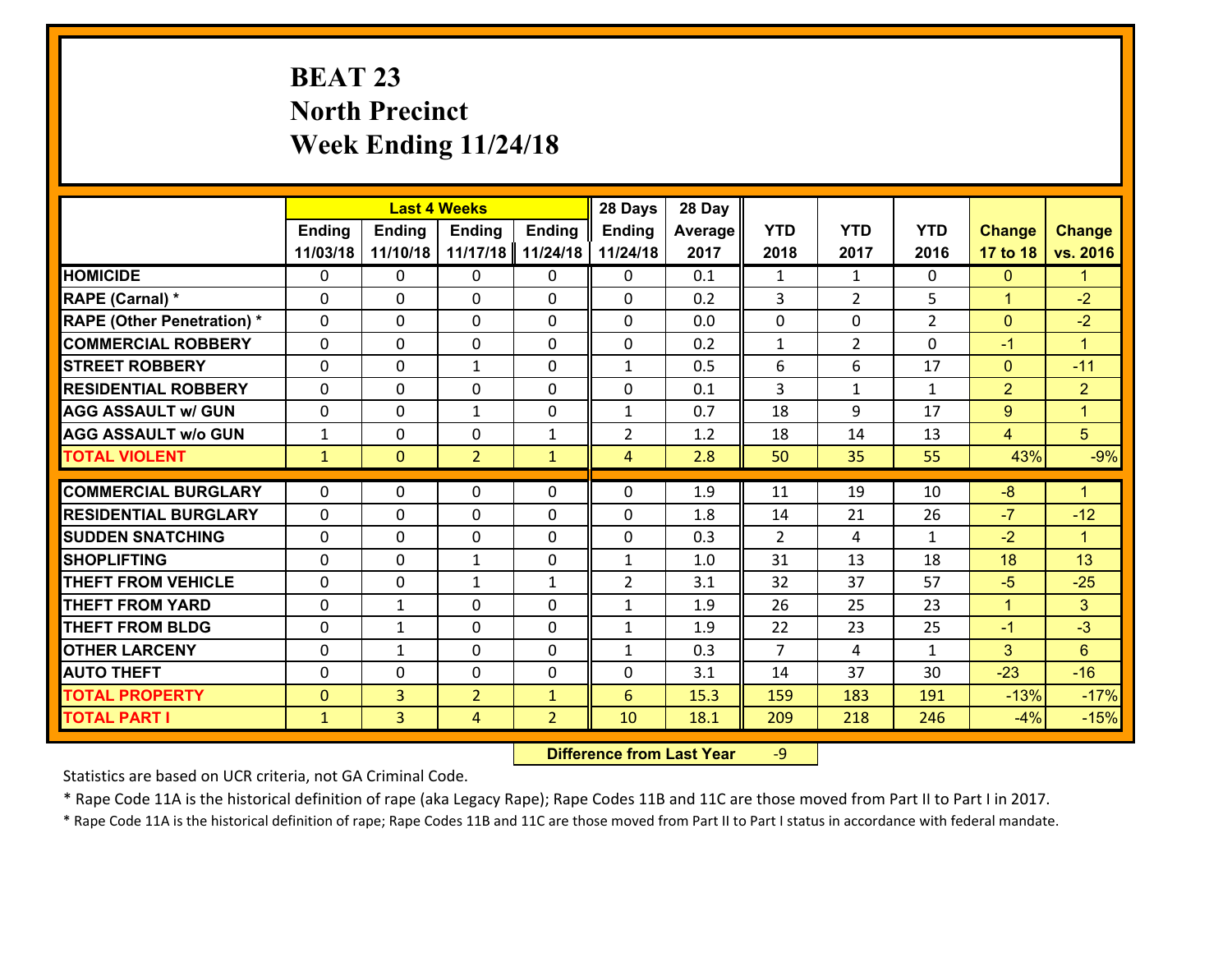# BEAT 23
## North Precinct
## Week Ending 11/24/18

| | Last 4 Weeks | | | | 28 Days | 28 Day | | | | | |
|---|---|---|---|---|---|---|---|---|---|---|---|
| | Ending 11/03/18 | Ending 11/10/18 | Ending 11/17/18 | Ending 11/24/18 | Ending 11/24/18 | Average 2017 | YTD 2018 | YTD 2017 | YTD 2016 | Change 17 to 18 | Change vs. 2016 |
| **HOMICIDE** | 0 | 0 | 0 | 0 | 0 | 0.1 | 1 | 1 | 0 | 0 | 1 |
| **RAPE (Carnal) *** | 0 | 0 | 0 | 0 | 0 | 0.2 | 3 | 2 | 5 | 1 | -2 |
| **RAPE (Other Penetration) *** | 0 | 0 | 0 | 0 | 0 | 0.0 | 0 | 0 | 2 | 0 | -2 |
| **COMMERCIAL ROBBERY** | 0 | 0 | 0 | 0 | 0 | 0.2 | 1 | 2 | 0 | -1 | 1 |
| **STREET ROBBERY** | 0 | 0 | 1 | 0 | 1 | 0.5 | 6 | 6 | 17 | 0 | -11 |
| **RESIDENTIAL ROBBERY** | 0 | 0 | 0 | 0 | 0 | 0.1 | 3 | 1 | 1 | 2 | 2 |
| **AGG ASSAULT w/ GUN** | 0 | 0 | 1 | 0 | 1 | 0.7 | 18 | 9 | 17 | 9 | 1 |
| **AGG ASSAULT w/o GUN** | 1 | 0 | 0 | 1 | 2 | 1.2 | 18 | 14 | 13 | 4 | 5 |
| **TOTAL VIOLENT** | 1 | 0 | 2 | 1 | 4 | 2.8 | 50 | 35 | 55 | 43% | -9% |
| **COMMERCIAL BURGLARY** | 0 | 0 | 0 | 0 | 0 | 1.9 | 11 | 19 | 10 | -8 | 1 |
| **RESIDENTIAL BURGLARY** | 0 | 0 | 0 | 0 | 0 | 1.8 | 14 | 21 | 26 | -7 | -12 |
| **SUDDEN SNATCHING** | 0 | 0 | 0 | 0 | 0 | 0.3 | 2 | 4 | 1 | -2 | 1 |
| **SHOPLIFTING** | 0 | 0 | 1 | 0 | 1 | 1.0 | 31 | 13 | 18 | 18 | 13 |
| **THEFT FROM VEHICLE** | 0 | 0 | 1 | 1 | 2 | 3.1 | 32 | 37 | 57 | -5 | -25 |
| **THEFT FROM YARD** | 0 | 1 | 0 | 0 | 1 | 1.9 | 26 | 25 | 23 | 1 | 3 |
| **THEFT FROM BLDG** | 0 | 1 | 0 | 0 | 1 | 1.9 | 22 | 23 | 25 | -1 | -3 |
| **OTHER LARCENY** | 0 | 1 | 0 | 0 | 1 | 0.3 | 7 | 4 | 1 | 3 | 6 |
| **AUTO THEFT** | 0 | 0 | 0 | 0 | 0 | 3.1 | 14 | 37 | 30 | -23 | -16 |
| **TOTAL PROPERTY** | 0 | 3 | 2 | 1 | 6 | 15.3 | 159 | 183 | 191 | -13% | -17% |
| **TOTAL PART I** | 1 | 3 | 4 | 2 | 10 | 18.1 | 209 | 218 | 246 | -4% | -15% |

**Difference from Last Year** -9

Statistics are based on UCR criteria, not GA Criminal Code.

* Rape Code 11A is the historical definition of rape (aka Legacy Rape); Rape Codes 11B and 11C are those moved from Part II to Part I in 2017.

* Rape Code 11A is the historical definition of rape; Rape Codes 11B and 11C are those moved from Part II to Part I status in accordance with federal mandate.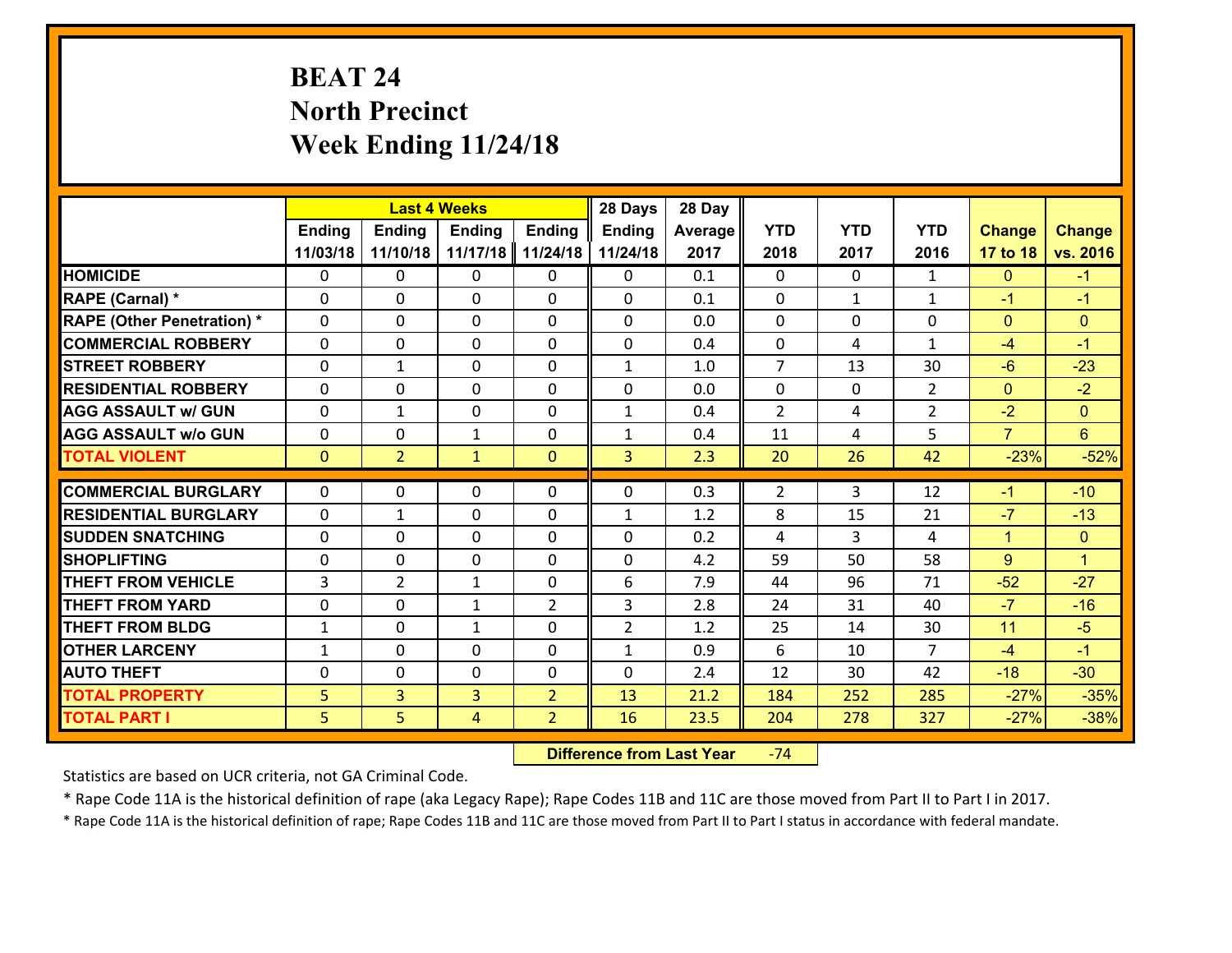# BEAT 24
# North Precinct
# Week Ending 11/24/18

| | Last 4 Weeks | | | | 28 Days | 28 Day | | | | | |
|---|---|---|---|---|---|---|---|---|---|---|---|
| | Ending 11/03/18 | Ending 11/10/18 | Ending 11/17/18 | Ending 11/24/18 | Ending 11/24/18 | Average 2017 | YTD 2018 | YTD 2017 | YTD 2016 | Change 17 to 18 | Change vs. 2016 |
| HOMICIDE | 0 | 0 | 0 | 0 | 0 | 0.1 | 0 | 0 | 1 | 0 | -1 |
| RAPE (Carnal) * | 0 | 0 | 0 | 0 | 0 | 0.1 | 0 | 1 | 1 | -1 | -1 |
| RAPE (Other Penetration) * | 0 | 0 | 0 | 0 | 0 | 0.0 | 0 | 0 | 0 | 0 | 0 |
| COMMERCIAL ROBBERY | 0 | 0 | 0 | 0 | 0 | 0.4 | 0 | 4 | 1 | -4 | -1 |
| STREET ROBBERY | 0 | 1 | 0 | 0 | 1 | 1.0 | 7 | 13 | 30 | -6 | -23 |
| RESIDENTIAL ROBBERY | 0 | 0 | 0 | 0 | 0 | 0.0 | 0 | 0 | 2 | 0 | -2 |
| AGG ASSAULT w/ GUN | 0 | 1 | 0 | 0 | 1 | 0.4 | 2 | 4 | 2 | -2 | 0 |
| AGG ASSAULT w/o GUN | 0 | 0 | 1 | 0 | 1 | 0.4 | 11 | 4 | 5 | 7 | 6 |
| TOTAL VIOLENT | 0 | 2 | 1 | 0 | 3 | 2.3 | 20 | 26 | 42 | -23% | -52% |
| COMMERCIAL BURGLARY | 0 | 0 | 0 | 0 | 0 | 0.3 | 2 | 3 | 12 | -1 | -10 |
| RESIDENTIAL BURGLARY | 0 | 1 | 0 | 0 | 1 | 1.2 | 8 | 15 | 21 | -7 | -13 |
| SUDDEN SNATCHING | 0 | 0 | 0 | 0 | 0 | 0.2 | 4 | 3 | 4 | 1 | 0 |
| SHOPLIFTING | 0 | 0 | 0 | 0 | 0 | 4.2 | 59 | 50 | 58 | 9 | 1 |
| THEFT FROM VEHICLE | 3 | 2 | 1 | 0 | 6 | 7.9 | 44 | 96 | 71 | -52 | -27 |
| THEFT FROM YARD | 0 | 0 | 1 | 2 | 3 | 2.8 | 24 | 31 | 40 | -7 | -16 |
| THEFT FROM BLDG | 1 | 0 | 1 | 0 | 2 | 1.2 | 25 | 14 | 30 | 11 | -5 |
| OTHER LARCENY | 1 | 0 | 0 | 0 | 1 | 0.9 | 6 | 10 | 7 | -4 | -1 |
| AUTO THEFT | 0 | 0 | 0 | 0 | 0 | 2.4 | 12 | 30 | 42 | -18 | -30 |
| TOTAL PROPERTY | 5 | 3 | 3 | 2 | 13 | 21.2 | 184 | 252 | 285 | -27% | -35% |
| TOTAL PART I | 5 | 5 | 4 | 2 | 16 | 23.5 | 204 | 278 | 327 | -27% | -38% |

**Difference from Last Year** -74

Statistics are based on UCR criteria, not GA Criminal Code.

* Rape Code 11A is the historical definition of rape (aka Legacy Rape); Rape Codes 11B and 11C are those moved from Part II to Part I in 2017.

* Rape Code 11A is the historical definition of rape; Rape Codes 11B and 11C are those moved from Part II to Part I status in accordance with federal mandate.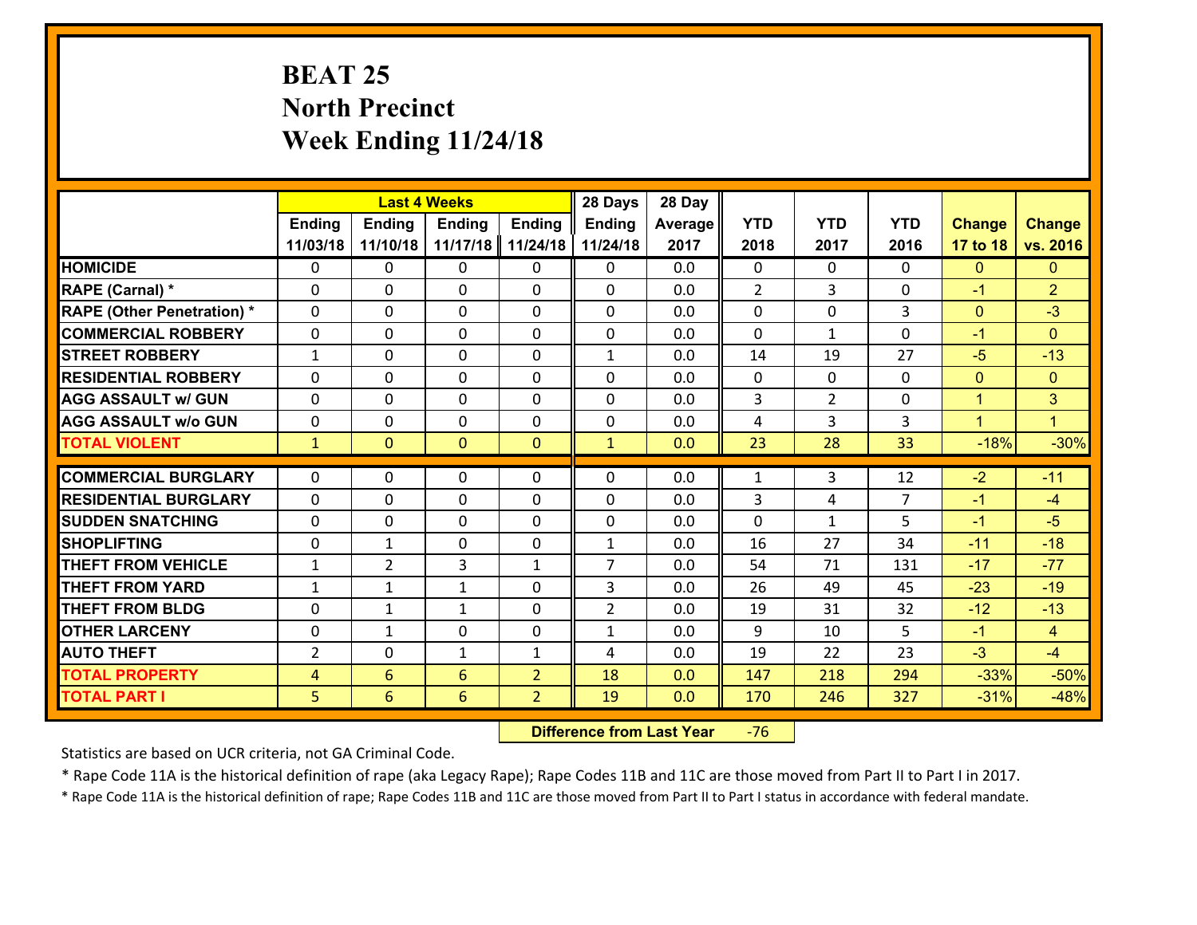# BEAT 25
## North Precinct
## Week Ending 11/24/18

| | Last 4 Weeks | | | | 28 Days | 28 Day | | | | | |
|---|---|---|---|---|---|---|---|---|---|---|---|
| | Ending 11/03/18 | Ending 11/10/18 | Ending 11/17/18 | Ending 11/24/18 | Ending 11/24/18 | Average 2017 | YTD 2018 | YTD 2017 | YTD 2016 | Change 17 to 18 | Change vs. 2016 |
| HOMICIDE | 0 | 0 | 0 | 0 | 0 | 0.0 | 0 | 0 | 0 | 0 | 0 |
| RAPE (Carnal) * | 0 | 0 | 0 | 0 | 0 | 0.0 | 2 | 3 | 0 | -1 | 2 |
| RAPE (Other Penetration) * | 0 | 0 | 0 | 0 | 0 | 0.0 | 0 | 0 | 3 | 0 | -3 |
| COMMERCIAL ROBBERY | 0 | 0 | 0 | 0 | 0 | 0.0 | 0 | 1 | 0 | -1 | 0 |
| STREET ROBBERY | 1 | 0 | 0 | 0 | 1 | 0.0 | 14 | 19 | 27 | -5 | -13 |
| RESIDENTIAL ROBBERY | 0 | 0 | 0 | 0 | 0 | 0.0 | 0 | 0 | 0 | 0 | 0 |
| AGG ASSAULT w/ GUN | 0 | 0 | 0 | 0 | 0 | 0.0 | 3 | 2 | 0 | 1 | 3 |
| AGG ASSAULT w/o GUN | 0 | 0 | 0 | 0 | 0 | 0.0 | 4 | 3 | 3 | 1 | 1 |
| TOTAL VIOLENT | 1 | 0 | 0 | 0 | 1 | 0.0 | 23 | 28 | 33 | -18% | -30% |
| COMMERCIAL BURGLARY | 0 | 0 | 0 | 0 | 0 | 0.0 | 1 | 3 | 12 | -2 | -11 |
| RESIDENTIAL BURGLARY | 0 | 0 | 0 | 0 | 0 | 0.0 | 3 | 4 | 7 | -1 | -4 |
| SUDDEN SNATCHING | 0 | 0 | 0 | 0 | 0 | 0.0 | 0 | 1 | 5 | -1 | -5 |
| SHOPLIFTING | 0 | 1 | 0 | 0 | 1 | 0.0 | 16 | 27 | 34 | -11 | -18 |
| THEFT FROM VEHICLE | 1 | 2 | 3 | 1 | 7 | 0.0 | 54 | 71 | 131 | -17 | -77 |
| THEFT FROM YARD | 1 | 1 | 1 | 0 | 3 | 0.0 | 26 | 49 | 45 | -23 | -19 |
| THEFT FROM BLDG | 0 | 1 | 1 | 0 | 2 | 0.0 | 19 | 31 | 32 | -12 | -13 |
| OTHER LARCENY | 0 | 1 | 0 | 0 | 1 | 0.0 | 9 | 10 | 5 | -1 | 4 |
| AUTO THEFT | 2 | 0 | 1 | 1 | 4 | 0.0 | 19 | 22 | 23 | -3 | -4 |
| TOTAL PROPERTY | 4 | 6 | 6 | 2 | 18 | 0.0 | 147 | 218 | 294 | -33% | -50% |
| TOTAL PART I | 5 | 6 | 6 | 2 | 19 | 0.0 | 170 | 246 | 327 | -31% | -48% |

**Difference from Last Year** -76

Statistics are based on UCR criteria, not GA Criminal Code.

* Rape Code 11A is the historical definition of rape (aka Legacy Rape); Rape Codes 11B and 11C are those moved from Part II to Part I in 2017.

* Rape Code 11A is the historical definition of rape; Rape Codes 11B and 11C are those moved from Part II to Part I status in accordance with federal mandate.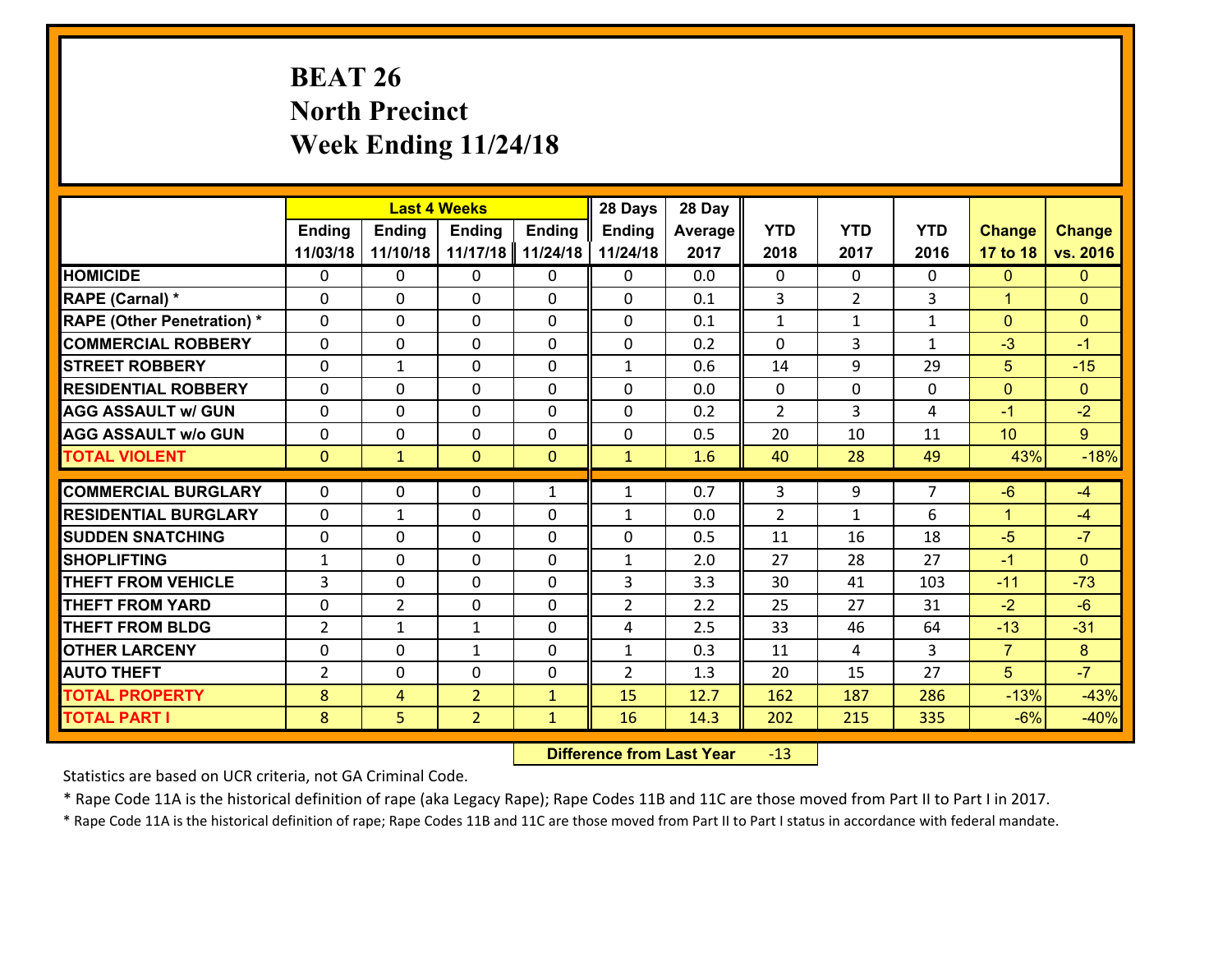# BEAT 26
## North Precinct
## Week Ending 11/24/18

| | Last 4 Weeks | | | | 28 Days | 28 Day | | | | | |
|---|---|---|---|---|---|---|---|---|---|---|---|
| | Ending 11/03/18 | Ending 11/10/18 | Ending 11/17/18 | Ending 11/24/18 | Ending 11/24/18 | Average 2017 | YTD 2018 | YTD 2017 | YTD 2016 | Change 17 to 18 | Change vs. 2016 |
| **HOMICIDE** | 0 | 0 | 0 | 0 | 0 | 0.0 | 0 | 0 | 0 | 0 | 0 |
| **RAPE (Carnal) *** | 0 | 0 | 0 | 0 | 0 | 0.1 | 3 | 2 | 3 | 1 | 0 |
| **RAPE (Other Penetration) *** | 0 | 0 | 0 | 0 | 0 | 0.1 | 1 | 1 | 1 | 0 | 0 |
| **COMMERCIAL ROBBERY** | 0 | 0 | 0 | 0 | 0 | 0.2 | 0 | 3 | 1 | -3 | -1 |
| **STREET ROBBERY** | 0 | 1 | 0 | 0 | 1 | 0.6 | 14 | 9 | 29 | 5 | -15 |
| **RESIDENTIAL ROBBERY** | 0 | 0 | 0 | 0 | 0 | 0.0 | 0 | 0 | 0 | 0 | 0 |
| **AGG ASSAULT w/ GUN** | 0 | 0 | 0 | 0 | 0 | 0.2 | 2 | 3 | 4 | -1 | -2 |
| **AGG ASSAULT w/o GUN** | 0 | 0 | 0 | 0 | 0 | 0.5 | 20 | 10 | 11 | 10 | 9 |
| **TOTAL VIOLENT** | 0 | 1 | 0 | 0 | 1 | 1.6 | 40 | 28 | 49 | 43% | -18% |
| **COMMERCIAL BURGLARY** | 0 | 0 | 0 | 1 | 1 | 0.7 | 3 | 9 | 7 | -6 | -4 |
| **RESIDENTIAL BURGLARY** | 0 | 1 | 0 | 0 | 1 | 0.0 | 2 | 1 | 6 | 1 | -4 |
| **SUDDEN SNATCHING** | 0 | 0 | 0 | 0 | 0 | 0.5 | 11 | 16 | 18 | -5 | -7 |
| **SHOPLIFTING** | 1 | 0 | 0 | 0 | 1 | 2.0 | 27 | 28 | 27 | -1 | 0 |
| **THEFT FROM VEHICLE** | 3 | 0 | 0 | 0 | 3 | 3.3 | 30 | 41 | 103 | -11 | -73 |
| **THEFT FROM YARD** | 0 | 2 | 0 | 0 | 2 | 2.2 | 25 | 27 | 31 | -2 | -6 |
| **THEFT FROM BLDG** | 2 | 1 | 1 | 0 | 4 | 2.5 | 33 | 46 | 64 | -13 | -31 |
| **OTHER LARCENY** | 0 | 0 | 1 | 0 | 1 | 0.3 | 11 | 4 | 3 | 7 | 8 |
| **AUTO THEFT** | 2 | 0 | 0 | 0 | 2 | 1.3 | 20 | 15 | 27 | 5 | -7 |
| **TOTAL PROPERTY** | 8 | 4 | 2 | 1 | 15 | 12.7 | 162 | 187 | 286 | -13% | -43% |
| **TOTAL PART I** | 8 | 5 | 2 | 1 | 16 | 14.3 | 202 | 215 | 335 | -6% | -40% |

**Difference from Last Year** -13

Statistics are based on UCR criteria, not GA Criminal Code.

* Rape Code 11A is the historical definition of rape (aka Legacy Rape); Rape Codes 11B and 11C are those moved from Part II to Part I in 2017.

* Rape Code 11A is the historical definition of rape; Rape Codes 11B and 11C are those moved from Part II to Part I status in accordance with federal mandate.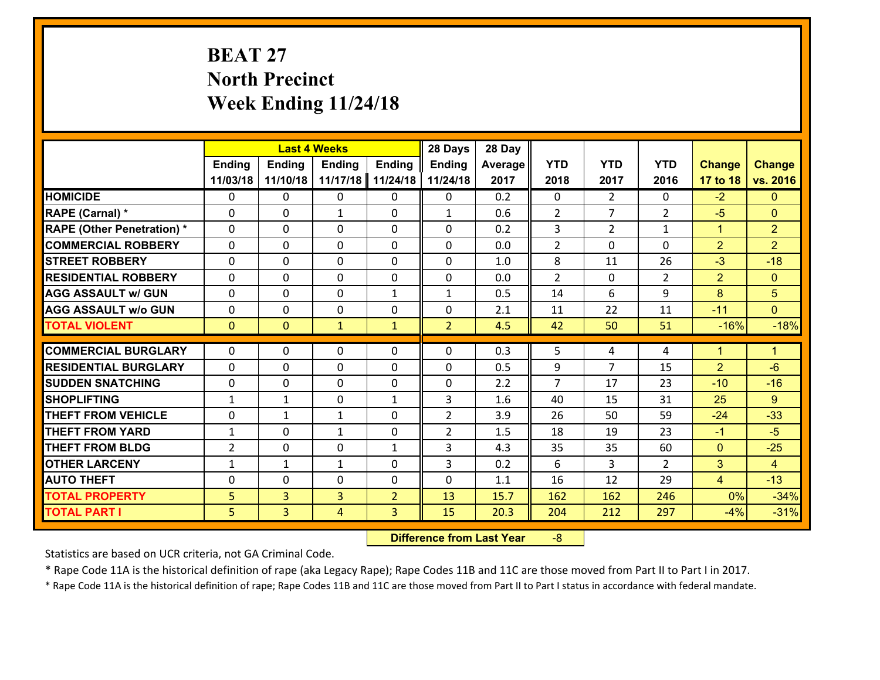# BEAT 27
## North Precinct
## Week Ending 11/24/18

| | Last 4 Weeks | | | | 28 Days | 28 Day | | | | | |
|---|---|---|---|---|---|---|---|---|---|---|---|
| | Ending 11/03/18 | Ending 11/10/18 | Ending 11/17/18 | Ending 11/24/18 | Ending 11/24/18 | Average 2017 | YTD 2018 | YTD 2017 | YTD 2016 | Change 17 to 18 | Change vs. 2016 |
| HOMICIDE | 0 | 0 | 0 | 0 | 0 | 0.2 | 0 | 2 | 0 | -2 | 0 |
| RAPE (Carnal) * | 0 | 0 | 1 | 0 | 1 | 0.6 | 2 | 7 | 2 | -5 | 0 |
| RAPE (Other Penetration) * | 0 | 0 | 0 | 0 | 0 | 0.2 | 3 | 2 | 1 | 1 | 2 |
| COMMERCIAL ROBBERY | 0 | 0 | 0 | 0 | 0 | 0.0 | 2 | 0 | 0 | 2 | 2 |
| STREET ROBBERY | 0 | 0 | 0 | 0 | 0 | 1.0 | 8 | 11 | 26 | -3 | -18 |
| RESIDENTIAL ROBBERY | 0 | 0 | 0 | 0 | 0 | 0.0 | 2 | 0 | 2 | 2 | 0 |
| AGG ASSAULT w/ GUN | 0 | 0 | 0 | 1 | 1 | 0.5 | 14 | 6 | 9 | 8 | 5 |
| AGG ASSAULT w/o GUN | 0 | 0 | 0 | 0 | 0 | 2.1 | 11 | 22 | 11 | -11 | 0 |
| TOTAL VIOLENT | 0 | 0 | 1 | 1 | 2 | 4.5 | 42 | 50 | 51 | -16% | -18% |
| COMMERCIAL BURGLARY | 0 | 0 | 0 | 0 | 0 | 0.3 | 5 | 4 | 4 | 1 | 1 |
| RESIDENTIAL BURGLARY | 0 | 0 | 0 | 0 | 0 | 0.5 | 9 | 7 | 15 | 2 | -6 |
| SUDDEN SNATCHING | 0 | 0 | 0 | 0 | 0 | 2.2 | 7 | 17 | 23 | -10 | -16 |
| SHOPLIFTING | 1 | 1 | 0 | 1 | 3 | 1.6 | 40 | 15 | 31 | 25 | 9 |
| THEFT FROM VEHICLE | 0 | 1 | 1 | 0 | 2 | 3.9 | 26 | 50 | 59 | -24 | -33 |
| THEFT FROM YARD | 1 | 0 | 1 | 0 | 2 | 1.5 | 18 | 19 | 23 | -1 | -5 |
| THEFT FROM BLDG | 2 | 0 | 0 | 1 | 3 | 4.3 | 35 | 35 | 60 | 0 | -25 |
| OTHER LARCENY | 1 | 1 | 1 | 0 | 3 | 0.2 | 6 | 3 | 2 | 3 | 4 |
| AUTO THEFT | 0 | 0 | 0 | 0 | 0 | 1.1 | 16 | 12 | 29 | 4 | -13 |
| TOTAL PROPERTY | 5 | 3 | 3 | 2 | 13 | 15.7 | 162 | 162 | 246 | 0% | -34% |
| TOTAL PART I | 5 | 3 | 4 | 3 | 15 | 20.3 | 204 | 212 | 297 | -4% | -31% |

**Difference from Last Year** -8

Statistics are based on UCR criteria, not GA Criminal Code.

* Rape Code 11A is the historical definition of rape (aka Legacy Rape); Rape Codes 11B and 11C are those moved from Part II to Part I in 2017.

* Rape Code 11A is the historical definition of rape; Rape Codes 11B and 11C are those moved from Part II to Part I status in accordance with federal mandate.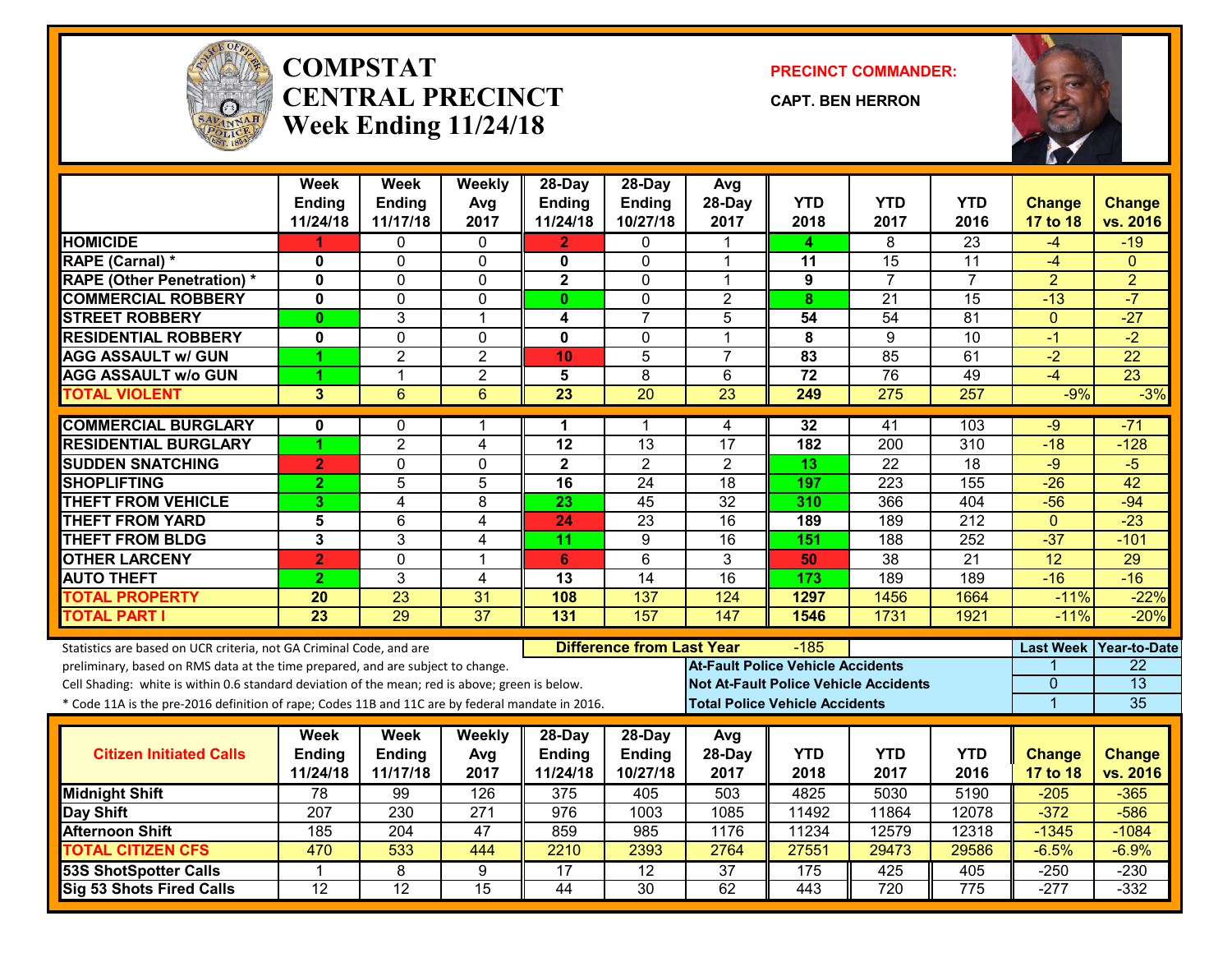# COMPSTAT
# CENTRAL PRECINCT
## Week Ending 11/24/18

**PRECINCT COMMANDER:**

**CAPT. BEN HERRON**

| | Week Ending 11/24/18 | Week Ending 11/17/18 | Weekly Avg 2017 | 28-Day Ending 11/24/18 | 28-Day Ending 10/27/18 | Avg 28-Day 2017 | YTD 2018 | YTD 2017 | YTD 2016 | Change 17 to 18 | Change vs. 2016 |
|---|---|---|---|---|---|---|---|---|---|---|---|
| HOMICIDE | 1 | 0 | 0 | 2 | 0 | 1 | 4 | 8 | 23 | -4 | -19 |
| RAPE (Carnal) * | 0 | 0 | 0 | 0 | 0 | 1 | 11 | 15 | 11 | -4 | 0 |
| RAPE (Other Penetration) * | 0 | 0 | 0 | 2 | 0 | 1 | 9 | 7 | 7 | 2 | 2 |
| COMMERCIAL ROBBERY | 0 | 0 | 0 | 0 | 0 | 2 | 8 | 21 | 15 | -13 | -7 |
| STREET ROBBERY | 0 | 3 | 1 | 4 | 7 | 5 | 54 | 54 | 81 | 0 | -27 |
| RESIDENTIAL ROBBERY | 0 | 0 | 0 | 0 | 0 | 1 | 8 | 9 | 10 | -1 | -2 |
| AGG ASSAULT w/ GUN | 1 | 2 | 2 | 10 | 5 | 7 | 83 | 85 | 61 | -2 | 22 |
| AGG ASSAULT w/o GUN | 1 | 1 | 2 | 5 | 8 | 6 | 72 | 76 | 49 | -4 | 23 |
| TOTAL VIOLENT | 3 | 6 | 6 | 23 | 20 | 23 | 249 | 275 | 257 | -9% | -3% |
| COMMERCIAL BURGLARY | 0 | 0 | 1 | 1 | 1 | 4 | 32 | 41 | 103 | -9 | -71 |
| RESIDENTIAL BURGLARY | 1 | 2 | 4 | 12 | 13 | 17 | 182 | 200 | 310 | -18 | -128 |
| SUDDEN SNATCHING | 2 | 0 | 0 | 2 | 2 | 2 | 13 | 22 | 18 | -9 | -5 |
| SHOPLIFTING | 2 | 5 | 5 | 16 | 24 | 18 | 197 | 223 | 155 | -26 | 42 |
| THEFT FROM VEHICLE | 3 | 4 | 8 | 23 | 45 | 32 | 310 | 366 | 404 | -56 | -94 |
| THEFT FROM YARD | 5 | 6 | 4 | 24 | 23 | 16 | 189 | 189 | 212 | 0 | -23 |
| THEFT FROM BLDG | 3 | 3 | 4 | 11 | 9 | 16 | 151 | 188 | 252 | -37 | -101 |
| OTHER LARCENY | 2 | 0 | 1 | 6 | 6 | 3 | 50 | 38 | 21 | 12 | 29 |
| AUTO THEFT | 2 | 3 | 4 | 13 | 14 | 16 | 173 | 189 | 189 | -16 | -16 |
| TOTAL PROPERTY | 20 | 23 | 31 | 108 | 137 | 124 | 1297 | 1456 | 1664 | -11% | -22% |
| TOTAL PART I | 23 | 29 | 37 | 131 | 157 | 147 | 1546 | 1731 | 1921 | -11% | -20% |

Statistics are based on UCR criteria, not GA Criminal Code, and are preliminary, based on RMS data at the time prepared, and are subject to change.
Cell Shading: white is within 0.6 standard deviation of the mean; red is above; green is below.
* Code 11A is the pre-2016 definition of rape; Codes 11B and 11C are by federal mandate in 2016.

**Difference from Last Year:** -185

| | Last Week | Year-to-Date |
|---|---|---|
| At-Fault Police Vehicle Accidents | 1 | 22 |
| Not At-Fault Police Vehicle Accidents | 0 | 13 |
| Total Police Vehicle Accidents | 1 | 35 |

| Citizen Initiated Calls | Week Ending 11/24/18 | Week Ending 11/17/18 | Weekly Avg 2017 | 28-Day Ending 11/24/18 | 28-Day Ending 10/27/18 | Avg 28-Day 2017 | YTD 2018 | YTD 2017 | YTD 2016 | Change 17 to 18 | Change vs. 2016 |
|---|---|---|---|---|---|---|---|---|---|---|---|
| Midnight Shift | 78 | 99 | 126 | 375 | 405 | 503 | 4825 | 5030 | 5190 | -205 | -365 |
| Day Shift | 207 | 230 | 271 | 976 | 1003 | 1085 | 11492 | 11864 | 12078 | -372 | -586 |
| Afternoon Shift | 185 | 204 | 47 | 859 | 985 | 1176 | 11234 | 12579 | 12318 | -1345 | -1084 |
| TOTAL CITIZEN CFS | 470 | 533 | 444 | 2210 | 2393 | 2764 | 27551 | 29473 | 29586 | -6.5% | -6.9% |
| 53S ShotSpotter Calls | 1 | 8 | 9 | 17 | 12 | 37 | 175 | 425 | 405 | -250 | -230 |
| Sig 53 Shots Fired Calls | 12 | 12 | 15 | 44 | 30 | 62 | 443 | 720 | 775 | -277 | -332 |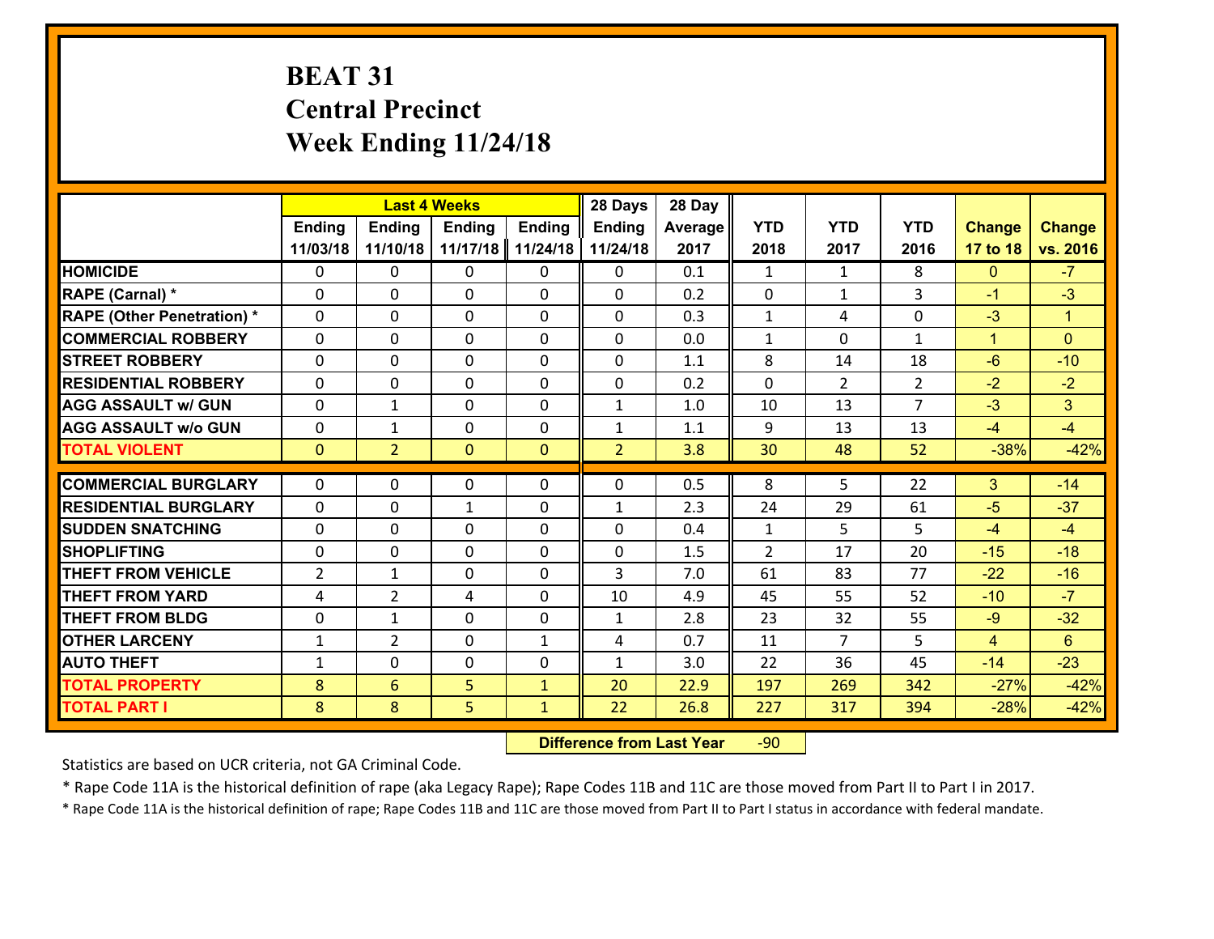# BEAT 31
## Central Precinct
## Week Ending 11/24/18

| | Last 4 Weeks | | | | 28 Days | 28 Day | | | | | |
|---|---|---|---|---|---|---|---|---|---|---|---|
| | Ending 11/03/18 | Ending 11/10/18 | Ending 11/17/18 | Ending 11/24/18 | Ending 11/24/18 | Average 2017 | YTD 2018 | YTD 2017 | YTD 2016 | Change 17 to 18 | Change vs. 2016 |
| HOMICIDE | 0 | 0 | 0 | 0 | 0 | 0.1 | 1 | 1 | 8 | 0 | -7 |
| RAPE (Carnal) * | 0 | 0 | 0 | 0 | 0 | 0.2 | 0 | 1 | 3 | -1 | -3 |
| RAPE (Other Penetration) * | 0 | 0 | 0 | 0 | 0 | 0.3 | 1 | 4 | 0 | -3 | 1 |
| COMMERCIAL ROBBERY | 0 | 0 | 0 | 0 | 0 | 0.0 | 1 | 0 | 1 | 1 | 0 |
| STREET ROBBERY | 0 | 0 | 0 | 0 | 0 | 1.1 | 8 | 14 | 18 | -6 | -10 |
| RESIDENTIAL ROBBERY | 0 | 0 | 0 | 0 | 0 | 0.2 | 0 | 2 | 2 | -2 | -2 |
| AGG ASSAULT w/ GUN | 0 | 1 | 0 | 0 | 1 | 1.0 | 10 | 13 | 7 | -3 | 3 |
| AGG ASSAULT w/o GUN | 0 | 1 | 0 | 0 | 1 | 1.1 | 9 | 13 | 13 | -4 | -4 |
| TOTAL VIOLENT | 0 | 2 | 0 | 0 | 2 | 3.8 | 30 | 48 | 52 | -38% | -42% |
| COMMERCIAL BURGLARY | 0 | 0 | 0 | 0 | 0 | 0.5 | 8 | 5 | 22 | 3 | -14 |
| RESIDENTIAL BURGLARY | 0 | 0 | 1 | 0 | 1 | 2.3 | 24 | 29 | 61 | -5 | -37 |
| SUDDEN SNATCHING | 0 | 0 | 0 | 0 | 0 | 0.4 | 1 | 5 | 5 | -4 | -4 |
| SHOPLIFTING | 0 | 0 | 0 | 0 | 0 | 1.5 | 2 | 17 | 20 | -15 | -18 |
| THEFT FROM VEHICLE | 2 | 1 | 0 | 0 | 3 | 7.0 | 61 | 83 | 77 | -22 | -16 |
| THEFT FROM YARD | 4 | 2 | 4 | 0 | 10 | 4.9 | 45 | 55 | 52 | -10 | -7 |
| THEFT FROM BLDG | 0 | 1 | 0 | 0 | 1 | 2.8 | 23 | 32 | 55 | -9 | -32 |
| OTHER LARCENY | 1 | 2 | 0 | 1 | 4 | 0.7 | 11 | 7 | 5 | 4 | 6 |
| AUTO THEFT | 1 | 0 | 0 | 0 | 1 | 3.0 | 22 | 36 | 45 | -14 | -23 |
| TOTAL PROPERTY | 8 | 6 | 5 | 1 | 20 | 22.9 | 197 | 269 | 342 | -27% | -42% |
| TOTAL PART I | 8 | 8 | 5 | 1 | 22 | 26.8 | 227 | 317 | 394 | -28% | -42% |

**Difference from Last Year** -90

Statistics are based on UCR criteria, not GA Criminal Code.

* Rape Code 11A is the historical definition of rape (aka Legacy Rape); Rape Codes 11B and 11C are those moved from Part II to Part I in 2017.

* Rape Code 11A is the historical definition of rape; Rape Codes 11B and 11C are those moved from Part II to Part I status in accordance with federal mandate.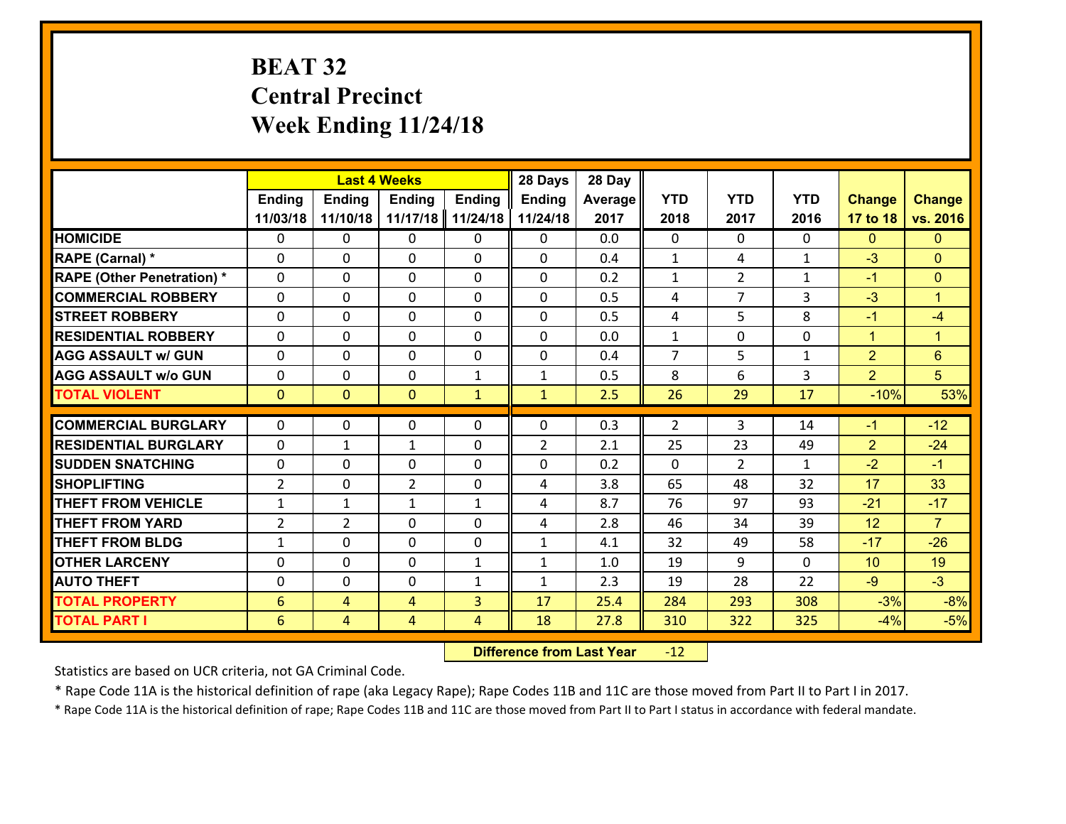# BEAT 32
## Central Precinct
## Week Ending 11/24/18

| | Last 4 Weeks | | | | 28 Days | 28 Day | | | | | |
|---|---|---|---|---|---|---|---|---|---|---|---|
| | Ending 11/03/18 | Ending 11/10/18 | Ending 11/17/18 | Ending 11/24/18 | Ending 11/24/18 | Average 2017 | YTD 2018 | YTD 2017 | YTD 2016 | Change 17 to 18 | Change vs. 2016 |
| HOMICIDE | 0 | 0 | 0 | 0 | 0 | 0.0 | 0 | 0 | 0 | 0 | 0 |
| RAPE (Carnal) * | 0 | 0 | 0 | 0 | 0 | 0.4 | 1 | 4 | 1 | -3 | 0 |
| RAPE (Other Penetration) * | 0 | 0 | 0 | 0 | 0 | 0.2 | 1 | 2 | 1 | -1 | 0 |
| COMMERCIAL ROBBERY | 0 | 0 | 0 | 0 | 0 | 0.5 | 4 | 7 | 3 | -3 | 1 |
| STREET ROBBERY | 0 | 0 | 0 | 0 | 0 | 0.5 | 4 | 5 | 8 | -1 | -4 |
| RESIDENTIAL ROBBERY | 0 | 0 | 0 | 0 | 0 | 0.0 | 1 | 0 | 0 | 1 | 1 |
| AGG ASSAULT w/ GUN | 0 | 0 | 0 | 0 | 0 | 0.4 | 7 | 5 | 1 | 2 | 6 |
| AGG ASSAULT w/o GUN | 0 | 0 | 0 | 1 | 1 | 0.5 | 8 | 6 | 3 | 2 | 5 |
| TOTAL VIOLENT | 0 | 0 | 0 | 1 | 1 | 2.5 | 26 | 29 | 17 | -10% | 53% |
| COMMERCIAL BURGLARY | 0 | 0 | 0 | 0 | 0 | 0.3 | 2 | 3 | 14 | -1 | -12 |
| RESIDENTIAL BURGLARY | 0 | 1 | 1 | 0 | 2 | 2.1 | 25 | 23 | 49 | 2 | -24 |
| SUDDEN SNATCHING | 0 | 0 | 0 | 0 | 0 | 0.2 | 0 | 2 | 1 | -2 | -1 |
| SHOPLIFTING | 2 | 0 | 2 | 0 | 4 | 3.8 | 65 | 48 | 32 | 17 | 33 |
| THEFT FROM VEHICLE | 1 | 1 | 1 | 1 | 4 | 8.7 | 76 | 97 | 93 | -21 | -17 |
| THEFT FROM YARD | 2 | 2 | 0 | 0 | 4 | 2.8 | 46 | 34 | 39 | 12 | 7 |
| THEFT FROM BLDG | 1 | 0 | 0 | 0 | 1 | 4.1 | 32 | 49 | 58 | -17 | -26 |
| OTHER LARCENY | 0 | 0 | 0 | 1 | 1 | 1.0 | 19 | 9 | 0 | 10 | 19 |
| AUTO THEFT | 0 | 0 | 0 | 1 | 1 | 2.3 | 19 | 28 | 22 | -9 | -3 |
| TOTAL PROPERTY | 6 | 4 | 4 | 3 | 17 | 25.4 | 284 | 293 | 308 | -3% | -8% |
| TOTAL PART I | 6 | 4 | 4 | 4 | 18 | 27.8 | 310 | 322 | 325 | -4% | -5% |

**Difference from Last Year** -12

Statistics are based on UCR criteria, not GA Criminal Code.

* Rape Code 11A is the historical definition of rape (aka Legacy Rape); Rape Codes 11B and 11C are those moved from Part II to Part I in 2017.

* Rape Code 11A is the historical definition of rape; Rape Codes 11B and 11C are those moved from Part II to Part I status in accordance with federal mandate.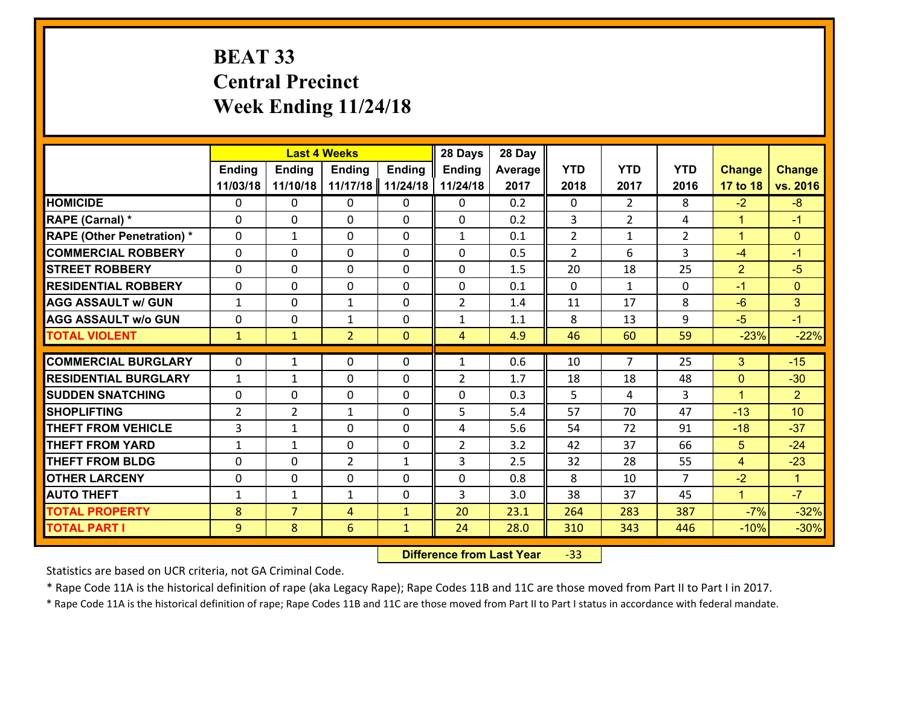# BEAT 33
## Central Precinct
## Week Ending 11/24/18

| | Last 4 Weeks | | | | 28 Days | 28 Day | | | | | |
|---|---|---|---|---|---|---|---|---|---|---|---|
| | Ending 11/03/18 | Ending 11/10/18 | Ending 11/17/18 | Ending 11/24/18 | Ending 11/24/18 | Average 2017 | YTD 2018 | YTD 2017 | YTD 2016 | Change 17 to 18 | Change vs. 2016 |
| HOMICIDE | 0 | 0 | 0 | 0 | 0 | 0.2 | 0 | 2 | 8 | -2 | -8 |
| RAPE (Carnal) * | 0 | 0 | 0 | 0 | 0 | 0.2 | 3 | 2 | 4 | 1 | -1 |
| RAPE (Other Penetration) * | 0 | 1 | 0 | 0 | 1 | 0.1 | 2 | 1 | 2 | 1 | 0 |
| COMMERCIAL ROBBERY | 0 | 0 | 0 | 0 | 0 | 0.5 | 2 | 6 | 3 | -4 | -1 |
| STREET ROBBERY | 0 | 0 | 0 | 0 | 0 | 1.5 | 20 | 18 | 25 | 2 | -5 |
| RESIDENTIAL ROBBERY | 0 | 0 | 0 | 0 | 0 | 0.1 | 0 | 1 | 0 | -1 | 0 |
| AGG ASSAULT w/ GUN | 1 | 0 | 1 | 0 | 2 | 1.4 | 11 | 17 | 8 | -6 | 3 |
| AGG ASSAULT w/o GUN | 0 | 0 | 1 | 0 | 1 | 1.1 | 8 | 13 | 9 | -5 | -1 |
| TOTAL VIOLENT | 1 | 1 | 2 | 0 | 4 | 4.9 | 46 | 60 | 59 | -23% | -22% |
| COMMERCIAL BURGLARY | 0 | 1 | 0 | 0 | 1 | 0.6 | 10 | 7 | 25 | 3 | -15 |
| RESIDENTIAL BURGLARY | 1 | 1 | 0 | 0 | 2 | 1.7 | 18 | 18 | 48 | 0 | -30 |
| SUDDEN SNATCHING | 0 | 0 | 0 | 0 | 0 | 0.3 | 5 | 4 | 3 | 1 | 2 |
| SHOPLIFTING | 2 | 2 | 1 | 0 | 5 | 5.4 | 57 | 70 | 47 | -13 | 10 |
| THEFT FROM VEHICLE | 3 | 1 | 0 | 0 | 4 | 5.6 | 54 | 72 | 91 | -18 | -37 |
| THEFT FROM YARD | 1 | 1 | 0 | 0 | 2 | 3.2 | 42 | 37 | 66 | 5 | -24 |
| THEFT FROM BLDG | 0 | 0 | 2 | 1 | 3 | 2.5 | 32 | 28 | 55 | 4 | -23 |
| OTHER LARCENY | 0 | 0 | 0 | 0 | 0 | 0.8 | 8 | 10 | 7 | -2 | 1 |
| AUTO THEFT | 1 | 1 | 1 | 0 | 3 | 3.0 | 38 | 37 | 45 | 1 | -7 |
| TOTAL PROPERTY | 8 | 7 | 4 | 1 | 20 | 23.1 | 264 | 283 | 387 | -7% | -32% |
| TOTAL PART I | 9 | 8 | 6 | 1 | 24 | 28.0 | 310 | 343 | 446 | -10% | -30% |

**Difference from Last Year** -33

Statistics are based on UCR criteria, not GA Criminal Code.

* Rape Code 11A is the historical definition of rape (aka Legacy Rape); Rape Codes 11B and 11C are those moved from Part II to Part I in 2017.

* Rape Code 11A is the historical definition of rape; Rape Codes 11B and 11C are those moved from Part II to Part I status in accordance with federal mandate.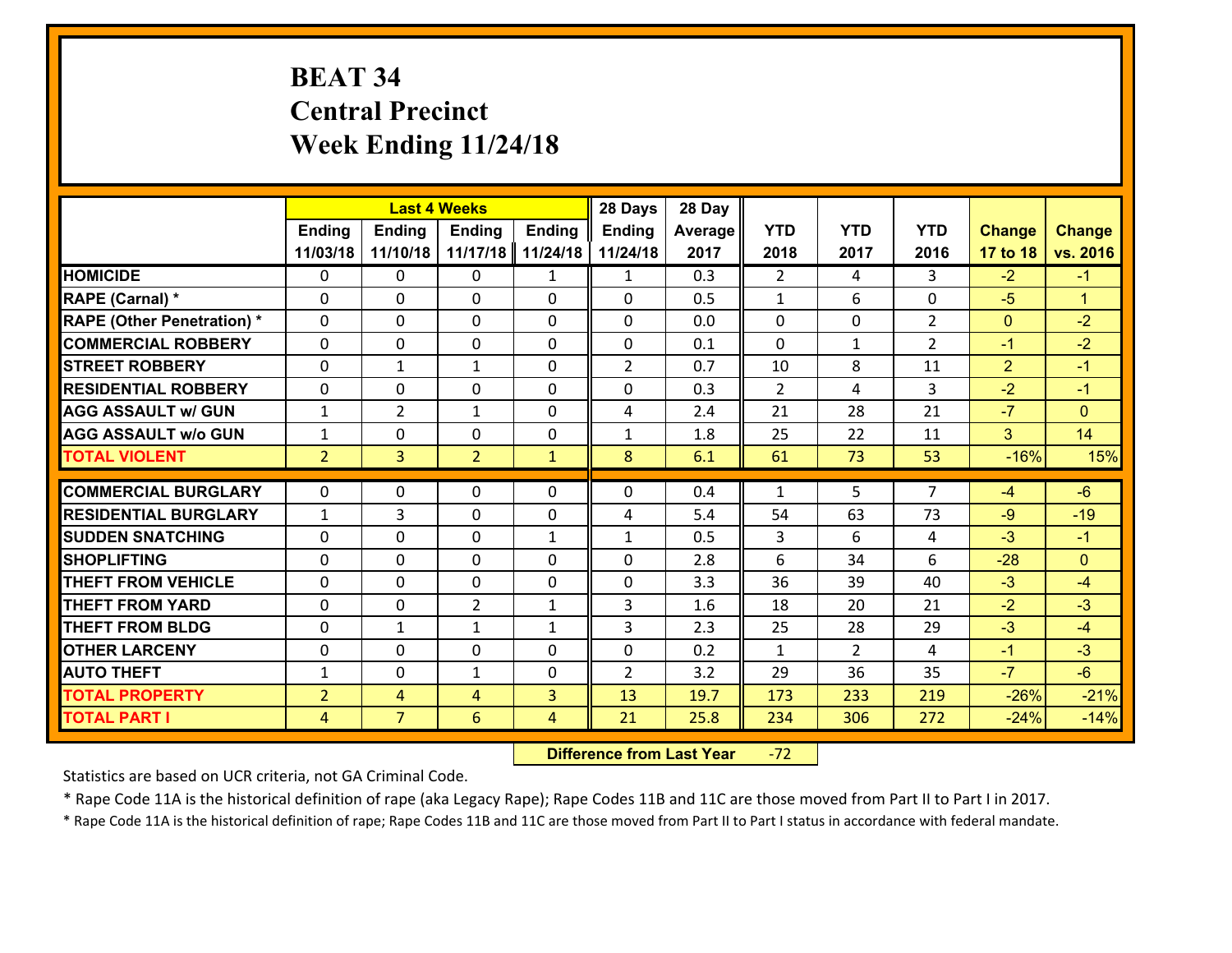# BEAT 34
# Central Precinct
# Week Ending 11/24/18

| | Last 4 Weeks | | | | 28 Days | 28 Day | | | | | |
|---|---|---|---|---|---|---|---|---|---|---|---|
| | Ending 11/03/18 | Ending 11/10/18 | Ending 11/17/18 | Ending 11/24/18 | Ending 11/24/18 | Average 2017 | YTD 2018 | YTD 2017 | YTD 2016 | Change 17 to 18 | Change vs. 2016 |
| HOMICIDE | 0 | 0 | 0 | 1 | 1 | 0.3 | 2 | 4 | 3 | -2 | -1 |
| RAPE (Carnal) * | 0 | 0 | 0 | 0 | 0 | 0.5 | 1 | 6 | 0 | -5 | 1 |
| RAPE (Other Penetration) * | 0 | 0 | 0 | 0 | 0 | 0.0 | 0 | 0 | 2 | 0 | -2 |
| COMMERCIAL ROBBERY | 0 | 0 | 0 | 0 | 0 | 0.1 | 0 | 1 | 2 | -1 | -2 |
| STREET ROBBERY | 0 | 1 | 1 | 0 | 2 | 0.7 | 10 | 8 | 11 | 2 | -1 |
| RESIDENTIAL ROBBERY | 0 | 0 | 0 | 0 | 0 | 0.3 | 2 | 4 | 3 | -2 | -1 |
| AGG ASSAULT w/ GUN | 1 | 2 | 1 | 0 | 4 | 2.4 | 21 | 28 | 21 | -7 | 0 |
| AGG ASSAULT w/o GUN | 1 | 0 | 0 | 0 | 1 | 1.8 | 25 | 22 | 11 | 3 | 14 |
| TOTAL VIOLENT | 2 | 3 | 2 | 1 | 8 | 6.1 | 61 | 73 | 53 | -16% | 15% |
| COMMERCIAL BURGLARY | 0 | 0 | 0 | 0 | 0 | 0.4 | 1 | 5 | 7 | -4 | -6 |
| RESIDENTIAL BURGLARY | 1 | 3 | 0 | 0 | 4 | 5.4 | 54 | 63 | 73 | -9 | -19 |
| SUDDEN SNATCHING | 0 | 0 | 0 | 1 | 1 | 0.5 | 3 | 6 | 4 | -3 | -1 |
| SHOPLIFTING | 0 | 0 | 0 | 0 | 0 | 2.8 | 6 | 34 | 6 | -28 | 0 |
| THEFT FROM VEHICLE | 0 | 0 | 0 | 0 | 0 | 3.3 | 36 | 39 | 40 | -3 | -4 |
| THEFT FROM YARD | 0 | 0 | 2 | 1 | 3 | 1.6 | 18 | 20 | 21 | -2 | -3 |
| THEFT FROM BLDG | 0 | 1 | 1 | 1 | 3 | 2.3 | 25 | 28 | 29 | -3 | -4 |
| OTHER LARCENY | 0 | 0 | 0 | 0 | 0 | 0.2 | 1 | 2 | 4 | -1 | -3 |
| AUTO THEFT | 1 | 0 | 1 | 0 | 2 | 3.2 | 29 | 36 | 35 | -7 | -6 |
| TOTAL PROPERTY | 2 | 4 | 4 | 3 | 13 | 19.7 | 173 | 233 | 219 | -26% | -21% |
| TOTAL PART I | 4 | 7 | 6 | 4 | 21 | 25.8 | 234 | 306 | 272 | -24% | -14% |

**Difference from Last Year** -72

Statistics are based on UCR criteria, not GA Criminal Code.

* Rape Code 11A is the historical definition of rape (aka Legacy Rape); Rape Codes 11B and 11C are those moved from Part II to Part I in 2017.

* Rape Code 11A is the historical definition of rape; Rape Codes 11B and 11C are those moved from Part II to Part I status in accordance with federal mandate.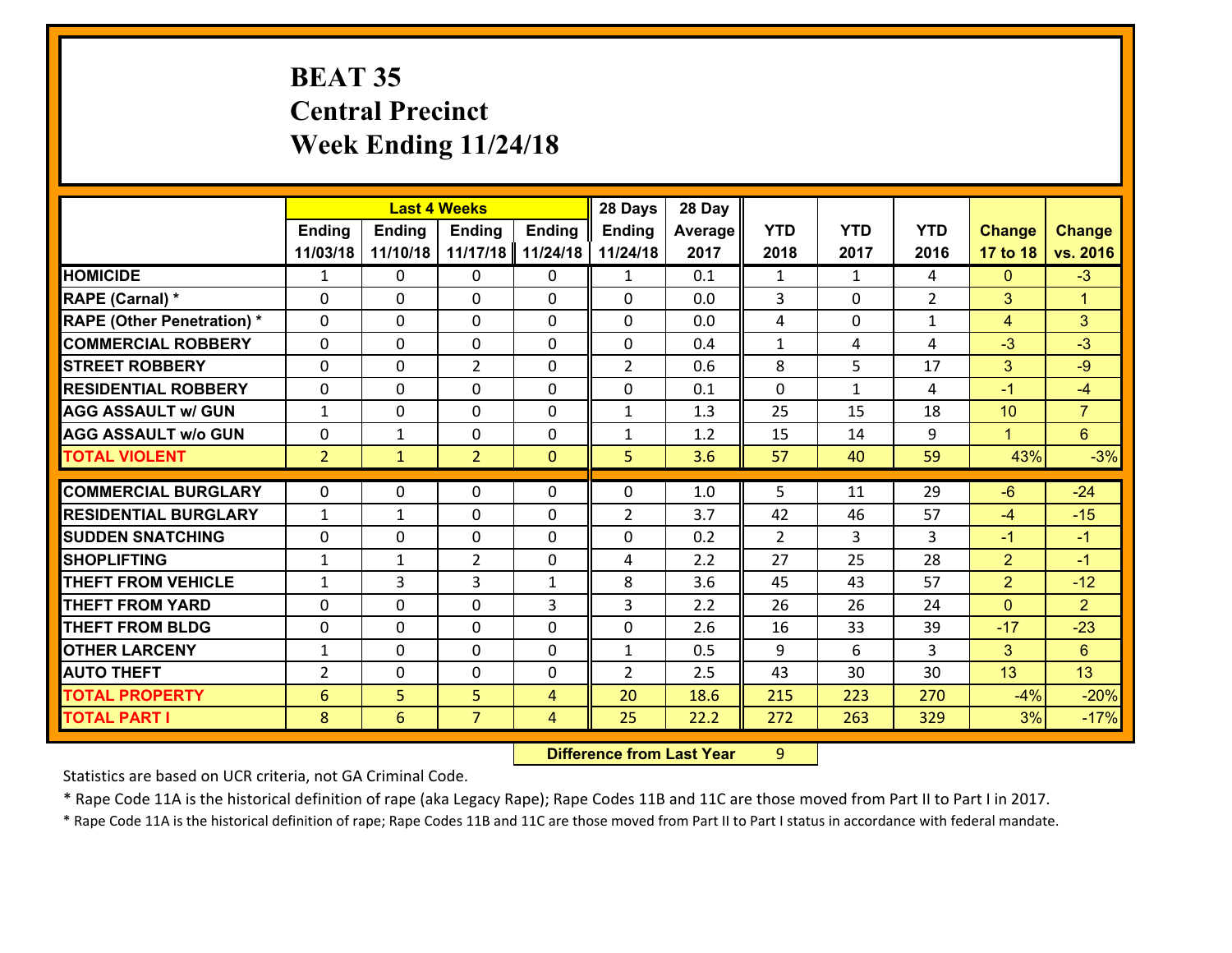# BEAT 35
## Central Precinct
## Week Ending 11/24/18

| | Last 4 Weeks | | | | 28 Days | 28 Day | | | | | |
|---|---|---|---|---|---|---|---|---|---|---|---|
| | Ending 11/03/18 | Ending 11/10/18 | Ending 11/17/18 | Ending 11/24/18 | Ending 11/24/18 | Average 2017 | YTD 2018 | YTD 2017 | YTD 2016 | Change 17 to 18 | Change vs. 2016 |
| HOMICIDE | 1 | 0 | 0 | 0 | 1 | 0.1 | 1 | 1 | 4 | 0 | -3 |
| RAPE (Carnal) * | 0 | 0 | 0 | 0 | 0 | 0.0 | 3 | 0 | 2 | 3 | 1 |
| RAPE (Other Penetration) * | 0 | 0 | 0 | 0 | 0 | 0.0 | 4 | 0 | 1 | 4 | 3 |
| COMMERCIAL ROBBERY | 0 | 0 | 0 | 0 | 0 | 0.4 | 1 | 4 | 4 | -3 | -3 |
| STREET ROBBERY | 0 | 0 | 2 | 0 | 2 | 0.6 | 8 | 5 | 17 | 3 | -9 |
| RESIDENTIAL ROBBERY | 0 | 0 | 0 | 0 | 0 | 0.1 | 0 | 1 | 4 | -1 | -4 |
| AGG ASSAULT w/ GUN | 1 | 0 | 0 | 0 | 1 | 1.3 | 25 | 15 | 18 | 10 | 7 |
| AGG ASSAULT w/o GUN | 0 | 1 | 0 | 0 | 1 | 1.2 | 15 | 14 | 9 | 1 | 6 |
| TOTAL VIOLENT | 2 | 1 | 2 | 0 | 5 | 3.6 | 57 | 40 | 59 | 43% | -3% |
| COMMERCIAL BURGLARY | 0 | 0 | 0 | 0 | 0 | 1.0 | 5 | 11 | 29 | -6 | -24 |
| RESIDENTIAL BURGLARY | 1 | 1 | 0 | 0 | 2 | 3.7 | 42 | 46 | 57 | -4 | -15 |
| SUDDEN SNATCHING | 0 | 0 | 0 | 0 | 0 | 0.2 | 2 | 3 | 3 | -1 | -1 |
| SHOPLIFTING | 1 | 1 | 2 | 0 | 4 | 2.2 | 27 | 25 | 28 | 2 | -1 |
| THEFT FROM VEHICLE | 1 | 3 | 3 | 1 | 8 | 3.6 | 45 | 43 | 57 | 2 | -12 |
| THEFT FROM YARD | 0 | 0 | 0 | 3 | 3 | 2.2 | 26 | 26 | 24 | 0 | 2 |
| THEFT FROM BLDG | 0 | 0 | 0 | 0 | 0 | 2.6 | 16 | 33 | 39 | -17 | -23 |
| OTHER LARCENY | 1 | 0 | 0 | 0 | 1 | 0.5 | 9 | 6 | 3 | 3 | 6 |
| AUTO THEFT | 2 | 0 | 0 | 0 | 2 | 2.5 | 43 | 30 | 30 | 13 | 13 |
| TOTAL PROPERTY | 6 | 5 | 5 | 4 | 20 | 18.6 | 215 | 223 | 270 | -4% | -20% |
| TOTAL PART I | 8 | 6 | 7 | 4 | 25 | 22.2 | 272 | 263 | 329 | 3% | -17% |

**Difference from Last Year** 9

Statistics are based on UCR criteria, not GA Criminal Code.

* Rape Code 11A is the historical definition of rape (aka Legacy Rape); Rape Codes 11B and 11C are those moved from Part II to Part I in 2017.

* Rape Code 11A is the historical definition of rape; Rape Codes 11B and 11C are those moved from Part II to Part I status in accordance with federal mandate.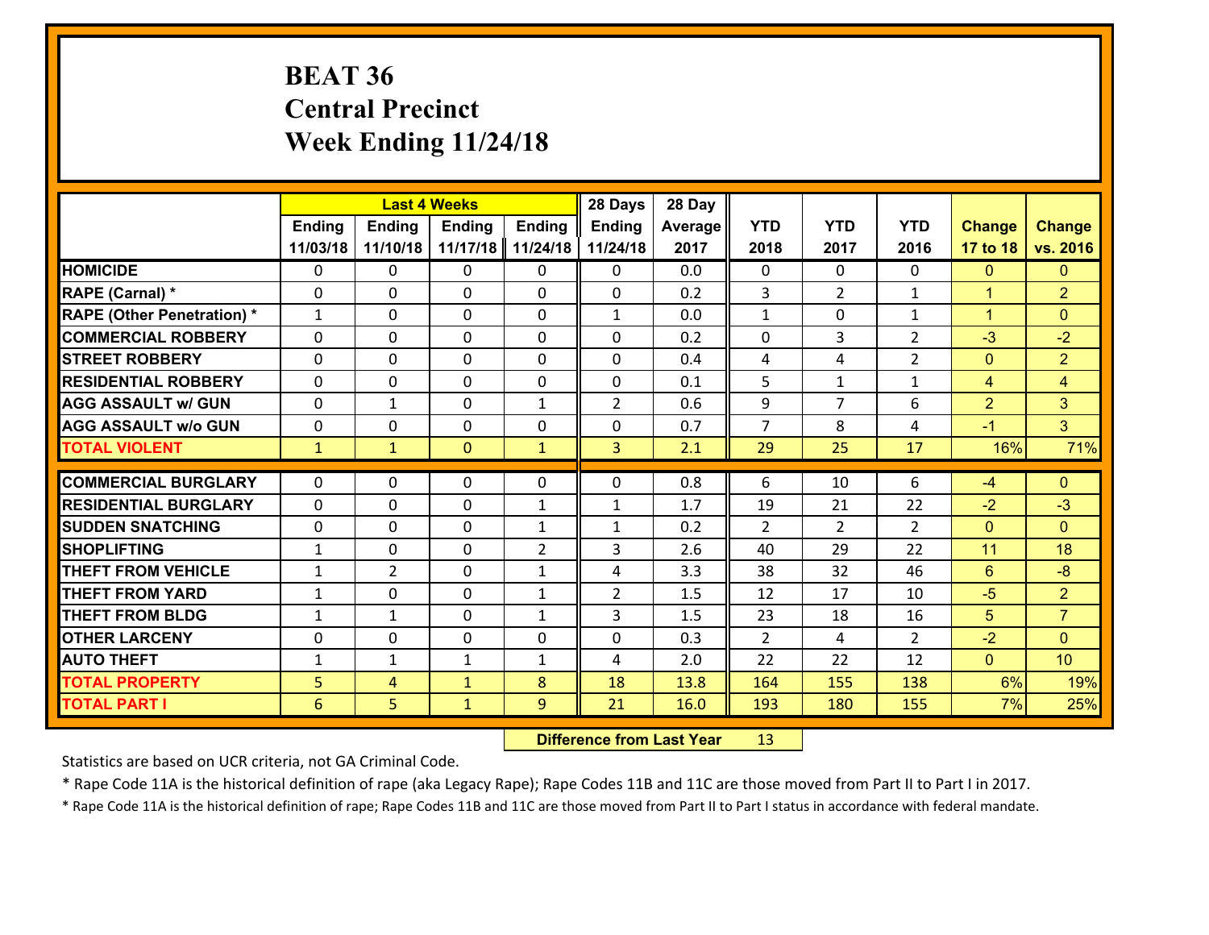# BEAT 36
## Central Precinct
## Week Ending 11/24/18

| | Last 4 Weeks | | | | 28 Days | 28 Day | | | | | |
|---|---|---|---|---|---|---|---|---|---|---|---|
| | Ending 11/03/18 | Ending 11/10/18 | Ending 11/17/18 | Ending 11/24/18 | Ending 11/24/18 | Average 2017 | YTD 2018 | YTD 2017 | YTD 2016 | Change 17 to 18 | Change vs. 2016 |
| **HOMICIDE** | 0 | 0 | 0 | 0 | 0 | 0.0 | 0 | 0 | 0 | 0 | 0 |
| **RAPE (Carnal) *** | 0 | 0 | 0 | 0 | 0 | 0.2 | 3 | 2 | 1 | 1 | 2 |
| **RAPE (Other Penetration) *** | 1 | 0 | 0 | 0 | 1 | 0.0 | 1 | 0 | 1 | 1 | 0 |
| **COMMERCIAL ROBBERY** | 0 | 0 | 0 | 0 | 0 | 0.2 | 0 | 3 | 2 | -3 | -2 |
| **STREET ROBBERY** | 0 | 0 | 0 | 0 | 0 | 0.4 | 4 | 4 | 2 | 0 | 2 |
| **RESIDENTIAL ROBBERY** | 0 | 0 | 0 | 0 | 0 | 0.1 | 5 | 1 | 1 | 4 | 4 |
| **AGG ASSAULT w/ GUN** | 0 | 1 | 0 | 1 | 2 | 0.6 | 9 | 7 | 6 | 2 | 3 |
| **AGG ASSAULT w/o GUN** | 0 | 0 | 0 | 0 | 0 | 0.7 | 7 | 8 | 4 | -1 | 3 |
| **TOTAL VIOLENT** | 1 | 1 | 0 | 1 | 3 | 2.1 | 29 | 25 | 17 | 16% | 71% |
| **COMMERCIAL BURGLARY** | 0 | 0 | 0 | 0 | 0 | 0.8 | 6 | 10 | 6 | -4 | 0 |
| **RESIDENTIAL BURGLARY** | 0 | 0 | 0 | 1 | 1 | 1.7 | 19 | 21 | 22 | -2 | -3 |
| **SUDDEN SNATCHING** | 0 | 0 | 0 | 1 | 1 | 0.2 | 2 | 2 | 2 | 0 | 0 |
| **SHOPLIFTING** | 1 | 0 | 0 | 2 | 3 | 2.6 | 40 | 29 | 22 | 11 | 18 |
| **THEFT FROM VEHICLE** | 1 | 2 | 0 | 1 | 4 | 3.3 | 38 | 32 | 46 | 6 | -8 |
| **THEFT FROM YARD** | 1 | 0 | 0 | 1 | 2 | 1.5 | 12 | 17 | 10 | -5 | 2 |
| **THEFT FROM BLDG** | 1 | 1 | 0 | 1 | 3 | 1.5 | 23 | 18 | 16 | 5 | 7 |
| **OTHER LARCENY** | 0 | 0 | 0 | 0 | 0 | 0.3 | 2 | 4 | 2 | -2 | 0 |
| **AUTO THEFT** | 1 | 1 | 1 | 1 | 4 | 2.0 | 22 | 22 | 12 | 0 | 10 |
| **TOTAL PROPERTY** | 5 | 4 | 1 | 8 | 18 | 13.8 | 164 | 155 | 138 | 6% | 19% |
| **TOTAL PART I** | 6 | 5 | 1 | 9 | 21 | 16.0 | 193 | 180 | 155 | 7% | 25% |

**Difference from Last Year** 13

Statistics are based on UCR criteria, not GA Criminal Code.

* Rape Code 11A is the historical definition of rape (aka Legacy Rape); Rape Codes 11B and 11C are those moved from Part II to Part I in 2017.

* Rape Code 11A is the historical definition of rape; Rape Codes 11B and 11C are those moved from Part II to Part I status in accordance with federal mandate.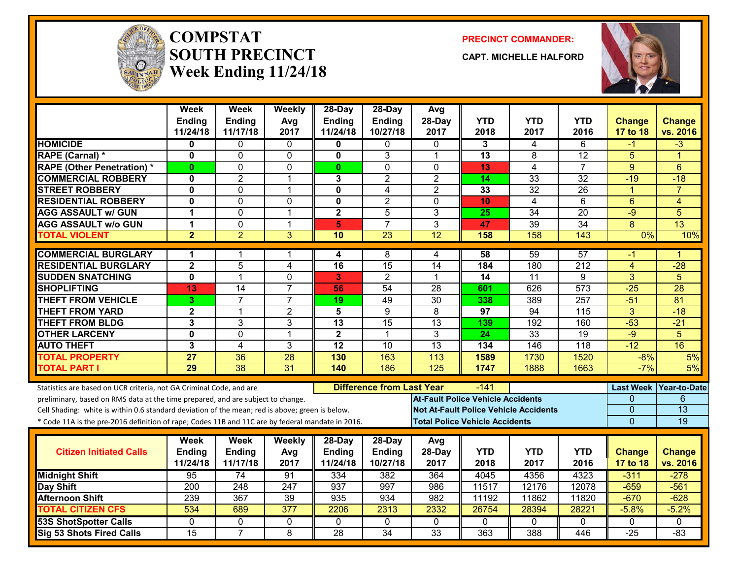# COMPSTAT SOUTH PRECINCT

## Week Ending 11/24/18

**PRECINCT COMMANDER:**

**CAPT. MICHELLE HALFORD**

| | Week Ending 11/24/18 | Week Ending 11/17/18 | Weekly Avg 2017 | 28-Day Ending 11/24/18 | 28-Day Ending 10/27/18 | Avg 28-Day 2017 | YTD 2018 | YTD 2017 | YTD 2016 | Change 17 to 18 | Change vs. 2016 |
|---|---|---|---|---|---|---|---|---|---|---|---|
| HOMICIDE | 0 | 0 | 0 | 0 | 0 | 0 | 3 | 4 | 6 | -1 | -3 |
| RAPE (Carnal) * | 0 | 0 | 0 | 0 | 3 | 1 | 13 | 8 | 12 | 5 | 1 |
| RAPE (Other Penetration) * | 0 | 0 | 0 | 0 | 0 | 0 | 13 | 4 | 7 | 9 | 6 |
| COMMERCIAL ROBBERY | 0 | 2 | 1 | 3 | 2 | 2 | 14 | 33 | 32 | -19 | -18 |
| STREET ROBBERY | 0 | 0 | 1 | 0 | 4 | 2 | 33 | 32 | 26 | 1 | 7 |
| RESIDENTIAL ROBBERY | 0 | 0 | 0 | 0 | 2 | 0 | 10 | 4 | 6 | 6 | 4 |
| AGG ASSAULT w/ GUN | 1 | 0 | 1 | 2 | 5 | 3 | 25 | 34 | 20 | -9 | 5 |
| AGG ASSAULT w/o GUN | 1 | 0 | 1 | 5 | 7 | 3 | 47 | 39 | 34 | 8 | 13 |
| TOTAL VIOLENT | 2 | 2 | 3 | 10 | 23 | 12 | 158 | 158 | 143 | 0% | 10% |
| COMMERCIAL BURGLARY | 1 | 1 | 1 | 4 | 8 | 4 | 58 | 59 | 57 | -1 | 1 |
| RESIDENTIAL BURGLARY | 2 | 5 | 4 | 16 | 15 | 14 | 184 | 180 | 212 | 4 | -28 |
| SUDDEN SNATCHING | 0 | 1 | 0 | 3 | 2 | 1 | 14 | 11 | 9 | 3 | 5 |
| SHOPLIFTING | 13 | 14 | 7 | 56 | 54 | 28 | 601 | 626 | 573 | -25 | 28 |
| THEFT FROM VEHICLE | 3 | 7 | 7 | 19 | 49 | 30 | 338 | 389 | 257 | -51 | 81 |
| THEFT FROM YARD | 2 | 1 | 2 | 5 | 9 | 8 | 97 | 94 | 115 | 3 | -18 |
| THEFT FROM BLDG | 3 | 3 | 3 | 13 | 15 | 13 | 139 | 192 | 160 | -53 | -21 |
| OTHER LARCENY | 0 | 0 | 1 | 2 | 1 | 3 | 24 | 33 | 19 | -9 | 5 |
| AUTO THEFT | 3 | 4 | 3 | 12 | 10 | 13 | 134 | 146 | 118 | -12 | 16 |
| TOTAL PROPERTY | 27 | 36 | 28 | 130 | 163 | 113 | 1589 | 1730 | 1520 | -8% | 5% |
| TOTAL PART I | 29 | 38 | 31 | 140 | 186 | 125 | 1747 | 1888 | 1663 | -7% | 5% |

Statistics are based on UCR criteria, not GA Criminal Code, and are preliminary, based on RMS data at the time prepared, and are subject to change.

Cell Shading: white is within 0.6 standard deviation of the mean; red is above; green is below.

* Code 11A is the pre-2016 definition of rape; Codes 11B and 11C are by federal mandate in 2016.

**Difference from Last Year:** -141

| | Last Week | Year-to-Date |
|---|---|---|
| At-Fault Police Vehicle Accidents | 0 | 6 |
| Not At-Fault Police Vehicle Accidents | 0 | 13 |
| Total Police Vehicle Accidents | 0 | 19 |

| Citizen Initiated Calls | Week Ending 11/24/18 | Week Ending 11/17/18 | Weekly Avg 2017 | 28-Day Ending 11/24/18 | 28-Day Ending 10/27/18 | Avg 28-Day 2017 | YTD 2018 | YTD 2017 | YTD 2016 | Change 17 to 18 | Change vs. 2016 |
|---|---|---|---|---|---|---|---|---|---|---|---|
| Midnight Shift | 95 | 74 | 91 | 334 | 382 | 364 | 4045 | 4356 | 4323 | -311 | -278 |
| Day Shift | 200 | 248 | 247 | 937 | 997 | 986 | 11517 | 12176 | 12078 | -659 | -561 |
| Afternoon Shift | 239 | 367 | 39 | 935 | 934 | 982 | 11192 | 11862 | 11820 | -670 | -628 |
| TOTAL CITIZEN CFS | 534 | 689 | 377 | 2206 | 2313 | 2332 | 26754 | 28394 | 28221 | -5.8% | -5.2% |
| 53S ShotSpotter Calls | 0 | 0 | 0 | 0 | 0 | 0 | 0 | 0 | 0 | 0 | 0 |
| Sig 53 Shots Fired Calls | 15 | 7 | 8 | 28 | 34 | 33 | 363 | 388 | 446 | -25 | -83 |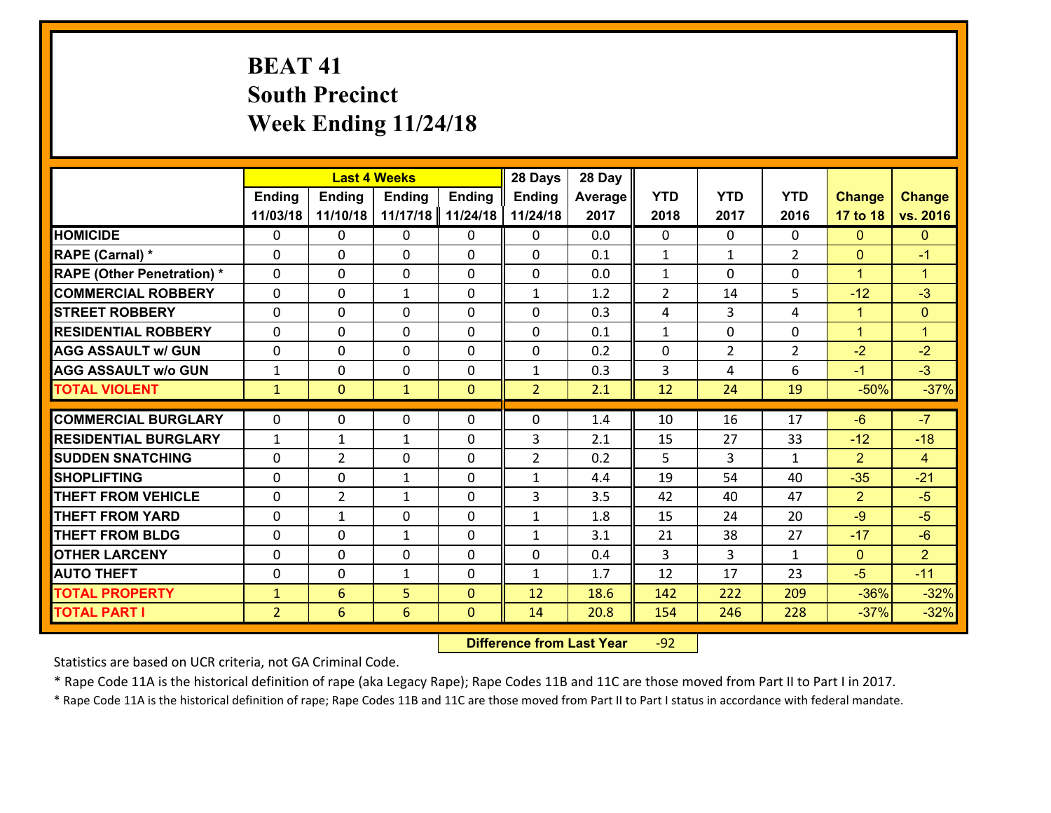# BEAT 41
## South Precinct
## Week Ending 11/24/18

| | Last 4 Weeks | | | | 28 Days | 28 Day | | | | | |
|---|---|---|---|---|---|---|---|---|---|---|---|
| | Ending 11/03/18 | Ending 11/10/18 | Ending 11/17/18 | Ending 11/24/18 | Ending 11/24/18 | Average 2017 | YTD 2018 | YTD 2017 | YTD 2016 | Change 17 to 18 | Change vs. 2016 |
| HOMICIDE | 0 | 0 | 0 | 0 | 0 | 0.0 | 0 | 0 | 0 | 0 | 0 |
| RAPE (Carnal) * | 0 | 0 | 0 | 0 | 0 | 0.1 | 1 | 1 | 2 | 0 | -1 |
| RAPE (Other Penetration) * | 0 | 0 | 0 | 0 | 0 | 0.0 | 1 | 0 | 0 | 1 | 1 |
| COMMERCIAL ROBBERY | 0 | 0 | 1 | 0 | 1 | 1.2 | 2 | 14 | 5 | -12 | -3 |
| STREET ROBBERY | 0 | 0 | 0 | 0 | 0 | 0.3 | 4 | 3 | 4 | 1 | 0 |
| RESIDENTIAL ROBBERY | 0 | 0 | 0 | 0 | 0 | 0.1 | 1 | 0 | 0 | 1 | 1 |
| AGG ASSAULT w/ GUN | 0 | 0 | 0 | 0 | 0 | 0.2 | 0 | 2 | 2 | -2 | -2 |
| AGG ASSAULT w/o GUN | 1 | 0 | 0 | 0 | 1 | 0.3 | 3 | 4 | 6 | -1 | -3 |
| TOTAL VIOLENT | 1 | 0 | 1 | 0 | 2 | 2.1 | 12 | 24 | 19 | -50% | -37% |
| COMMERCIAL BURGLARY | 0 | 0 | 0 | 0 | 0 | 1.4 | 10 | 16 | 17 | -6 | -7 |
| RESIDENTIAL BURGLARY | 1 | 1 | 1 | 0 | 3 | 2.1 | 15 | 27 | 33 | -12 | -18 |
| SUDDEN SNATCHING | 0 | 2 | 0 | 0 | 2 | 0.2 | 5 | 3 | 1 | 2 | 4 |
| SHOPLIFTING | 0 | 0 | 1 | 0 | 1 | 4.4 | 19 | 54 | 40 | -35 | -21 |
| THEFT FROM VEHICLE | 0 | 2 | 1 | 0 | 3 | 3.5 | 42 | 40 | 47 | 2 | -5 |
| THEFT FROM YARD | 0 | 1 | 0 | 0 | 1 | 1.8 | 15 | 24 | 20 | -9 | -5 |
| THEFT FROM BLDG | 0 | 0 | 1 | 0 | 1 | 3.1 | 21 | 38 | 27 | -17 | -6 |
| OTHER LARCENY | 0 | 0 | 0 | 0 | 0 | 0.4 | 3 | 3 | 1 | 0 | 2 |
| AUTO THEFT | 0 | 0 | 1 | 0 | 1 | 1.7 | 12 | 17 | 23 | -5 | -11 |
| TOTAL PROPERTY | 1 | 6 | 5 | 0 | 12 | 18.6 | 142 | 222 | 209 | -36% | -32% |
| TOTAL PART I | 2 | 6 | 6 | 0 | 14 | 20.8 | 154 | 246 | 228 | -37% | -32% |

**Difference from Last Year** -92

Statistics are based on UCR criteria, not GA Criminal Code.

* Rape Code 11A is the historical definition of rape (aka Legacy Rape); Rape Codes 11B and 11C are those moved from Part II to Part I in 2017.

* Rape Code 11A is the historical definition of rape; Rape Codes 11B and 11C are those moved from Part II to Part I status in accordance with federal mandate.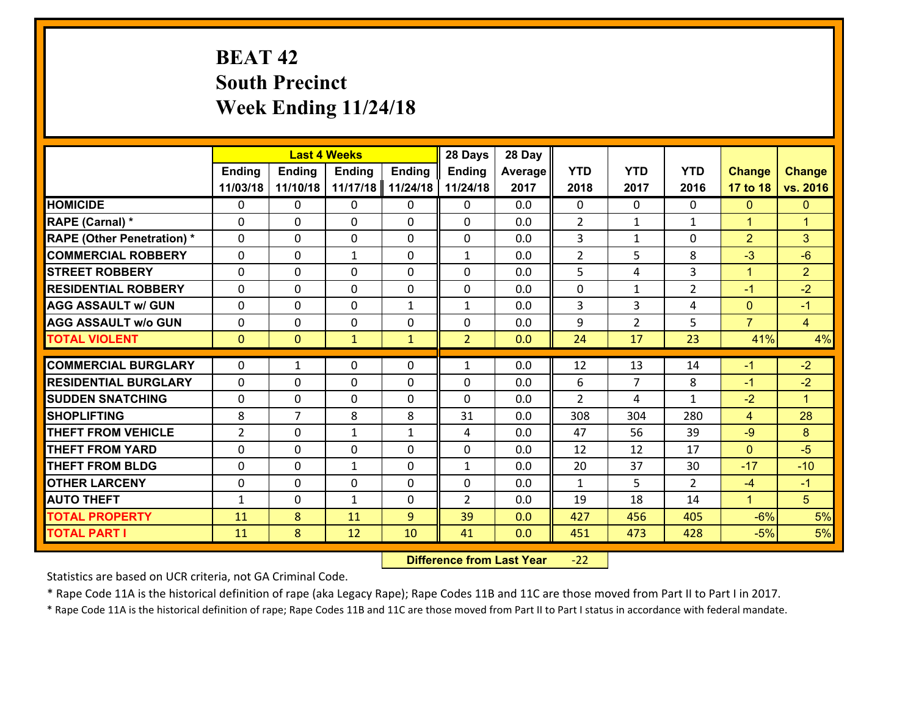# BEAT 42
## South Precinct
## Week Ending 11/24/18

| | Last 4 Weeks | | | | 28 Days | 28 Day | | | | | |
|---|---|---|---|---|---|---|---|---|---|---|---|
| | Ending 11/03/18 | Ending 11/10/18 | Ending 11/17/18 | Ending 11/24/18 | Ending 11/24/18 | Average 2017 | YTD 2018 | YTD 2017 | YTD 2016 | Change 17 to 18 | Change vs. 2016 |
| HOMICIDE | 0 | 0 | 0 | 0 | 0 | 0.0 | 0 | 0 | 0 | 0 | 0 |
| RAPE (Carnal) * | 0 | 0 | 0 | 0 | 0 | 0.0 | 2 | 1 | 1 | 1 | 1 |
| RAPE (Other Penetration) * | 0 | 0 | 0 | 0 | 0 | 0.0 | 3 | 1 | 0 | 2 | 3 |
| COMMERCIAL ROBBERY | 0 | 0 | 1 | 0 | 1 | 0.0 | 2 | 5 | 8 | -3 | -6 |
| STREET ROBBERY | 0 | 0 | 0 | 0 | 0 | 0.0 | 5 | 4 | 3 | 1 | 2 |
| RESIDENTIAL ROBBERY | 0 | 0 | 0 | 0 | 0 | 0.0 | 0 | 1 | 2 | -1 | -2 |
| AGG ASSAULT w/ GUN | 0 | 0 | 0 | 1 | 1 | 0.0 | 3 | 3 | 4 | 0 | -1 |
| AGG ASSAULT w/o GUN | 0 | 0 | 0 | 0 | 0 | 0.0 | 9 | 2 | 5 | 7 | 4 |
| TOTAL VIOLENT | 0 | 0 | 1 | 1 | 2 | 0.0 | 24 | 17 | 23 | 41% | 4% |
| COMMERCIAL BURGLARY | 0 | 1 | 0 | 0 | 1 | 0.0 | 12 | 13 | 14 | -1 | -2 |
| RESIDENTIAL BURGLARY | 0 | 0 | 0 | 0 | 0 | 0.0 | 6 | 7 | 8 | -1 | -2 |
| SUDDEN SNATCHING | 0 | 0 | 0 | 0 | 0 | 0.0 | 2 | 4 | 1 | -2 | 1 |
| SHOPLIFTING | 8 | 7 | 8 | 8 | 31 | 0.0 | 308 | 304 | 280 | 4 | 28 |
| THEFT FROM VEHICLE | 2 | 0 | 1 | 1 | 4 | 0.0 | 47 | 56 | 39 | -9 | 8 |
| THEFT FROM YARD | 0 | 0 | 0 | 0 | 0 | 0.0 | 12 | 12 | 17 | 0 | -5 |
| THEFT FROM BLDG | 0 | 0 | 1 | 0 | 1 | 0.0 | 20 | 37 | 30 | -17 | -10 |
| OTHER LARCENY | 0 | 0 | 0 | 0 | 0 | 0.0 | 1 | 5 | 2 | -4 | -1 |
| AUTO THEFT | 1 | 0 | 1 | 0 | 2 | 0.0 | 19 | 18 | 14 | 1 | 5 |
| TOTAL PROPERTY | 11 | 8 | 11 | 9 | 39 | 0.0 | 427 | 456 | 405 | -6% | 5% |
| TOTAL PART I | 11 | 8 | 12 | 10 | 41 | 0.0 | 451 | 473 | 428 | -5% | 5% |

**Difference from Last Year** -22

Statistics are based on UCR criteria, not GA Criminal Code.

* Rape Code 11A is the historical definition of rape (aka Legacy Rape); Rape Codes 11B and 11C are those moved from Part II to Part I in 2017.

* Rape Code 11A is the historical definition of rape; Rape Codes 11B and 11C are those moved from Part II to Part I status in accordance with federal mandate.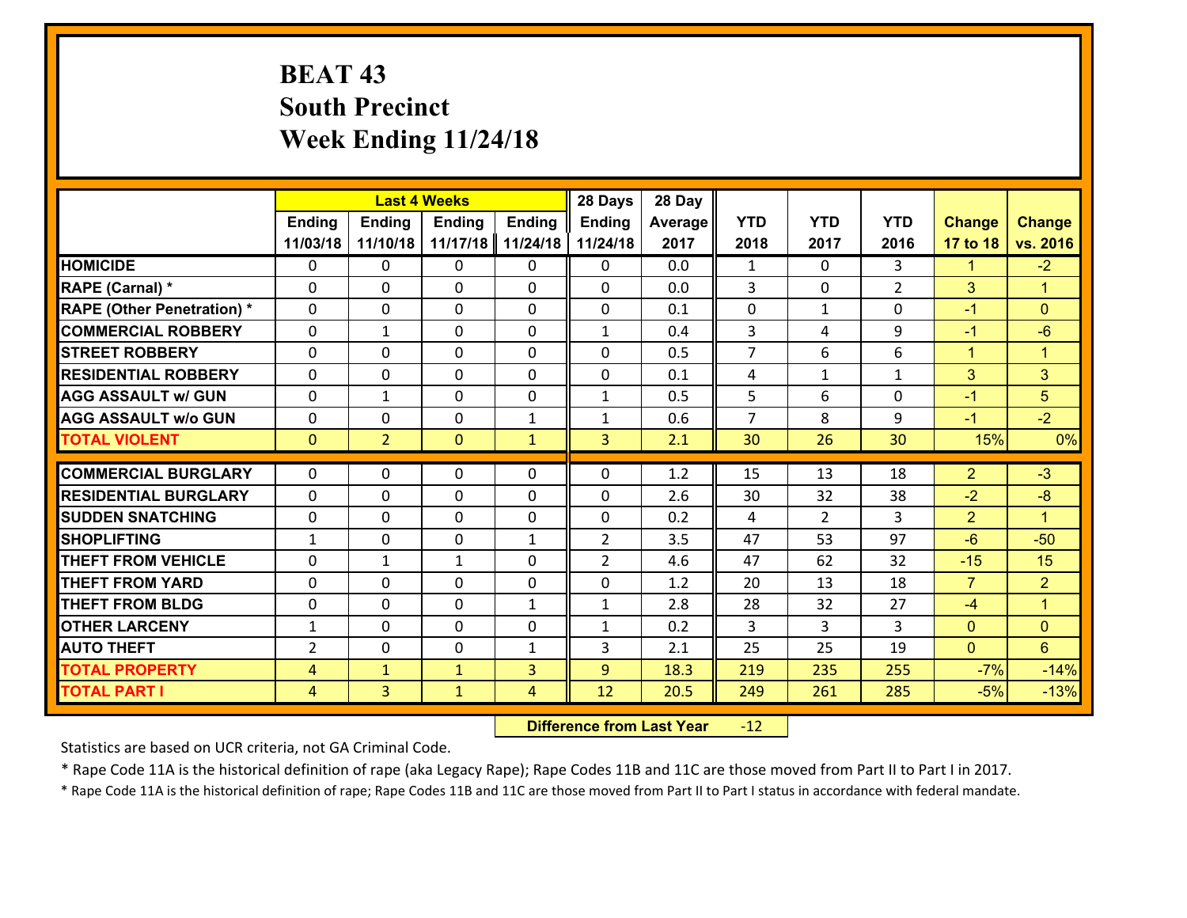# BEAT 43
## South Precinct
## Week Ending 11/24/18

| | Last 4 Weeks | | | | 28 Days | 28 Day | | | | | |
|---|---|---|---|---|---|---|---|---|---|---|---|
| | Ending 11/03/18 | Ending 11/10/18 | Ending 11/17/18 | Ending 11/24/18 | Ending 11/24/18 | Average 2017 | YTD 2018 | YTD 2017 | YTD 2016 | Change 17 to 18 | Change vs. 2016 |
| HOMICIDE | 0 | 0 | 0 | 0 | 0 | 0.0 | 1 | 0 | 3 | 1 | -2 |
| RAPE (Carnal) * | 0 | 0 | 0 | 0 | 0 | 0.0 | 3 | 0 | 2 | 3 | 1 |
| RAPE (Other Penetration) * | 0 | 0 | 0 | 0 | 0 | 0.1 | 0 | 1 | 0 | -1 | 0 |
| COMMERCIAL ROBBERY | 0 | 1 | 0 | 0 | 1 | 0.4 | 3 | 4 | 9 | -1 | -6 |
| STREET ROBBERY | 0 | 0 | 0 | 0 | 0 | 0.5 | 7 | 6 | 6 | 1 | 1 |
| RESIDENTIAL ROBBERY | 0 | 0 | 0 | 0 | 0 | 0.1 | 4 | 1 | 1 | 3 | 3 |
| AGG ASSAULT w/ GUN | 0 | 1 | 0 | 0 | 1 | 0.5 | 5 | 6 | 0 | -1 | 5 |
| AGG ASSAULT w/o GUN | 0 | 0 | 0 | 1 | 1 | 0.6 | 7 | 8 | 9 | -1 | -2 |
| TOTAL VIOLENT | 0 | 2 | 0 | 1 | 3 | 2.1 | 30 | 26 | 30 | 15% | 0% |
| COMMERCIAL BURGLARY | 0 | 0 | 0 | 0 | 0 | 1.2 | 15 | 13 | 18 | 2 | -3 |
| RESIDENTIAL BURGLARY | 0 | 0 | 0 | 0 | 0 | 2.6 | 30 | 32 | 38 | -2 | -8 |
| SUDDEN SNATCHING | 0 | 0 | 0 | 0 | 0 | 0.2 | 4 | 2 | 3 | 2 | 1 |
| SHOPLIFTING | 1 | 0 | 0 | 1 | 2 | 3.5 | 47 | 53 | 97 | -6 | -50 |
| THEFT FROM VEHICLE | 0 | 1 | 1 | 0 | 2 | 4.6 | 47 | 62 | 32 | -15 | 15 |
| THEFT FROM YARD | 0 | 0 | 0 | 0 | 0 | 1.2 | 20 | 13 | 18 | 7 | 2 |
| THEFT FROM BLDG | 0 | 0 | 0 | 1 | 1 | 2.8 | 28 | 32 | 27 | -4 | 1 |
| OTHER LARCENY | 1 | 0 | 0 | 0 | 1 | 0.2 | 3 | 3 | 3 | 0 | 0 |
| AUTO THEFT | 2 | 0 | 0 | 1 | 3 | 2.1 | 25 | 25 | 19 | 0 | 6 |
| TOTAL PROPERTY | 4 | 1 | 1 | 3 | 9 | 18.3 | 219 | 235 | 255 | -7% | -14% |
| TOTAL PART I | 4 | 3 | 1 | 4 | 12 | 20.5 | 249 | 261 | 285 | -5% | -13% |

**Difference from Last Year** -12

Statistics are based on UCR criteria, not GA Criminal Code.

* Rape Code 11A is the historical definition of rape (aka Legacy Rape); Rape Codes 11B and 11C are those moved from Part II to Part I in 2017.

* Rape Code 11A is the historical definition of rape; Rape Codes 11B and 11C are those moved from Part II to Part I status in accordance with federal mandate.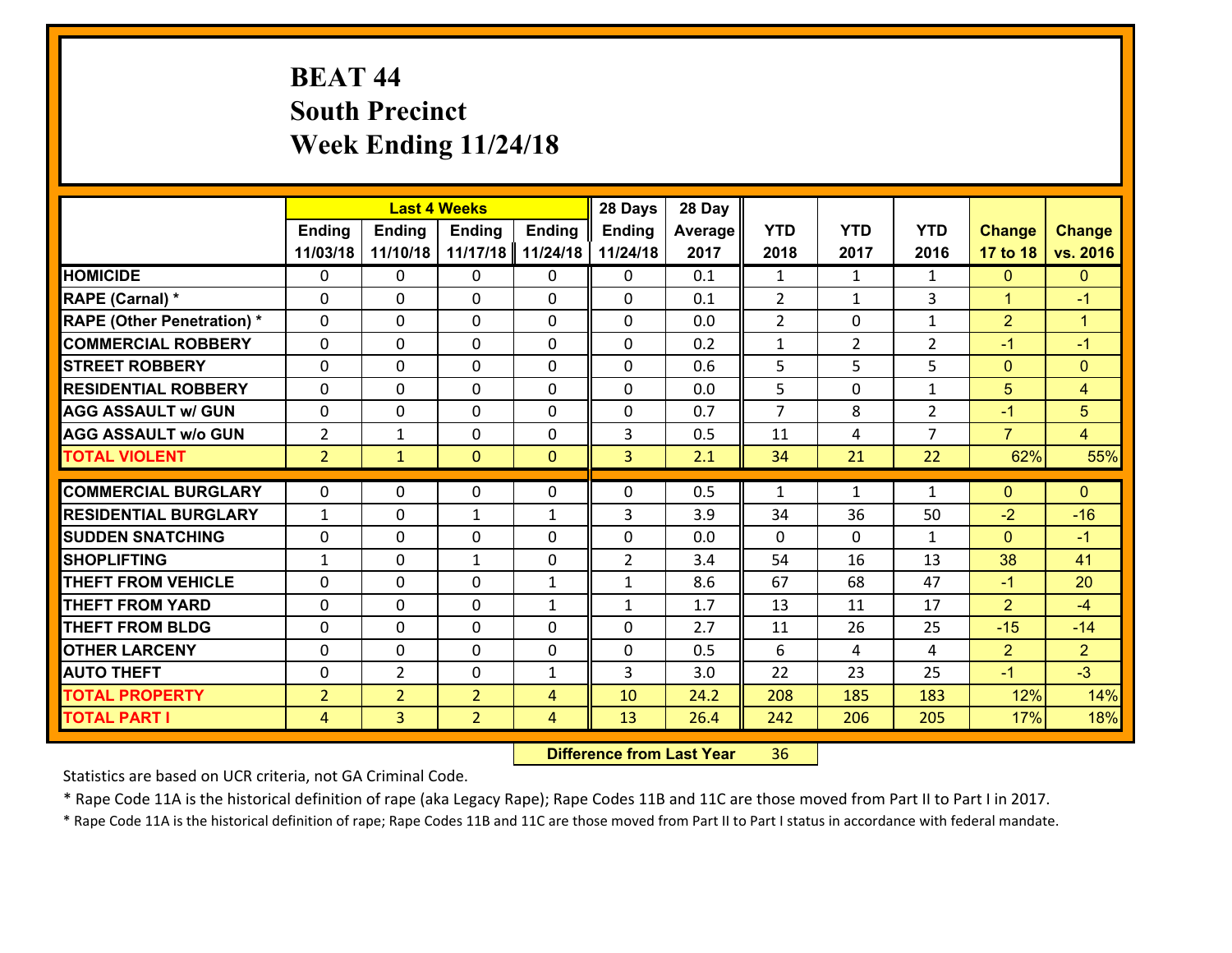# BEAT 44
## South Precinct
## Week Ending 11/24/18

| | Last 4 Weeks | | | | 28 Days | 28 Day | | | | | |
|---|---|---|---|---|---|---|---|---|---|---|---|
| | Ending 11/03/18 | Ending 11/10/18 | Ending 11/17/18 | Ending 11/24/18 | Ending 11/24/18 | Average 2017 | YTD 2018 | YTD 2017 | YTD 2016 | Change 17 to 18 | Change vs. 2016 |
| HOMICIDE | 0 | 0 | 0 | 0 | 0 | 0.1 | 1 | 1 | 1 | 0 | 0 |
| RAPE (Carnal) * | 0 | 0 | 0 | 0 | 0 | 0.1 | 2 | 1 | 3 | 1 | -1 |
| RAPE (Other Penetration) * | 0 | 0 | 0 | 0 | 0 | 0.0 | 2 | 0 | 1 | 2 | 1 |
| COMMERCIAL ROBBERY | 0 | 0 | 0 | 0 | 0 | 0.2 | 1 | 2 | 2 | -1 | -1 |
| STREET ROBBERY | 0 | 0 | 0 | 0 | 0 | 0.6 | 5 | 5 | 5 | 0 | 0 |
| RESIDENTIAL ROBBERY | 0 | 0 | 0 | 0 | 0 | 0.0 | 5 | 0 | 1 | 5 | 4 |
| AGG ASSAULT w/ GUN | 0 | 0 | 0 | 0 | 0 | 0.7 | 7 | 8 | 2 | -1 | 5 |
| AGG ASSAULT w/o GUN | 2 | 1 | 0 | 0 | 3 | 0.5 | 11 | 4 | 7 | 7 | 4 |
| TOTAL VIOLENT | 2 | 1 | 0 | 0 | 3 | 2.1 | 34 | 21 | 22 | 62% | 55% |
| COMMERCIAL BURGLARY | 0 | 0 | 0 | 0 | 0 | 0.5 | 1 | 1 | 1 | 0 | 0 |
| RESIDENTIAL BURGLARY | 1 | 0 | 1 | 1 | 3 | 3.9 | 34 | 36 | 50 | -2 | -16 |
| SUDDEN SNATCHING | 0 | 0 | 0 | 0 | 0 | 0.0 | 0 | 0 | 1 | 0 | -1 |
| SHOPLIFTING | 1 | 0 | 1 | 0 | 2 | 3.4 | 54 | 16 | 13 | 38 | 41 |
| THEFT FROM VEHICLE | 0 | 0 | 0 | 1 | 1 | 8.6 | 67 | 68 | 47 | -1 | 20 |
| THEFT FROM YARD | 0 | 0 | 0 | 1 | 1 | 1.7 | 13 | 11 | 17 | 2 | -4 |
| THEFT FROM BLDG | 0 | 0 | 0 | 0 | 0 | 2.7 | 11 | 26 | 25 | -15 | -14 |
| OTHER LARCENY | 0 | 0 | 0 | 0 | 0 | 0.5 | 6 | 4 | 4 | 2 | 2 |
| AUTO THEFT | 0 | 2 | 0 | 1 | 3 | 3.0 | 22 | 23 | 25 | -1 | -3 |
| TOTAL PROPERTY | 2 | 2 | 2 | 4 | 10 | 24.2 | 208 | 185 | 183 | 12% | 14% |
| TOTAL PART I | 4 | 3 | 2 | 4 | 13 | 26.4 | 242 | 206 | 205 | 17% | 18% |

**Difference from Last Year** 36

Statistics are based on UCR criteria, not GA Criminal Code.

* Rape Code 11A is the historical definition of rape (aka Legacy Rape); Rape Codes 11B and 11C are those moved from Part II to Part I in 2017.

* Rape Code 11A is the historical definition of rape; Rape Codes 11B and 11C are those moved from Part II to Part I status in accordance with federal mandate.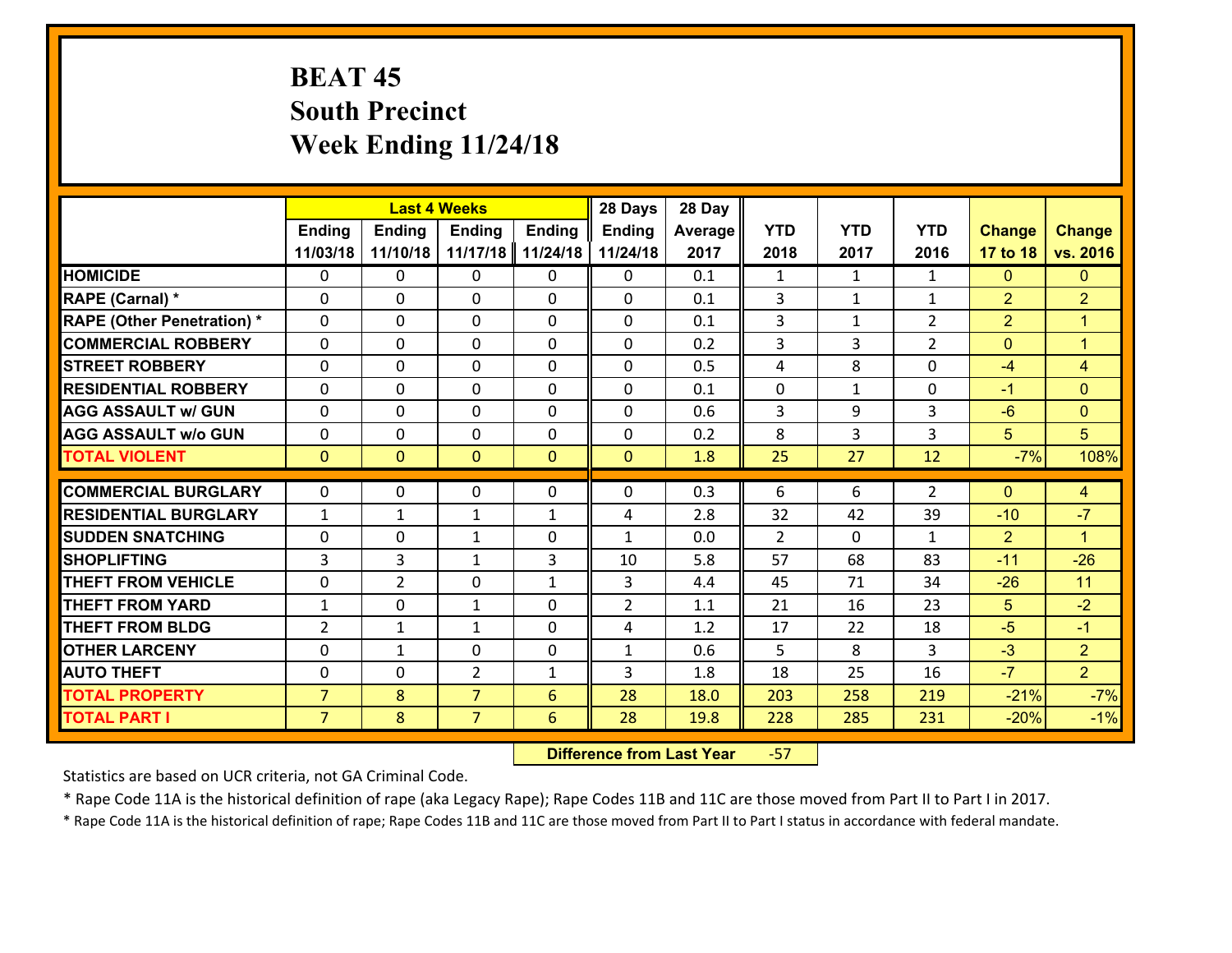# BEAT 45
# South Precinct
# Week Ending 11/24/18

| | Last 4 Weeks | | | | 28 Days | 28 Day | | | | | |
|---|---|---|---|---|---|---|---|---|---|---|---|
| | Ending 11/03/18 | Ending 11/10/18 | Ending 11/17/18 | Ending 11/24/18 | Ending 11/24/18 | Average 2017 | YTD 2018 | YTD 2017 | YTD 2016 | Change 17 to 18 | Change vs. 2016 |
| HOMICIDE | 0 | 0 | 0 | 0 | 0 | 0.1 | 1 | 1 | 1 | 0 | 0 |
| RAPE (Carnal) * | 0 | 0 | 0 | 0 | 0 | 0.1 | 3 | 1 | 1 | 2 | 2 |
| RAPE (Other Penetration) * | 0 | 0 | 0 | 0 | 0 | 0.1 | 3 | 1 | 2 | 2 | 1 |
| COMMERCIAL ROBBERY | 0 | 0 | 0 | 0 | 0 | 0.2 | 3 | 3 | 2 | 0 | 1 |
| STREET ROBBERY | 0 | 0 | 0 | 0 | 0 | 0.5 | 4 | 8 | 0 | -4 | 4 |
| RESIDENTIAL ROBBERY | 0 | 0 | 0 | 0 | 0 | 0.1 | 0 | 1 | 0 | -1 | 0 |
| AGG ASSAULT w/ GUN | 0 | 0 | 0 | 0 | 0 | 0.6 | 3 | 9 | 3 | -6 | 0 |
| AGG ASSAULT w/o GUN | 0 | 0 | 0 | 0 | 0 | 0.2 | 8 | 3 | 3 | 5 | 5 |
| TOTAL VIOLENT | 0 | 0 | 0 | 0 | 0 | 1.8 | 25 | 27 | 12 | -7% | 108% |
| COMMERCIAL BURGLARY | 0 | 0 | 0 | 0 | 0 | 0.3 | 6 | 6 | 2 | 0 | 4 |
| RESIDENTIAL BURGLARY | 1 | 1 | 1 | 1 | 4 | 2.8 | 32 | 42 | 39 | -10 | -7 |
| SUDDEN SNATCHING | 0 | 0 | 1 | 0 | 1 | 0.0 | 2 | 0 | 1 | 2 | 1 |
| SHOPLIFTING | 3 | 3 | 1 | 3 | 10 | 5.8 | 57 | 68 | 83 | -11 | -26 |
| THEFT FROM VEHICLE | 0 | 2 | 0 | 1 | 3 | 4.4 | 45 | 71 | 34 | -26 | 11 |
| THEFT FROM YARD | 1 | 0 | 1 | 0 | 2 | 1.1 | 21 | 16 | 23 | 5 | -2 |
| THEFT FROM BLDG | 2 | 1 | 1 | 0 | 4 | 1.2 | 17 | 22 | 18 | -5 | -1 |
| OTHER LARCENY | 0 | 1 | 0 | 0 | 1 | 0.6 | 5 | 8 | 3 | -3 | 2 |
| AUTO THEFT | 0 | 0 | 2 | 1 | 3 | 1.8 | 18 | 25 | 16 | -7 | 2 |
| TOTAL PROPERTY | 7 | 8 | 7 | 6 | 28 | 18.0 | 203 | 258 | 219 | -21% | -7% |
| TOTAL PART I | 7 | 8 | 7 | 6 | 28 | 19.8 | 228 | 285 | 231 | -20% | -1% |

**Difference from Last Year** -57

Statistics are based on UCR criteria, not GA Criminal Code.

* Rape Code 11A is the historical definition of rape (aka Legacy Rape); Rape Codes 11B and 11C are those moved from Part II to Part I in 2017.

* Rape Code 11A is the historical definition of rape; Rape Codes 11B and 11C are those moved from Part II to Part I status in accordance with federal mandate.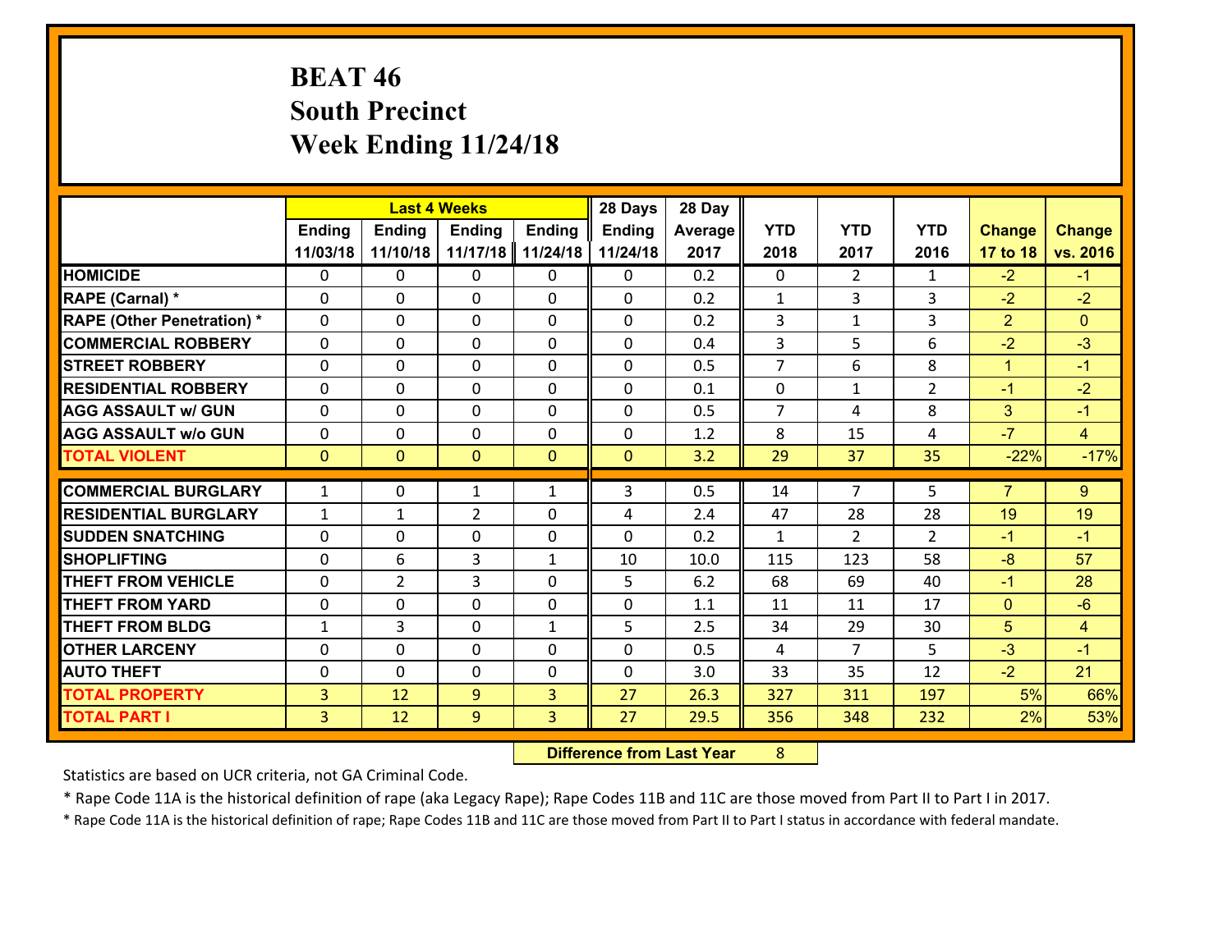# BEAT 46
## South Precinct
## Week Ending 11/24/18

| | Last 4 Weeks | | | | 28 Days | 28 Day | | | | | |
|---|---|---|---|---|---|---|---|---|---|---|---|
| | Ending 11/03/18 | Ending 11/10/18 | Ending 11/17/18 | Ending 11/24/18 | Ending 11/24/18 | Average 2017 | YTD 2018 | YTD 2017 | YTD 2016 | Change 17 to 18 | Change vs. 2016 |
| **HOMICIDE** | 0 | 0 | 0 | 0 | 0 | 0.2 | 0 | 2 | 1 | -2 | -1 |
| **RAPE (Carnal) *** | 0 | 0 | 0 | 0 | 0 | 0.2 | 1 | 3 | 3 | -2 | -2 |
| **RAPE (Other Penetration) *** | 0 | 0 | 0 | 0 | 0 | 0.2 | 3 | 1 | 3 | 2 | 0 |
| **COMMERCIAL ROBBERY** | 0 | 0 | 0 | 0 | 0 | 0.4 | 3 | 5 | 6 | -2 | -3 |
| **STREET ROBBERY** | 0 | 0 | 0 | 0 | 0 | 0.5 | 7 | 6 | 8 | 1 | -1 |
| **RESIDENTIAL ROBBERY** | 0 | 0 | 0 | 0 | 0 | 0.1 | 0 | 1 | 2 | -1 | -2 |
| **AGG ASSAULT w/ GUN** | 0 | 0 | 0 | 0 | 0 | 0.5 | 7 | 4 | 8 | 3 | -1 |
| **AGG ASSAULT w/o GUN** | 0 | 0 | 0 | 0 | 0 | 1.2 | 8 | 15 | 4 | -7 | 4 |
| **TOTAL VIOLENT** | 0 | 0 | 0 | 0 | 0 | 3.2 | 29 | 37 | 35 | -22% | -17% |
| **COMMERCIAL BURGLARY** | 1 | 0 | 1 | 1 | 3 | 0.5 | 14 | 7 | 5 | 7 | 9 |
| **RESIDENTIAL BURGLARY** | 1 | 1 | 2 | 0 | 4 | 2.4 | 47 | 28 | 28 | 19 | 19 |
| **SUDDEN SNATCHING** | 0 | 0 | 0 | 0 | 0 | 0.2 | 1 | 2 | 2 | -1 | -1 |
| **SHOPLIFTING** | 0 | 6 | 3 | 1 | 10 | 10.0 | 115 | 123 | 58 | -8 | 57 |
| **THEFT FROM VEHICLE** | 0 | 2 | 3 | 0 | 5 | 6.2 | 68 | 69 | 40 | -1 | 28 |
| **THEFT FROM YARD** | 0 | 0 | 0 | 0 | 0 | 1.1 | 11 | 11 | 17 | 0 | -6 |
| **THEFT FROM BLDG** | 1 | 3 | 0 | 1 | 5 | 2.5 | 34 | 29 | 30 | 5 | 4 |
| **OTHER LARCENY** | 0 | 0 | 0 | 0 | 0 | 0.5 | 4 | 7 | 5 | -3 | -1 |
| **AUTO THEFT** | 0 | 0 | 0 | 0 | 0 | 3.0 | 33 | 35 | 12 | -2 | 21 |
| **TOTAL PROPERTY** | 3 | 12 | 9 | 3 | 27 | 26.3 | 327 | 311 | 197 | 5% | 66% |
| **TOTAL PART I** | 3 | 12 | 9 | 3 | 27 | 29.5 | 356 | 348 | 232 | 2% | 53% |

**Difference from Last Year** 8

Statistics are based on UCR criteria, not GA Criminal Code.

* Rape Code 11A is the historical definition of rape (aka Legacy Rape); Rape Codes 11B and 11C are those moved from Part II to Part I in 2017.

* Rape Code 11A is the historical definition of rape; Rape Codes 11B and 11C are those moved from Part II to Part I status in accordance with federal mandate.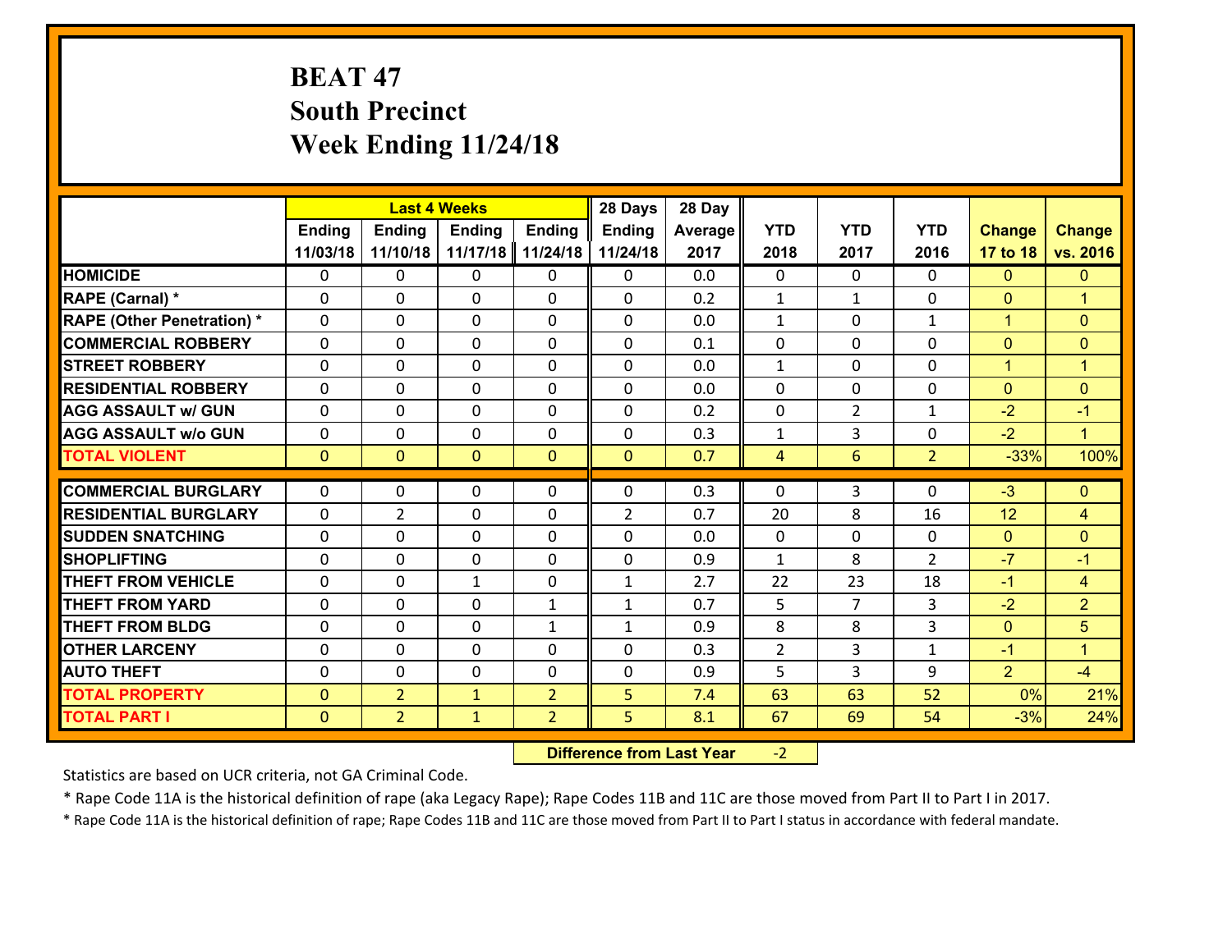# BEAT 47
## South Precinct
## Week Ending 11/24/18

| | Last 4 Weeks | | | | 28 Days | 28 Day | | | | | |
|---|---|---|---|---|---|---|---|---|---|---|---|
| | Ending 11/03/18 | Ending 11/10/18 | Ending 11/17/18 | Ending 11/24/18 | Ending 11/24/18 | Average 2017 | YTD 2018 | YTD 2017 | YTD 2016 | Change 17 to 18 | Change vs. 2016 |
| **HOMICIDE** | 0 | 0 | 0 | 0 | 0 | 0.0 | 0 | 0 | 0 | 0 | 0 |
| **RAPE (Carnal) *** | 0 | 0 | 0 | 0 | 0 | 0.2 | 1 | 1 | 0 | 0 | 1 |
| **RAPE (Other Penetration) *** | 0 | 0 | 0 | 0 | 0 | 0.0 | 1 | 0 | 1 | 1 | 0 |
| **COMMERCIAL ROBBERY** | 0 | 0 | 0 | 0 | 0 | 0.1 | 0 | 0 | 0 | 0 | 0 |
| **STREET ROBBERY** | 0 | 0 | 0 | 0 | 0 | 0.0 | 1 | 0 | 0 | 1 | 1 |
| **RESIDENTIAL ROBBERY** | 0 | 0 | 0 | 0 | 0 | 0.0 | 0 | 0 | 0 | 0 | 0 |
| **AGG ASSAULT w/ GUN** | 0 | 0 | 0 | 0 | 0 | 0.2 | 0 | 2 | 1 | -2 | -1 |
| **AGG ASSAULT w/o GUN** | 0 | 0 | 0 | 0 | 0 | 0.3 | 1 | 3 | 0 | -2 | 1 |
| **TOTAL VIOLENT** | 0 | 0 | 0 | 0 | 0 | 0.7 | 4 | 6 | 2 | -33% | 100% |
| **COMMERCIAL BURGLARY** | 0 | 0 | 0 | 0 | 0 | 0.3 | 0 | 3 | 0 | -3 | 0 |
| **RESIDENTIAL BURGLARY** | 0 | 2 | 0 | 0 | 2 | 0.7 | 20 | 8 | 16 | 12 | 4 |
| **SUDDEN SNATCHING** | 0 | 0 | 0 | 0 | 0 | 0.0 | 0 | 0 | 0 | 0 | 0 |
| **SHOPLIFTING** | 0 | 0 | 0 | 0 | 0 | 0.9 | 1 | 8 | 2 | -7 | -1 |
| **THEFT FROM VEHICLE** | 0 | 0 | 1 | 0 | 1 | 2.7 | 22 | 23 | 18 | -1 | 4 |
| **THEFT FROM YARD** | 0 | 0 | 0 | 1 | 1 | 0.7 | 5 | 7 | 3 | -2 | 2 |
| **THEFT FROM BLDG** | 0 | 0 | 0 | 1 | 1 | 0.9 | 8 | 8 | 3 | 0 | 5 |
| **OTHER LARCENY** | 0 | 0 | 0 | 0 | 0 | 0.3 | 2 | 3 | 1 | -1 | 1 |
| **AUTO THEFT** | 0 | 0 | 0 | 0 | 0 | 0.9 | 5 | 3 | 9 | 2 | -4 |
| **TOTAL PROPERTY** | 0 | 2 | 1 | 2 | 5 | 7.4 | 63 | 63 | 52 | 0% | 21% |
| **TOTAL PART I** | 0 | 2 | 1 | 2 | 5 | 8.1 | 67 | 69 | 54 | -3% | 24% |

**Difference from Last Year** -2

Statistics are based on UCR criteria, not GA Criminal Code.

* Rape Code 11A is the historical definition of rape (aka Legacy Rape); Rape Codes 11B and 11C are those moved from Part II to Part I in 2017.

* Rape Code 11A is the historical definition of rape; Rape Codes 11B and 11C are those moved from Part II to Part I status in accordance with federal mandate.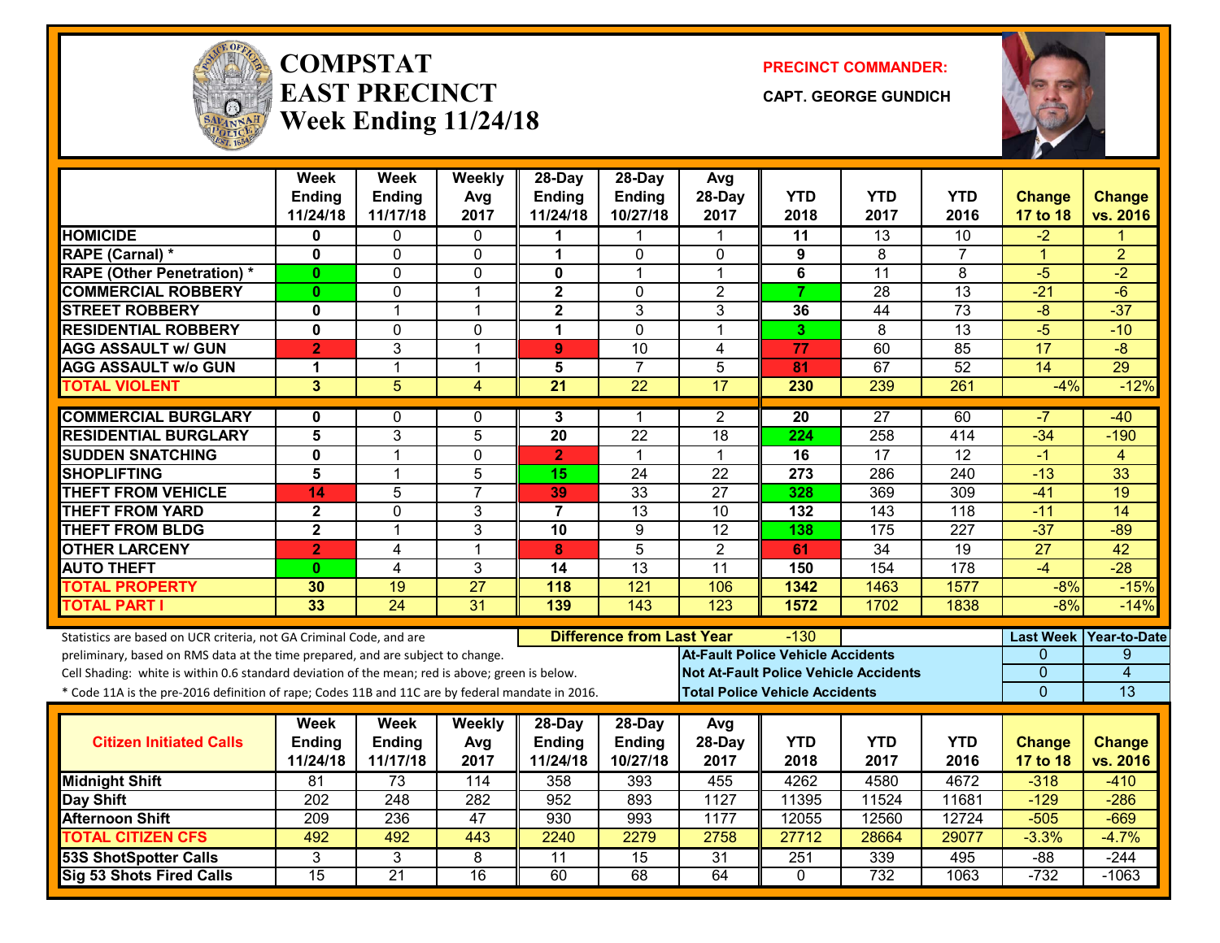# COMPSTAT EAST PRECINCT
## Week Ending 11/24/18

**PRECINCT COMMANDER:**

**CAPT. GEORGE GUNDICH**

| | Week Ending 11/24/18 | Week Ending 11/17/18 | Weekly Avg 2017 | 28-Day Ending 11/24/18 | 28-Day Ending 10/27/18 | Avg 28-Day 2017 | YTD 2018 | YTD 2017 | YTD 2016 | Change 17 to 18 | Change vs. 2016 |
|---|---|---|---|---|---|---|---|---|---|---|---|
| HOMICIDE | 0 | 0 | 0 | 1 | 1 | 1 | 11 | 13 | 10 | -2 | 1 |
| RAPE (Carnal) * | 0 | 0 | 0 | 1 | 0 | 0 | 9 | 8 | 7 | 1 | 2 |
| RAPE (Other Penetration) * | 0 | 0 | 0 | 0 | 1 | 1 | 6 | 11 | 8 | -5 | -2 |
| COMMERCIAL ROBBERY | 0 | 0 | 1 | 2 | 0 | 2 | 7 | 28 | 13 | -21 | -6 |
| STREET ROBBERY | 0 | 1 | 1 | 2 | 3 | 3 | 36 | 44 | 73 | -8 | -37 |
| RESIDENTIAL ROBBERY | 0 | 0 | 0 | 1 | 0 | 1 | 3 | 8 | 13 | -5 | -10 |
| AGG ASSAULT w/ GUN | 2 | 3 | 1 | 9 | 10 | 4 | 77 | 60 | 85 | 17 | -8 |
| AGG ASSAULT w/o GUN | 1 | 1 | 1 | 5 | 7 | 5 | 81 | 67 | 52 | 14 | 29 |
| TOTAL VIOLENT | 3 | 5 | 4 | 21 | 22 | 17 | 230 | 239 | 261 | -4% | -12% |
| COMMERCIAL BURGLARY | 0 | 0 | 0 | 3 | 1 | 2 | 20 | 27 | 60 | -7 | -40 |
| RESIDENTIAL BURGLARY | 5 | 3 | 5 | 20 | 22 | 18 | 224 | 258 | 414 | -34 | -190 |
| SUDDEN SNATCHING | 0 | 1 | 0 | 2 | 1 | 1 | 16 | 17 | 12 | -1 | 4 |
| SHOPLIFTING | 5 | 1 | 5 | 15 | 24 | 22 | 273 | 286 | 240 | -13 | 33 |
| THEFT FROM VEHICLE | 14 | 5 | 7 | 39 | 33 | 27 | 328 | 369 | 309 | -41 | 19 |
| THEFT FROM YARD | 2 | 0 | 3 | 7 | 13 | 10 | 132 | 143 | 118 | -11 | 14 |
| THEFT FROM BLDG | 2 | 1 | 3 | 10 | 9 | 12 | 138 | 175 | 227 | -37 | -89 |
| OTHER LARCENY | 2 | 4 | 1 | 8 | 5 | 2 | 61 | 34 | 19 | 27 | 42 |
| AUTO THEFT | 0 | 4 | 3 | 14 | 13 | 11 | 150 | 154 | 178 | -4 | -28 |
| TOTAL PROPERTY | 30 | 19 | 27 | 118 | 121 | 106 | 1342 | 1463 | 1577 | -8% | -15% |
| TOTAL PART I | 33 | 24 | 31 | 139 | 143 | 123 | 1572 | 1702 | 1838 | -8% | -14% |

Statistics are based on UCR criteria, not GA Criminal Code, and are preliminary, based on RMS data at the time prepared, and are subject to change.

Cell Shading: white is within 0.6 standard deviation of the mean; red is above; green is below.

* Code 11A is the pre-2016 definition of rape; Codes 11B and 11C are by federal mandate in 2016.

**Difference from Last Year:** -130

| | Last Week | Year-to-Date |
|---|---|---|
| At-Fault Police Vehicle Accidents | 0 | 9 |
| Not At-Fault Police Vehicle Accidents | 0 | 4 |
| Total Police Vehicle Accidents | 0 | 13 |

| Citizen Initiated Calls | Week Ending 11/24/18 | Week Ending 11/17/18 | Weekly Avg 2017 | 28-Day Ending 11/24/18 | 28-Day Ending 10/27/18 | Avg 28-Day 2017 | YTD 2018 | YTD 2017 | YTD 2016 | Change 17 to 18 | Change vs. 2016 |
|---|---|---|---|---|---|---|---|---|---|---|---|
| Midnight Shift | 81 | 73 | 114 | 358 | 393 | 455 | 4262 | 4580 | 4672 | -318 | -410 |
| Day Shift | 202 | 248 | 282 | 952 | 893 | 1127 | 11395 | 11524 | 11681 | -129 | -286 |
| Afternoon Shift | 209 | 236 | 47 | 930 | 993 | 1177 | 12055 | 12560 | 12724 | -505 | -669 |
| TOTAL CITIZEN CFS | 492 | 492 | 443 | 2240 | 2279 | 2758 | 27712 | 28664 | 29077 | -3.3% | -4.7% |
| 53S ShotSpotter Calls | 3 | 3 | 8 | 11 | 15 | 31 | 251 | 339 | 495 | -88 | -244 |
| Sig 53 Shots Fired Calls | 15 | 21 | 16 | 60 | 68 | 64 | 0 | 732 | 1063 | -732 | -1063 |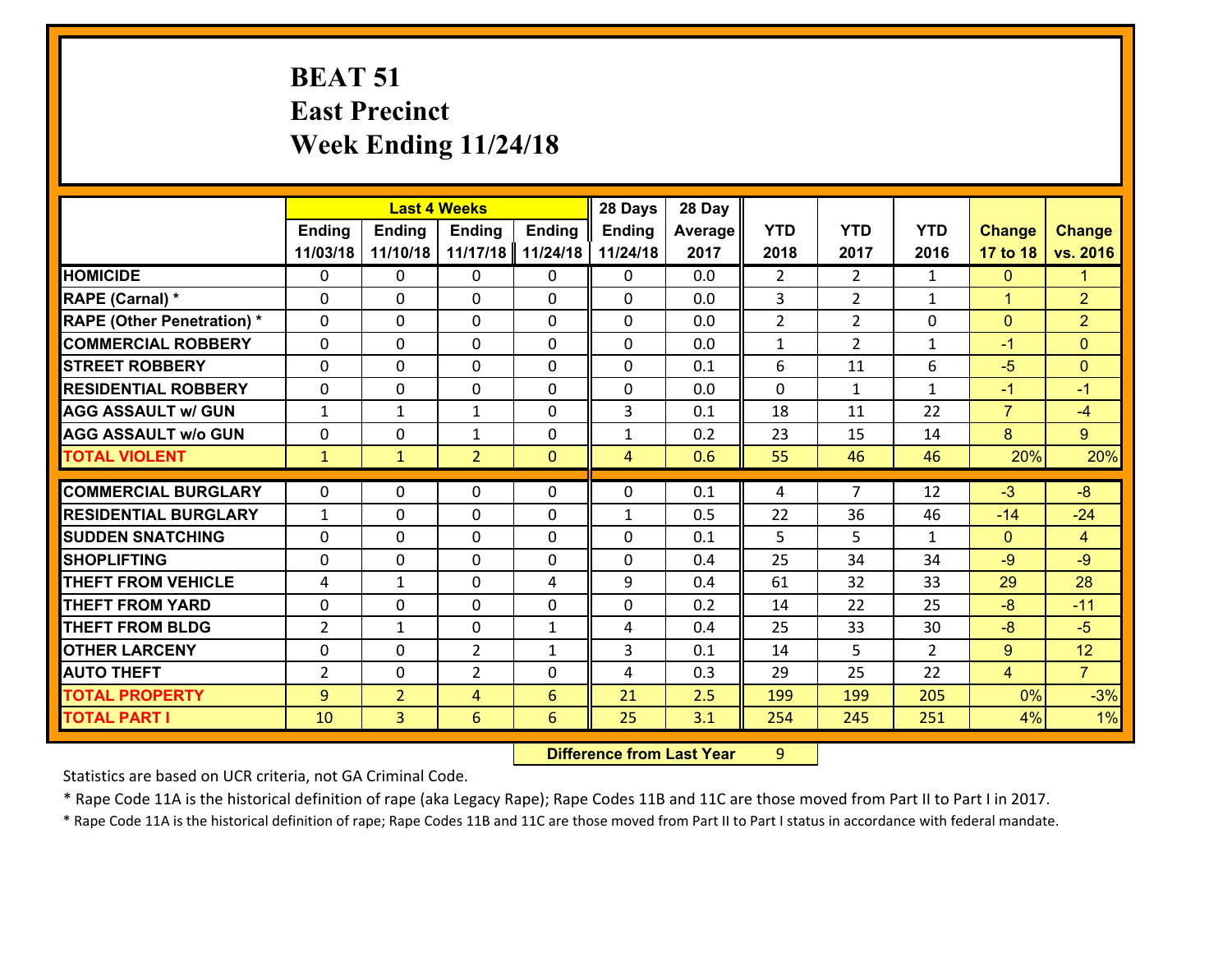# BEAT 51
## East Precinct
## Week Ending 11/24/18

| | Last 4 Weeks | | | | 28 Days | 28 Day | | | | | |
|---|---|---|---|---|---|---|---|---|---|---|---|
| | Ending 11/03/18 | Ending 11/10/18 | Ending 11/17/18 | Ending 11/24/18 | Ending 11/24/18 | Average 2017 | YTD 2018 | YTD 2017 | YTD 2016 | Change 17 to 18 | Change vs. 2016 |
| HOMICIDE | 0 | 0 | 0 | 0 | 0 | 0.0 | 2 | 2 | 1 | 0 | 1 |
| RAPE (Carnal) * | 0 | 0 | 0 | 0 | 0 | 0.0 | 3 | 2 | 1 | 1 | 2 |
| RAPE (Other Penetration) * | 0 | 0 | 0 | 0 | 0 | 0.0 | 2 | 2 | 0 | 0 | 2 |
| COMMERCIAL ROBBERY | 0 | 0 | 0 | 0 | 0 | 0.0 | 1 | 2 | 1 | -1 | 0 |
| STREET ROBBERY | 0 | 0 | 0 | 0 | 0 | 0.1 | 6 | 11 | 6 | -5 | 0 |
| RESIDENTIAL ROBBERY | 0 | 0 | 0 | 0 | 0 | 0.0 | 0 | 1 | 1 | -1 | -1 |
| AGG ASSAULT w/ GUN | 1 | 1 | 1 | 0 | 3 | 0.1 | 18 | 11 | 22 | 7 | -4 |
| AGG ASSAULT w/o GUN | 0 | 0 | 1 | 0 | 1 | 0.2 | 23 | 15 | 14 | 8 | 9 |
| TOTAL VIOLENT | 1 | 1 | 2 | 0 | 4 | 0.6 | 55 | 46 | 46 | 20% | 20% |
| COMMERCIAL BURGLARY | 0 | 0 | 0 | 0 | 0 | 0.1 | 4 | 7 | 12 | -3 | -8 |
| RESIDENTIAL BURGLARY | 1 | 0 | 0 | 0 | 1 | 0.5 | 22 | 36 | 46 | -14 | -24 |
| SUDDEN SNATCHING | 0 | 0 | 0 | 0 | 0 | 0.1 | 5 | 5 | 1 | 0 | 4 |
| SHOPLIFTING | 0 | 0 | 0 | 0 | 0 | 0.4 | 25 | 34 | 34 | -9 | -9 |
| THEFT FROM VEHICLE | 4 | 1 | 0 | 4 | 9 | 0.4 | 61 | 32 | 33 | 29 | 28 |
| THEFT FROM YARD | 0 | 0 | 0 | 0 | 0 | 0.2 | 14 | 22 | 25 | -8 | -11 |
| THEFT FROM BLDG | 2 | 1 | 0 | 1 | 4 | 0.4 | 25 | 33 | 30 | -8 | -5 |
| OTHER LARCENY | 0 | 0 | 2 | 1 | 3 | 0.1 | 14 | 5 | 2 | 9 | 12 |
| AUTO THEFT | 2 | 0 | 2 | 0 | 4 | 0.3 | 29 | 25 | 22 | 4 | 7 |
| TOTAL PROPERTY | 9 | 2 | 4 | 6 | 21 | 2.5 | 199 | 199 | 205 | 0% | -3% |
| TOTAL PART I | 10 | 3 | 6 | 6 | 25 | 3.1 | 254 | 245 | 251 | 4% | 1% |

**Difference from Last Year** 9

Statistics are based on UCR criteria, not GA Criminal Code.

* Rape Code 11A is the historical definition of rape (aka Legacy Rape); Rape Codes 11B and 11C are those moved from Part II to Part I in 2017.

* Rape Code 11A is the historical definition of rape; Rape Codes 11B and 11C are those moved from Part II to Part I status in accordance with federal mandate.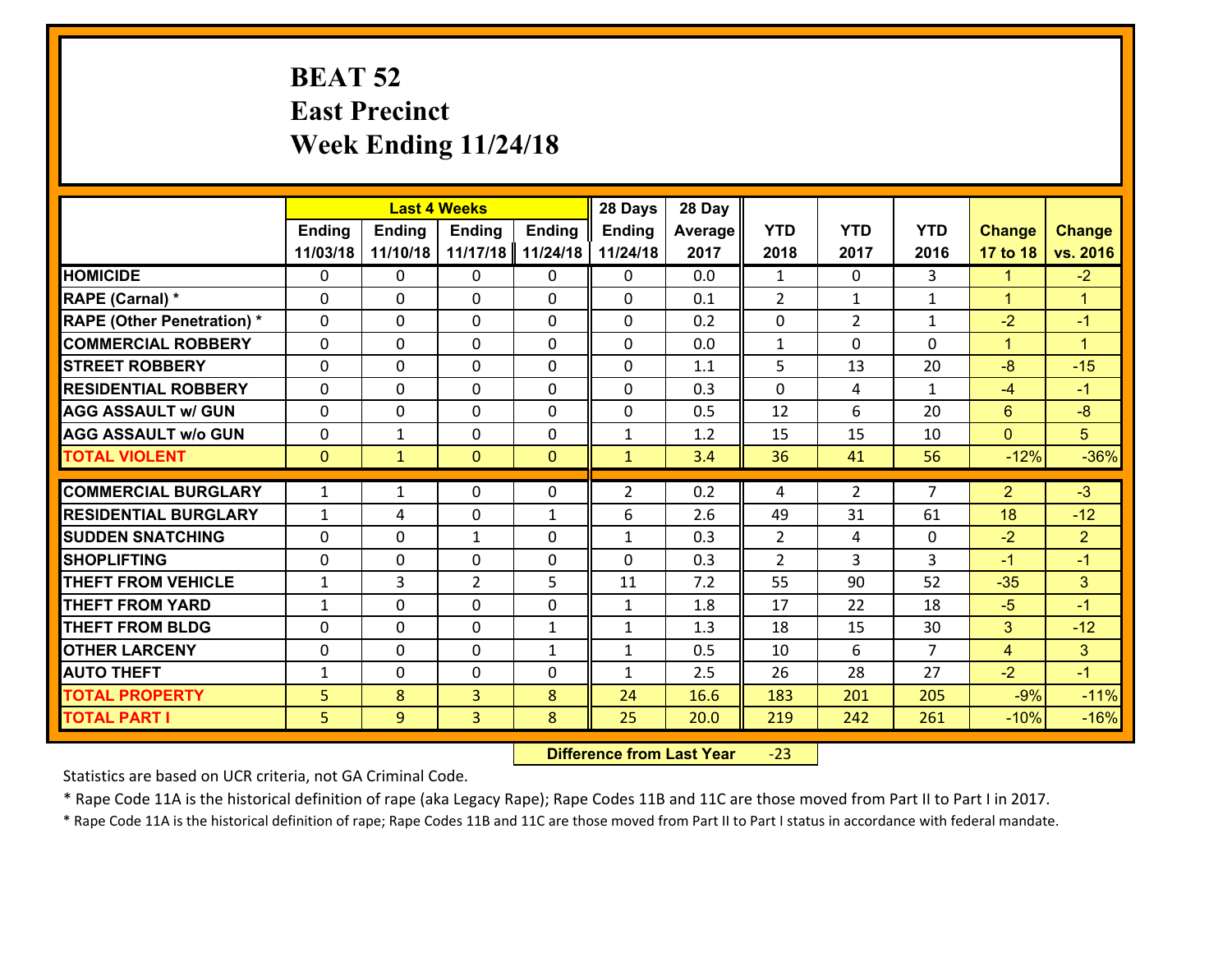# BEAT 52
# East Precinct
# Week Ending 11/24/18

| | Last 4 Weeks | | | | 28 Days | 28 Day | | | | | |
|---|---|---|---|---|---|---|---|---|---|---|---|
| | Ending 11/03/18 | Ending 11/10/18 | Ending 11/17/18 | Ending 11/24/18 | Ending 11/24/18 | Average 2017 | YTD 2018 | YTD 2017 | YTD 2016 | Change 17 to 18 | Change vs. 2016 |
| HOMICIDE | 0 | 0 | 0 | 0 | 0 | 0.0 | 1 | 0 | 3 | 1 | -2 |
| RAPE (Carnal) * | 0 | 0 | 0 | 0 | 0 | 0.1 | 2 | 1 | 1 | 1 | 1 |
| RAPE (Other Penetration) * | 0 | 0 | 0 | 0 | 0 | 0.2 | 0 | 2 | 1 | -2 | -1 |
| COMMERCIAL ROBBERY | 0 | 0 | 0 | 0 | 0 | 0.0 | 1 | 0 | 0 | 1 | 1 |
| STREET ROBBERY | 0 | 0 | 0 | 0 | 0 | 1.1 | 5 | 13 | 20 | -8 | -15 |
| RESIDENTIAL ROBBERY | 0 | 0 | 0 | 0 | 0 | 0.3 | 0 | 4 | 1 | -4 | -1 |
| AGG ASSAULT w/ GUN | 0 | 0 | 0 | 0 | 0 | 0.5 | 12 | 6 | 20 | 6 | -8 |
| AGG ASSAULT w/o GUN | 0 | 1 | 0 | 0 | 1 | 1.2 | 15 | 15 | 10 | 0 | 5 |
| TOTAL VIOLENT | 0 | 1 | 0 | 0 | 1 | 3.4 | 36 | 41 | 56 | -12% | -36% |
| COMMERCIAL BURGLARY | 1 | 1 | 0 | 0 | 2 | 0.2 | 4 | 2 | 7 | 2 | -3 |
| RESIDENTIAL BURGLARY | 1 | 4 | 0 | 1 | 6 | 2.6 | 49 | 31 | 61 | 18 | -12 |
| SUDDEN SNATCHING | 0 | 0 | 1 | 0 | 1 | 0.3 | 2 | 4 | 0 | -2 | 2 |
| SHOPLIFTING | 0 | 0 | 0 | 0 | 0 | 0.3 | 2 | 3 | 3 | -1 | -1 |
| THEFT FROM VEHICLE | 1 | 3 | 2 | 5 | 11 | 7.2 | 55 | 90 | 52 | -35 | 3 |
| THEFT FROM YARD | 1 | 0 | 0 | 0 | 1 | 1.8 | 17 | 22 | 18 | -5 | -1 |
| THEFT FROM BLDG | 0 | 0 | 0 | 1 | 1 | 1.3 | 18 | 15 | 30 | 3 | -12 |
| OTHER LARCENY | 0 | 0 | 0 | 1 | 1 | 0.5 | 10 | 6 | 7 | 4 | 3 |
| AUTO THEFT | 1 | 0 | 0 | 0 | 1 | 2.5 | 26 | 28 | 27 | -2 | -1 |
| TOTAL PROPERTY | 5 | 8 | 3 | 8 | 24 | 16.6 | 183 | 201 | 205 | -9% | -11% |
| TOTAL PART I | 5 | 9 | 3 | 8 | 25 | 20.0 | 219 | 242 | 261 | -10% | -16% |

**Difference from Last Year** -23

Statistics are based on UCR criteria, not GA Criminal Code.

* Rape Code 11A is the historical definition of rape (aka Legacy Rape); Rape Codes 11B and 11C are those moved from Part II to Part I in 2017.

* Rape Code 11A is the historical definition of rape; Rape Codes 11B and 11C are those moved from Part II to Part I status in accordance with federal mandate.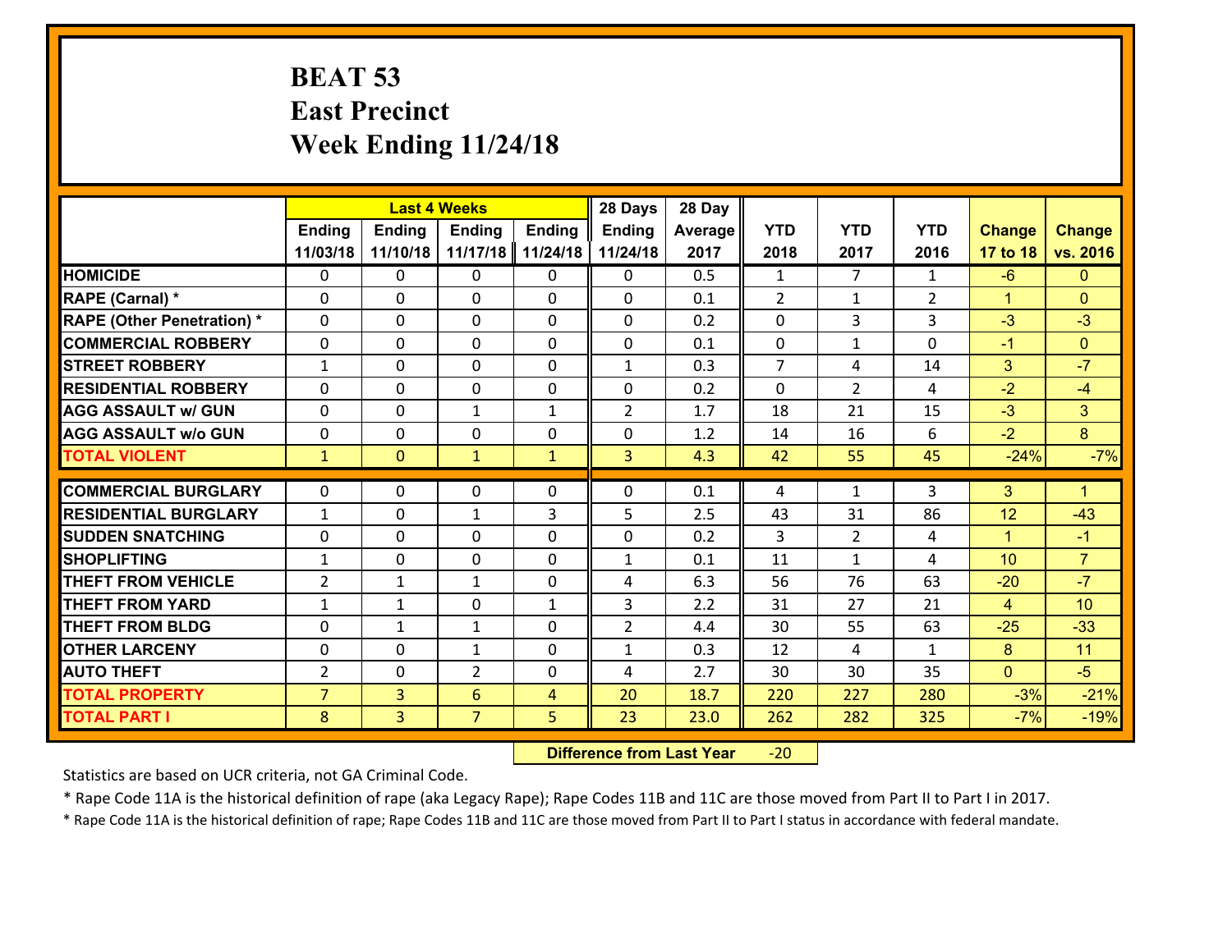# BEAT 53
## East Precinct
## Week Ending 11/24/18

| | Last 4 Weeks | | | | 28 Days | 28 Day | | | | | |
|---|---|---|---|---|---|---|---|---|---|---|---|
| | Ending 11/03/18 | Ending 11/10/18 | Ending 11/17/18 | Ending 11/24/18 | Ending 11/24/18 | Average 2017 | YTD 2018 | YTD 2017 | YTD 2016 | Change 17 to 18 | Change vs. 2016 |
| **HOMICIDE** | 0 | 0 | 0 | 0 | 0 | 0.5 | 1 | 7 | 1 | -6 | 0 |
| **RAPE (Carnal) *** | 0 | 0 | 0 | 0 | 0 | 0.1 | 2 | 1 | 2 | 1 | 0 |
| **RAPE (Other Penetration) *** | 0 | 0 | 0 | 0 | 0 | 0.2 | 0 | 3 | 3 | -3 | -3 |
| **COMMERCIAL ROBBERY** | 0 | 0 | 0 | 0 | 0 | 0.1 | 0 | 1 | 0 | -1 | 0 |
| **STREET ROBBERY** | 1 | 0 | 0 | 0 | 1 | 0.3 | 7 | 4 | 14 | 3 | -7 |
| **RESIDENTIAL ROBBERY** | 0 | 0 | 0 | 0 | 0 | 0.2 | 0 | 2 | 4 | -2 | -4 |
| **AGG ASSAULT w/ GUN** | 0 | 0 | 1 | 1 | 2 | 1.7 | 18 | 21 | 15 | -3 | 3 |
| **AGG ASSAULT w/o GUN** | 0 | 0 | 0 | 0 | 0 | 1.2 | 14 | 16 | 6 | -2 | 8 |
| **TOTAL VIOLENT** | 1 | 0 | 1 | 1 | 3 | 4.3 | 42 | 55 | 45 | -24% | -7% |
| **COMMERCIAL BURGLARY** | 0 | 0 | 0 | 0 | 0 | 0.1 | 4 | 1 | 3 | 3 | 1 |
| **RESIDENTIAL BURGLARY** | 1 | 0 | 1 | 3 | 5 | 2.5 | 43 | 31 | 86 | 12 | -43 |
| **SUDDEN SNATCHING** | 0 | 0 | 0 | 0 | 0 | 0.2 | 3 | 2 | 4 | 1 | -1 |
| **SHOPLIFTING** | 1 | 0 | 0 | 0 | 1 | 0.1 | 11 | 1 | 4 | 10 | 7 |
| **THEFT FROM VEHICLE** | 2 | 1 | 1 | 0 | 4 | 6.3 | 56 | 76 | 63 | -20 | -7 |
| **THEFT FROM YARD** | 1 | 1 | 0 | 1 | 3 | 2.2 | 31 | 27 | 21 | 4 | 10 |
| **THEFT FROM BLDG** | 0 | 1 | 1 | 0 | 2 | 4.4 | 30 | 55 | 63 | -25 | -33 |
| **OTHER LARCENY** | 0 | 0 | 1 | 0 | 1 | 0.3 | 12 | 4 | 1 | 8 | 11 |
| **AUTO THEFT** | 2 | 0 | 2 | 0 | 4 | 2.7 | 30 | 30 | 35 | 0 | -5 |
| **TOTAL PROPERTY** | 7 | 3 | 6 | 4 | 20 | 18.7 | 220 | 227 | 280 | -3% | -21% |
| **TOTAL PART I** | 8 | 3 | 7 | 5 | 23 | 23.0 | 262 | 282 | 325 | -7% | -19% |

**Difference from Last Year** -20

Statistics are based on UCR criteria, not GA Criminal Code.

* Rape Code 11A is the historical definition of rape (aka Legacy Rape); Rape Codes 11B and 11C are those moved from Part II to Part I in 2017.

* Rape Code 11A is the historical definition of rape; Rape Codes 11B and 11C are those moved from Part II to Part I status in accordance with federal mandate.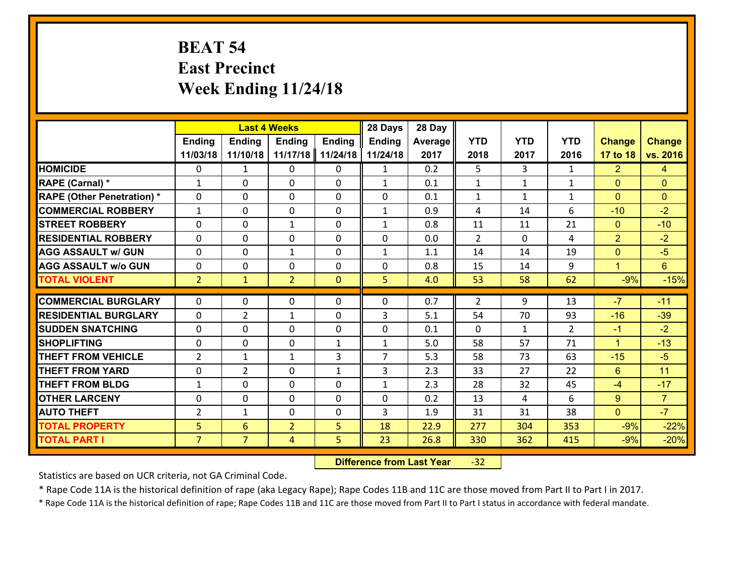# BEAT 54
## East Precinct
## Week Ending 11/24/18

| | Last 4 Weeks | | | | 28 Days | 28 Day | | | | | |
|---|---|---|---|---|---|---|---|---|---|---|---|
| | Ending 11/03/18 | Ending 11/10/18 | Ending 11/17/18 | Ending 11/24/18 | Ending 11/24/18 | Average 2017 | YTD 2018 | YTD 2017 | YTD 2016 | Change 17 to 18 | Change vs. 2016 |
| HOMICIDE | 0 | 1 | 0 | 0 | 1 | 0.2 | 5 | 3 | 1 | 2 | 4 |
| RAPE (Carnal) * | 1 | 0 | 0 | 0 | 1 | 0.1 | 1 | 1 | 1 | 0 | 0 |
| RAPE (Other Penetration) * | 0 | 0 | 0 | 0 | 0 | 0.1 | 1 | 1 | 1 | 0 | 0 |
| COMMERCIAL ROBBERY | 1 | 0 | 0 | 0 | 1 | 0.9 | 4 | 14 | 6 | -10 | -2 |
| STREET ROBBERY | 0 | 0 | 1 | 0 | 1 | 0.8 | 11 | 11 | 21 | 0 | -10 |
| RESIDENTIAL ROBBERY | 0 | 0 | 0 | 0 | 0 | 0.0 | 2 | 0 | 4 | 2 | -2 |
| AGG ASSAULT w/ GUN | 0 | 0 | 1 | 0 | 1 | 1.1 | 14 | 14 | 19 | 0 | -5 |
| AGG ASSAULT w/o GUN | 0 | 0 | 0 | 0 | 0 | 0.8 | 15 | 14 | 9 | 1 | 6 |
| TOTAL VIOLENT | 2 | 1 | 2 | 0 | 5 | 4.0 | 53 | 58 | 62 | -9% | -15% |
| COMMERCIAL BURGLARY | 0 | 0 | 0 | 0 | 0 | 0.7 | 2 | 9 | 13 | -7 | -11 |
| RESIDENTIAL BURGLARY | 0 | 2 | 1 | 0 | 3 | 5.1 | 54 | 70 | 93 | -16 | -39 |
| SUDDEN SNATCHING | 0 | 0 | 0 | 0 | 0 | 0.1 | 0 | 1 | 2 | -1 | -2 |
| SHOPLIFTING | 0 | 0 | 0 | 1 | 1 | 5.0 | 58 | 57 | 71 | 1 | -13 |
| THEFT FROM VEHICLE | 2 | 1 | 1 | 3 | 7 | 5.3 | 58 | 73 | 63 | -15 | -5 |
| THEFT FROM YARD | 0 | 2 | 0 | 1 | 3 | 2.3 | 33 | 27 | 22 | 6 | 11 |
| THEFT FROM BLDG | 1 | 0 | 0 | 0 | 1 | 2.3 | 28 | 32 | 45 | -4 | -17 |
| OTHER LARCENY | 0 | 0 | 0 | 0 | 0 | 0.2 | 13 | 4 | 6 | 9 | 7 |
| AUTO THEFT | 2 | 1 | 0 | 0 | 3 | 1.9 | 31 | 31 | 38 | 0 | -7 |
| TOTAL PROPERTY | 5 | 6 | 2 | 5 | 18 | 22.9 | 277 | 304 | 353 | -9% | -22% |
| TOTAL PART I | 7 | 7 | 4 | 5 | 23 | 26.8 | 330 | 362 | 415 | -9% | -20% |

**Difference from Last Year** -32

Statistics are based on UCR criteria, not GA Criminal Code.

* Rape Code 11A is the historical definition of rape (aka Legacy Rape); Rape Codes 11B and 11C are those moved from Part II to Part I in 2017.

* Rape Code 11A is the historical definition of rape; Rape Codes 11B and 11C are those moved from Part II to Part I status in accordance with federal mandate.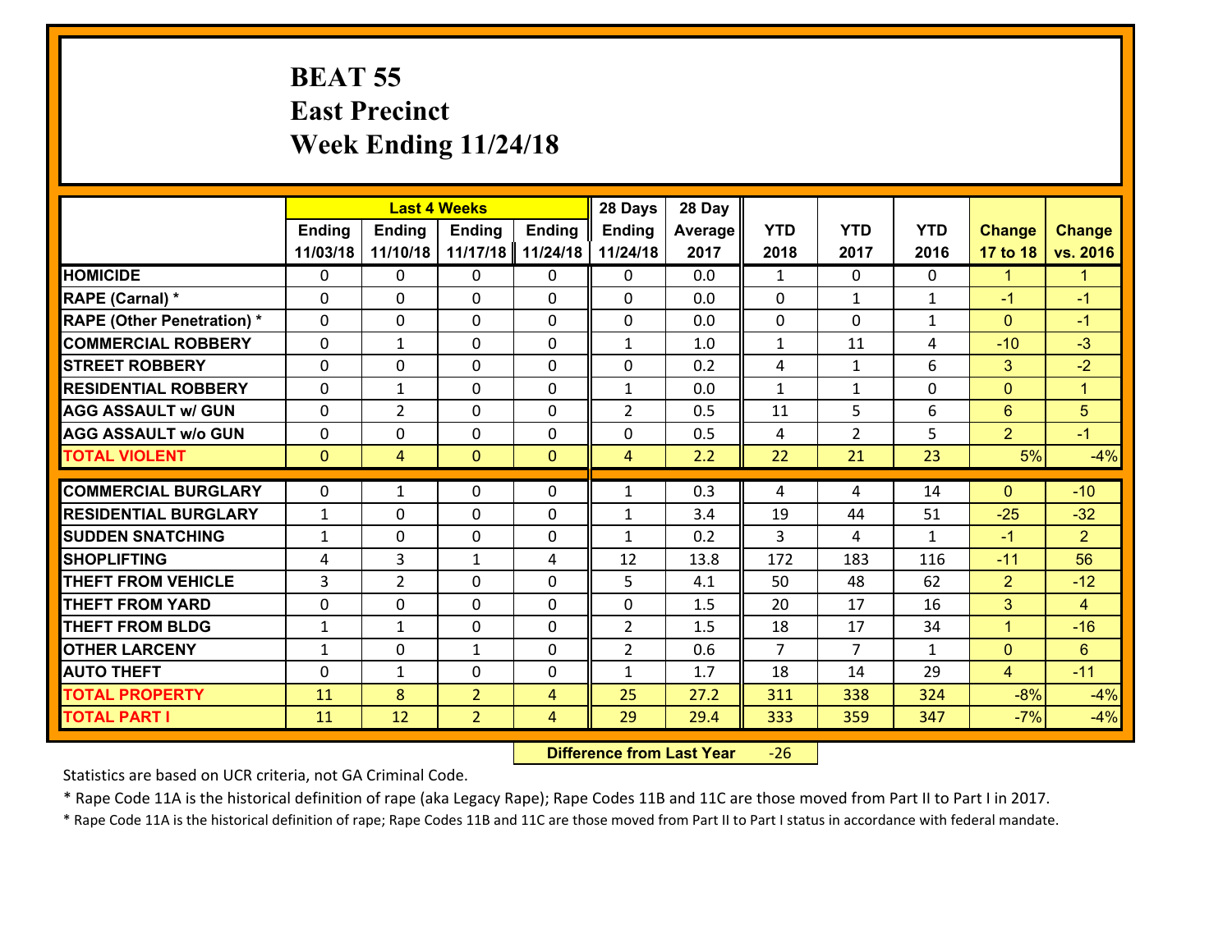# BEAT 55
## East Precinct
## Week Ending 11/24/18

| | Last 4 Weeks | | | | 28 Days | 28 Day | | | | | |
|---|---|---|---|---|---|---|---|---|---|---|---|
| | Ending 11/03/18 | Ending 11/10/18 | Ending 11/17/18 | Ending 11/24/18 | Ending 11/24/18 | Average 2017 | YTD 2018 | YTD 2017 | YTD 2016 | Change 17 to 18 | Change vs. 2016 |
| **HOMICIDE** | 0 | 0 | 0 | 0 | 0 | 0.0 | 1 | 0 | 0 | 1 | 1 |
| **RAPE (Carnal) *** | 0 | 0 | 0 | 0 | 0 | 0.0 | 0 | 1 | 1 | -1 | -1 |
| **RAPE (Other Penetration) *** | 0 | 0 | 0 | 0 | 0 | 0.0 | 0 | 0 | 1 | 0 | -1 |
| **COMMERCIAL ROBBERY** | 0 | 1 | 0 | 0 | 1 | 1.0 | 1 | 11 | 4 | -10 | -3 |
| **STREET ROBBERY** | 0 | 0 | 0 | 0 | 0 | 0.2 | 4 | 1 | 6 | 3 | -2 |
| **RESIDENTIAL ROBBERY** | 0 | 1 | 0 | 0 | 1 | 0.0 | 1 | 1 | 0 | 0 | 1 |
| **AGG ASSAULT w/ GUN** | 0 | 2 | 0 | 0 | 2 | 0.5 | 11 | 5 | 6 | 6 | 5 |
| **AGG ASSAULT w/o GUN** | 0 | 0 | 0 | 0 | 0 | 0.5 | 4 | 2 | 5 | 2 | -1 |
| **TOTAL VIOLENT** | 0 | 4 | 0 | 0 | 4 | 2.2 | 22 | 21 | 23 | 5% | -4% |
| **COMMERCIAL BURGLARY** | 0 | 1 | 0 | 0 | 1 | 0.3 | 4 | 4 | 14 | 0 | -10 |
| **RESIDENTIAL BURGLARY** | 1 | 0 | 0 | 0 | 1 | 3.4 | 19 | 44 | 51 | -25 | -32 |
| **SUDDEN SNATCHING** | 1 | 0 | 0 | 0 | 1 | 0.2 | 3 | 4 | 1 | -1 | 2 |
| **SHOPLIFTING** | 4 | 3 | 1 | 4 | 12 | 13.8 | 172 | 183 | 116 | -11 | 56 |
| **THEFT FROM VEHICLE** | 3 | 2 | 0 | 0 | 5 | 4.1 | 50 | 48 | 62 | 2 | -12 |
| **THEFT FROM YARD** | 0 | 0 | 0 | 0 | 0 | 1.5 | 20 | 17 | 16 | 3 | 4 |
| **THEFT FROM BLDG** | 1 | 1 | 0 | 0 | 2 | 1.5 | 18 | 17 | 34 | 1 | -16 |
| **OTHER LARCENY** | 1 | 0 | 1 | 0 | 2 | 0.6 | 7 | 7 | 1 | 0 | 6 |
| **AUTO THEFT** | 0 | 1 | 0 | 0 | 1 | 1.7 | 18 | 14 | 29 | 4 | -11 |
| **TOTAL PROPERTY** | 11 | 8 | 2 | 4 | 25 | 27.2 | 311 | 338 | 324 | -8% | -4% |
| **TOTAL PART I** | 11 | 12 | 2 | 4 | 29 | 29.4 | 333 | 359 | 347 | -7% | -4% |

**Difference from Last Year** -26

Statistics are based on UCR criteria, not GA Criminal Code.

* Rape Code 11A is the historical definition of rape (aka Legacy Rape); Rape Codes 11B and 11C are those moved from Part II to Part I in 2017.

* Rape Code 11A is the historical definition of rape; Rape Codes 11B and 11C are those moved from Part II to Part I status in accordance with federal mandate.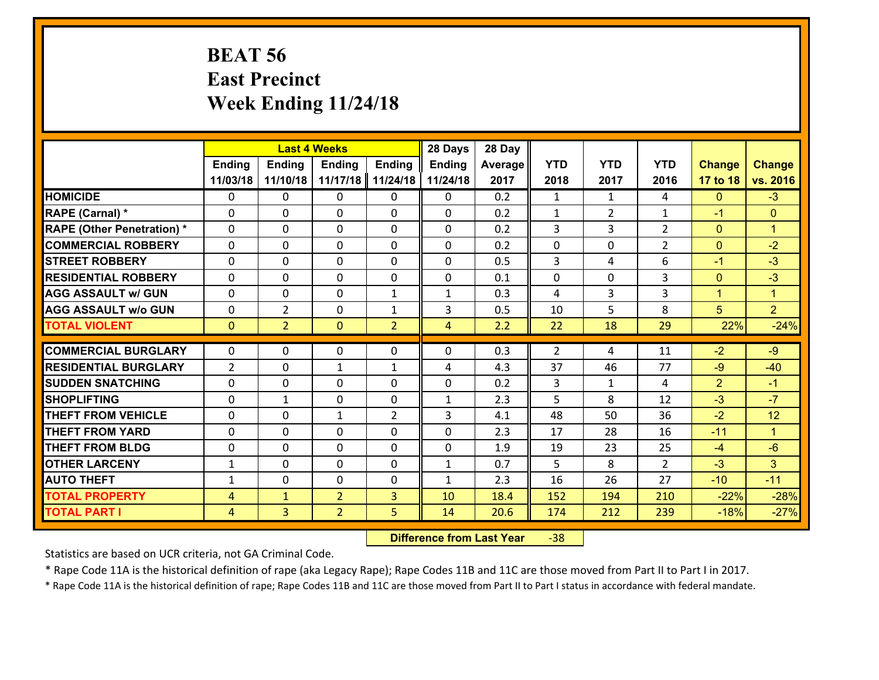# BEAT 56
## East Precinct
## Week Ending 11/24/18

| | Last 4 Weeks | | | | 28 Days | 28 Day | | | | | |
|---|---|---|---|---|---|---|---|---|---|---|---|
| | Ending 11/03/18 | Ending 11/10/18 | Ending 11/17/18 | Ending 11/24/18 | Ending 11/24/18 | Average 2017 | YTD 2018 | YTD 2017 | YTD 2016 | Change 17 to 18 | Change vs. 2016 |
| **HOMICIDE** | 0 | 0 | 0 | 0 | 0 | 0.2 | 1 | 1 | 4 | 0 | -3 |
| **RAPE (Carnal) *** | 0 | 0 | 0 | 0 | 0 | 0.2 | 1 | 2 | 1 | -1 | 0 |
| **RAPE (Other Penetration) *** | 0 | 0 | 0 | 0 | 0 | 0.2 | 3 | 3 | 2 | 0 | 1 |
| **COMMERCIAL ROBBERY** | 0 | 0 | 0 | 0 | 0 | 0.2 | 0 | 0 | 2 | 0 | -2 |
| **STREET ROBBERY** | 0 | 0 | 0 | 0 | 0 | 0.5 | 3 | 4 | 6 | -1 | -3 |
| **RESIDENTIAL ROBBERY** | 0 | 0 | 0 | 0 | 0 | 0.1 | 0 | 0 | 3 | 0 | -3 |
| **AGG ASSAULT w/ GUN** | 0 | 0 | 0 | 1 | 1 | 0.3 | 4 | 3 | 3 | 1 | 1 |
| **AGG ASSAULT w/o GUN** | 0 | 2 | 0 | 1 | 3 | 0.5 | 10 | 5 | 8 | 5 | 2 |
| **TOTAL VIOLENT** | 0 | 2 | 0 | 2 | 4 | 2.2 | 22 | 18 | 29 | 22% | -24% |
| **COMMERCIAL BURGLARY** | 0 | 0 | 0 | 0 | 0 | 0.3 | 2 | 4 | 11 | -2 | -9 |
| **RESIDENTIAL BURGLARY** | 2 | 0 | 1 | 1 | 4 | 4.3 | 37 | 46 | 77 | -9 | -40 |
| **SUDDEN SNATCHING** | 0 | 0 | 0 | 0 | 0 | 0.2 | 3 | 1 | 4 | 2 | -1 |
| **SHOPLIFTING** | 0 | 1 | 0 | 0 | 1 | 2.3 | 5 | 8 | 12 | -3 | -7 |
| **THEFT FROM VEHICLE** | 0 | 0 | 1 | 2 | 3 | 4.1 | 48 | 50 | 36 | -2 | 12 |
| **THEFT FROM YARD** | 0 | 0 | 0 | 0 | 0 | 2.3 | 17 | 28 | 16 | -11 | 1 |
| **THEFT FROM BLDG** | 0 | 0 | 0 | 0 | 0 | 1.9 | 19 | 23 | 25 | -4 | -6 |
| **OTHER LARCENY** | 1 | 0 | 0 | 0 | 1 | 0.7 | 5 | 8 | 2 | -3 | 3 |
| **AUTO THEFT** | 1 | 0 | 0 | 0 | 1 | 2.3 | 16 | 26 | 27 | -10 | -11 |
| **TOTAL PROPERTY** | 4 | 1 | 2 | 3 | 10 | 18.4 | 152 | 194 | 210 | -22% | -28% |
| **TOTAL PART I** | 4 | 3 | 2 | 5 | 14 | 20.6 | 174 | 212 | 239 | -18% | -27% |

**Difference from Last Year** -38

Statistics are based on UCR criteria, not GA Criminal Code.

* Rape Code 11A is the historical definition of rape (aka Legacy Rape); Rape Codes 11B and 11C are those moved from Part II to Part I in 2017.

* Rape Code 11A is the historical definition of rape; Rape Codes 11B and 11C are those moved from Part II to Part I status in accordance with federal mandate.